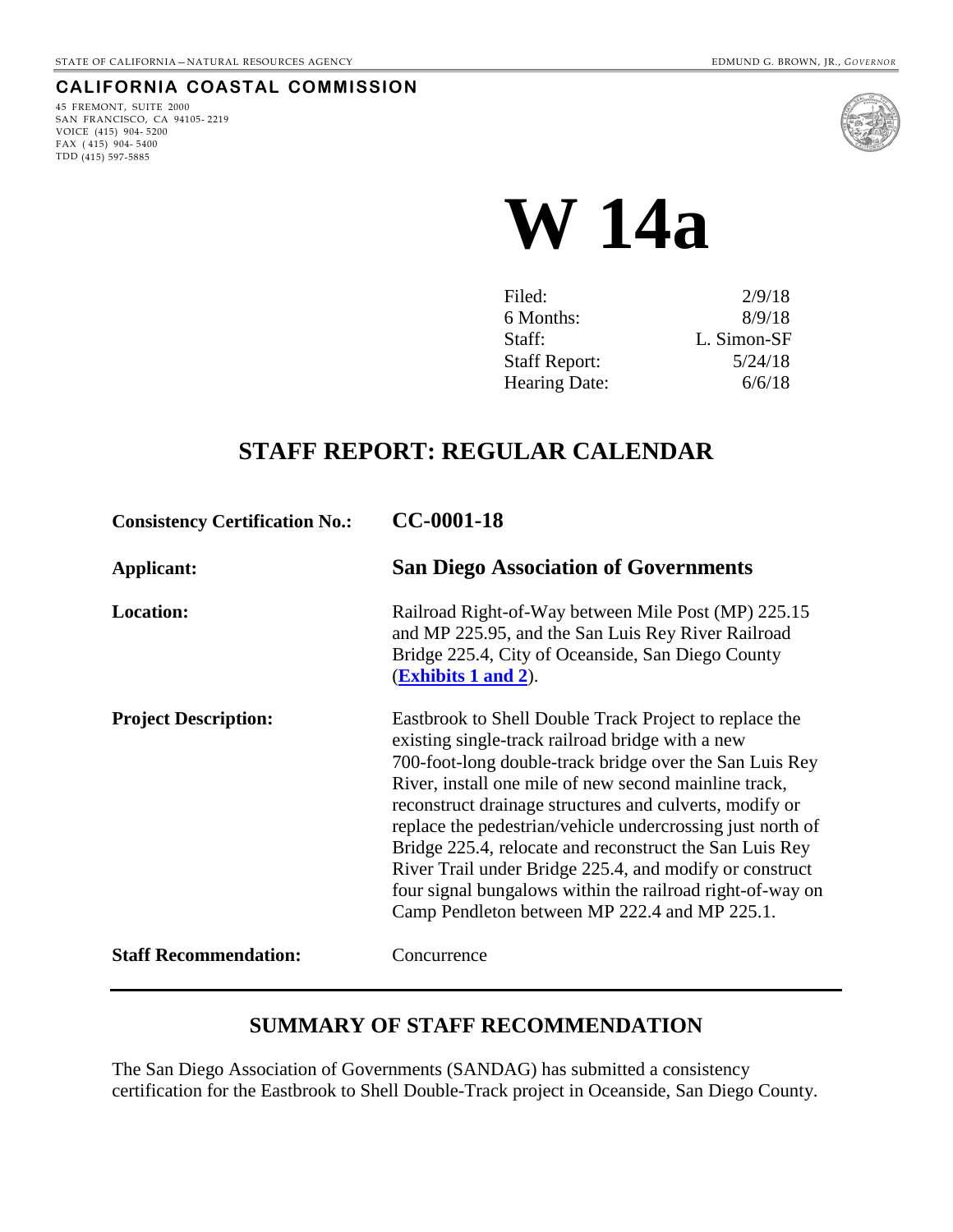STATE OF CALIFORNIA – NATURAL RESOURCES AGENCY

EDMUND G. BROWN, JR., *GOVERNOR*

**CALIFORNIA COASTAL COMMISSION**

45 FREMONT, SUITE 2000
SAN FRANCISCO, CA 94105- 2219
VOICE (415) 904- 5200
FAX ( 415) 904- 5400
TDD (415) 597-5885

# W 14a

| | |
|---|---|
| Filed: | 2/9/18 |
| 6 Months: | 8/9/18 |
| Staff: | L. Simon-SF |
| Staff Report: | 5/24/18 |
| Hearing Date: | 6/6/18 |

## STAFF REPORT: REGULAR CALENDAR

| | |
|---|---|
| **Consistency Certification No.:** | **CC-0001-18** |
| **Applicant:** | **San Diego Association of Governments** |
| **Location:** | Railroad Right-of-Way between Mile Post (MP) 225.15 and MP 225.95, and the San Luis Rey River Railroad Bridge 225.4, City of Oceanside, San Diego County (**Exhibits 1 and 2**). |
| **Project Description:** | Eastbrook to Shell Double Track Project to replace the existing single-track railroad bridge with a new 700-foot-long double-track bridge over the San Luis Rey River, install one mile of new second mainline track, reconstruct drainage structures and culverts, modify or replace the pedestrian/vehicle undercrossing just north of Bridge 225.4, relocate and reconstruct the San Luis Rey River Trail under Bridge 225.4, and modify or construct four signal bungalows within the railroad right-of-way on Camp Pendleton between MP 222.4 and MP 225.1. |
| **Staff Recommendation:** | Concurrence |

## SUMMARY OF STAFF RECOMMENDATION

The San Diego Association of Governments (SANDAG) has submitted a consistency certification for the Eastbrook to Shell Double-Track project in Oceanside, San Diego County.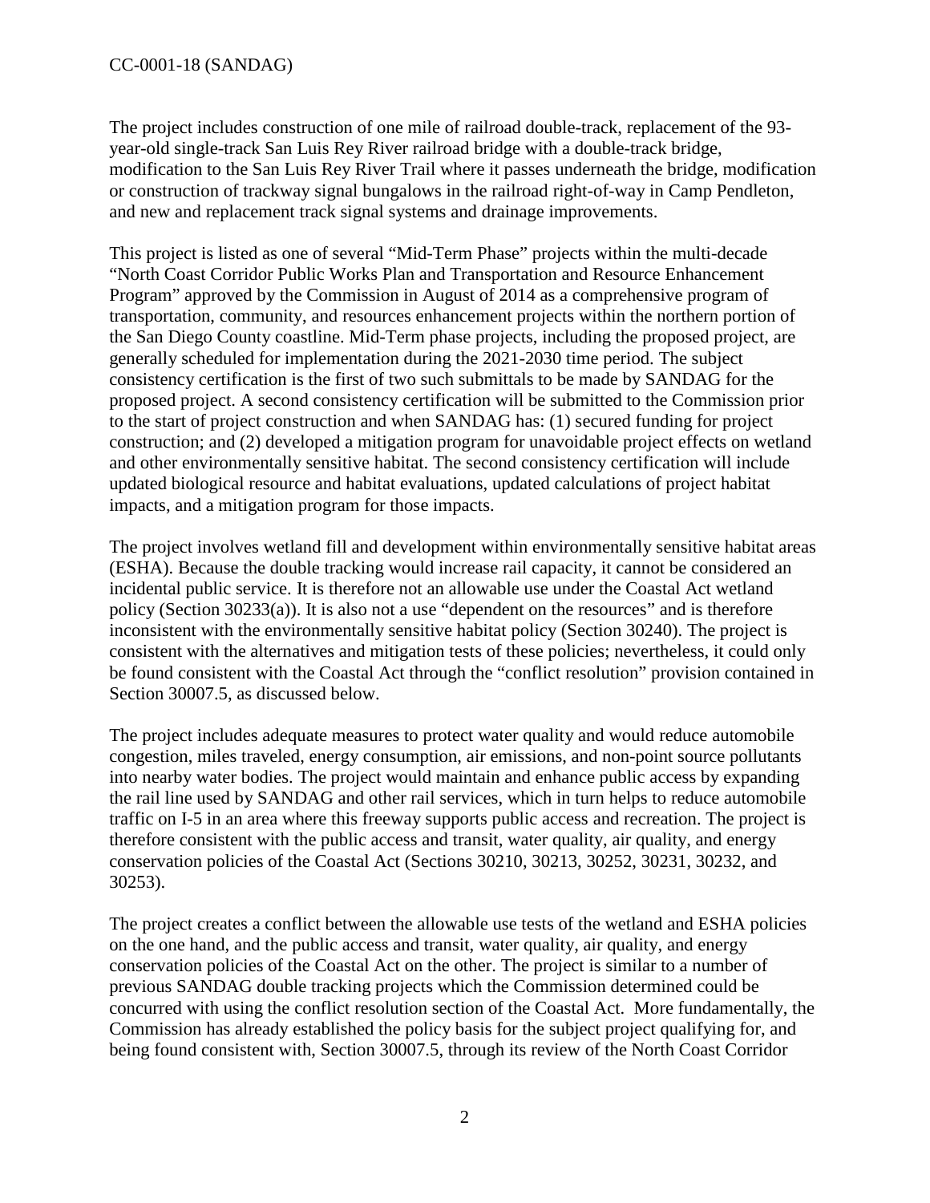The project includes construction of one mile of railroad double-track, replacement of the 93-year-old single-track San Luis Rey River railroad bridge with a double-track bridge, modification to the San Luis Rey River Trail where it passes underneath the bridge, modification or construction of trackway signal bungalows in the railroad right-of-way in Camp Pendleton, and new and replacement track signal systems and drainage improvements.

This project is listed as one of several "Mid-Term Phase" projects within the multi-decade "North Coast Corridor Public Works Plan and Transportation and Resource Enhancement Program" approved by the Commission in August of 2014 as a comprehensive program of transportation, community, and resources enhancement projects within the northern portion of the San Diego County coastline. Mid-Term phase projects, including the proposed project, are generally scheduled for implementation during the 2021-2030 time period. The subject consistency certification is the first of two such submittals to be made by SANDAG for the proposed project. A second consistency certification will be submitted to the Commission prior to the start of project construction and when SANDAG has: (1) secured funding for project construction; and (2) developed a mitigation program for unavoidable project effects on wetland and other environmentally sensitive habitat. The second consistency certification will include updated biological resource and habitat evaluations, updated calculations of project habitat impacts, and a mitigation program for those impacts.

The project involves wetland fill and development within environmentally sensitive habitat areas (ESHA). Because the double tracking would increase rail capacity, it cannot be considered an incidental public service. It is therefore not an allowable use under the Coastal Act wetland policy (Section 30233(a)). It is also not a use "dependent on the resources" and is therefore inconsistent with the environmentally sensitive habitat policy (Section 30240). The project is consistent with the alternatives and mitigation tests of these policies; nevertheless, it could only be found consistent with the Coastal Act through the "conflict resolution" provision contained in Section 30007.5, as discussed below.

The project includes adequate measures to protect water quality and would reduce automobile congestion, miles traveled, energy consumption, air emissions, and non-point source pollutants into nearby water bodies. The project would maintain and enhance public access by expanding the rail line used by SANDAG and other rail services, which in turn helps to reduce automobile traffic on I-5 in an area where this freeway supports public access and recreation. The project is therefore consistent with the public access and transit, water quality, air quality, and energy conservation policies of the Coastal Act (Sections 30210, 30213, 30252, 30231, 30232, and 30253).

The project creates a conflict between the allowable use tests of the wetland and ESHA policies on the one hand, and the public access and transit, water quality, air quality, and energy conservation policies of the Coastal Act on the other. The project is similar to a number of previous SANDAG double tracking projects which the Commission determined could be concurred with using the conflict resolution section of the Coastal Act. More fundamentally, the Commission has already established the policy basis for the subject project qualifying for, and being found consistent with, Section 30007.5, through its review of the North Coast Corridor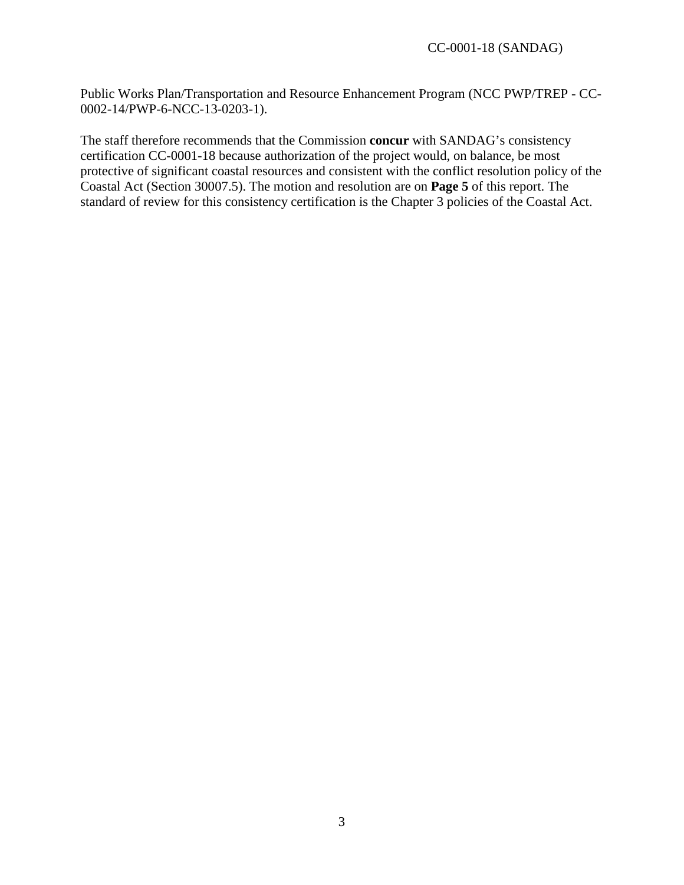Public Works Plan/Transportation and Resource Enhancement Program (NCC PWP/TREP - CC-0002-14/PWP-6-NCC-13-0203-1).

The staff therefore recommends that the Commission **concur** with SANDAG's consistency certification CC-0001-18 because authorization of the project would, on balance, be most protective of significant coastal resources and consistent with the conflict resolution policy of the Coastal Act (Section 30007.5). The motion and resolution are on **Page 5** of this report. The standard of review for this consistency certification is the Chapter 3 policies of the Coastal Act.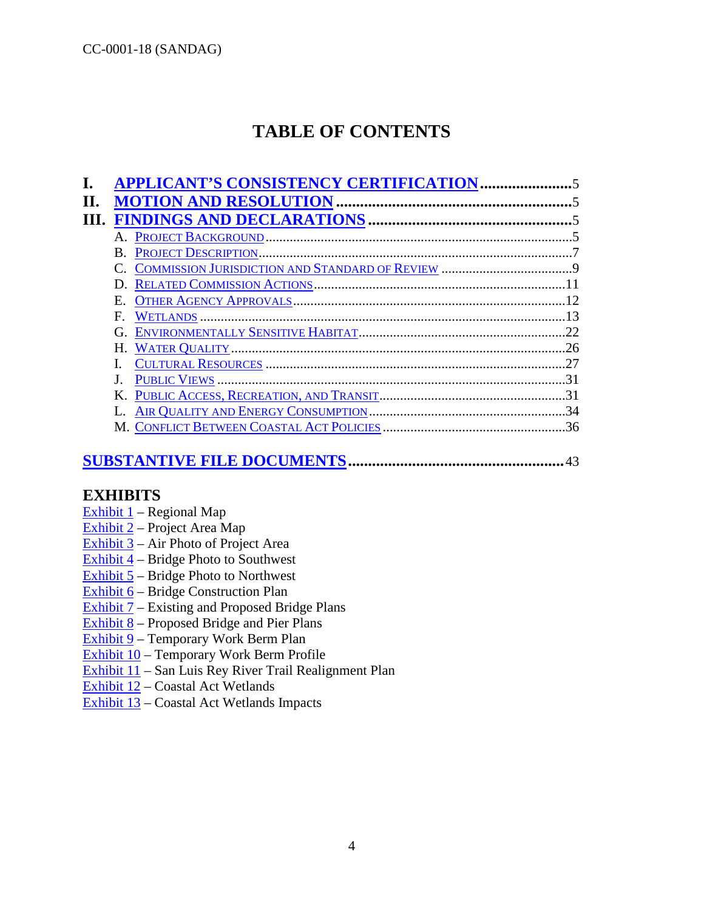# TABLE OF CONTENTS

- **I. APPLICANT'S CONSISTENCY CERTIFICATION** .......................5
- **II. MOTION AND RESOLUTION** .......................5
- **III. FINDINGS AND DECLARATIONS** .......................5
  - A. Project Background .......................5
  - B. Project Description .......................7
  - C. Commission Jurisdiction and Standard of Review .......................9
  - D. Related Commission Actions .......................11
  - E. Other Agency Approvals .......................12
  - F. Wetlands .......................13
  - G. Environmentally Sensitive Habitat .......................22
  - H. Water Quality .......................26
  - I. Cultural Resources .......................27
  - J. Public Views .......................31
  - K. Public Access, Recreation, and Transit .......................31
  - L. Air Quality and Energy Consumption .......................34
  - M. Conflict Between Coastal Act Policies .......................36

**SUBSTANTIVE FILE DOCUMENTS** .......................43

## EXHIBITS

Exhibit 1 – Regional Map
Exhibit 2 – Project Area Map
Exhibit 3 – Air Photo of Project Area
Exhibit 4 – Bridge Photo to Southwest
Exhibit 5 – Bridge Photo to Northwest
Exhibit 6 – Bridge Construction Plan
Exhibit 7 – Existing and Proposed Bridge Plans
Exhibit 8 – Proposed Bridge and Pier Plans
Exhibit 9 – Temporary Work Berm Plan
Exhibit 10 – Temporary Work Berm Profile
Exhibit 11 – San Luis Rey River Trail Realignment Plan
Exhibit 12 – Coastal Act Wetlands
Exhibit 13 – Coastal Act Wetlands Impacts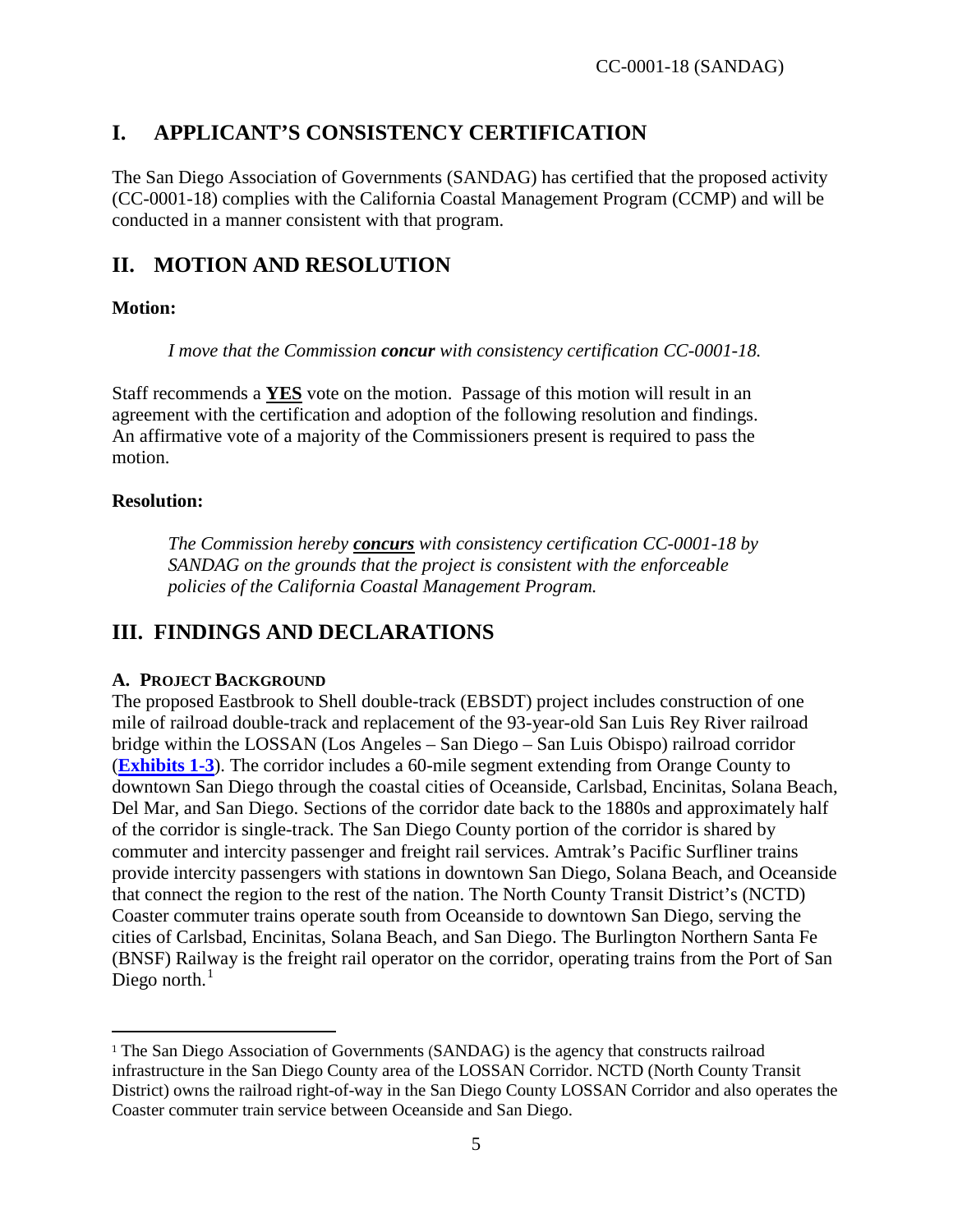## I. APPLICANT'S CONSISTENCY CERTIFICATION

The San Diego Association of Governments (SANDAG) has certified that the proposed activity (CC-0001-18) complies with the California Coastal Management Program (CCMP) and will be conducted in a manner consistent with that program.

## II. MOTION AND RESOLUTION

**Motion:**

> *I move that the Commission* ***concur*** *with consistency certification CC-0001-18.*

Staff recommends a **YES** vote on the motion. Passage of this motion will result in an agreement with the certification and adoption of the following resolution and findings. An affirmative vote of a majority of the Commissioners present is required to pass the motion.

**Resolution:**

> *The Commission hereby* ***concurs*** *with consistency certification CC-0001-18 by SANDAG on the grounds that the project is consistent with the enforceable policies of the California Coastal Management Program.*

## III. FINDINGS AND DECLARATIONS

### A. PROJECT BACKGROUND

The proposed Eastbrook to Shell double-track (EBSDT) project includes construction of one mile of railroad double-track and replacement of the 93-year-old San Luis Rey River railroad bridge within the LOSSAN (Los Angeles – San Diego – San Luis Obispo) railroad corridor (**Exhibits 1-3**). The corridor includes a 60-mile segment extending from Orange County to downtown San Diego through the coastal cities of Oceanside, Carlsbad, Encinitas, Solana Beach, Del Mar, and San Diego. Sections of the corridor date back to the 1880s and approximately half of the corridor is single-track. The San Diego County portion of the corridor is shared by commuter and intercity passenger and freight rail services. Amtrak's Pacific Surfliner trains provide intercity passengers with stations in downtown San Diego, Solana Beach, and Oceanside that connect the region to the rest of the nation. The North County Transit District's (NCTD) Coaster commuter trains operate south from Oceanside to downtown San Diego, serving the cities of Carlsbad, Encinitas, Solana Beach, and San Diego. The Burlington Northern Santa Fe (BNSF) Railway is the freight rail operator on the corridor, operating trains from the Port of San Diego north.[1]

---

[1] The San Diego Association of Governments (SANDAG) is the agency that constructs railroad infrastructure in the San Diego County area of the LOSSAN Corridor. NCTD (North County Transit District) owns the railroad right-of-way in the San Diego County LOSSAN Corridor and also operates the Coaster commuter train service between Oceanside and San Diego.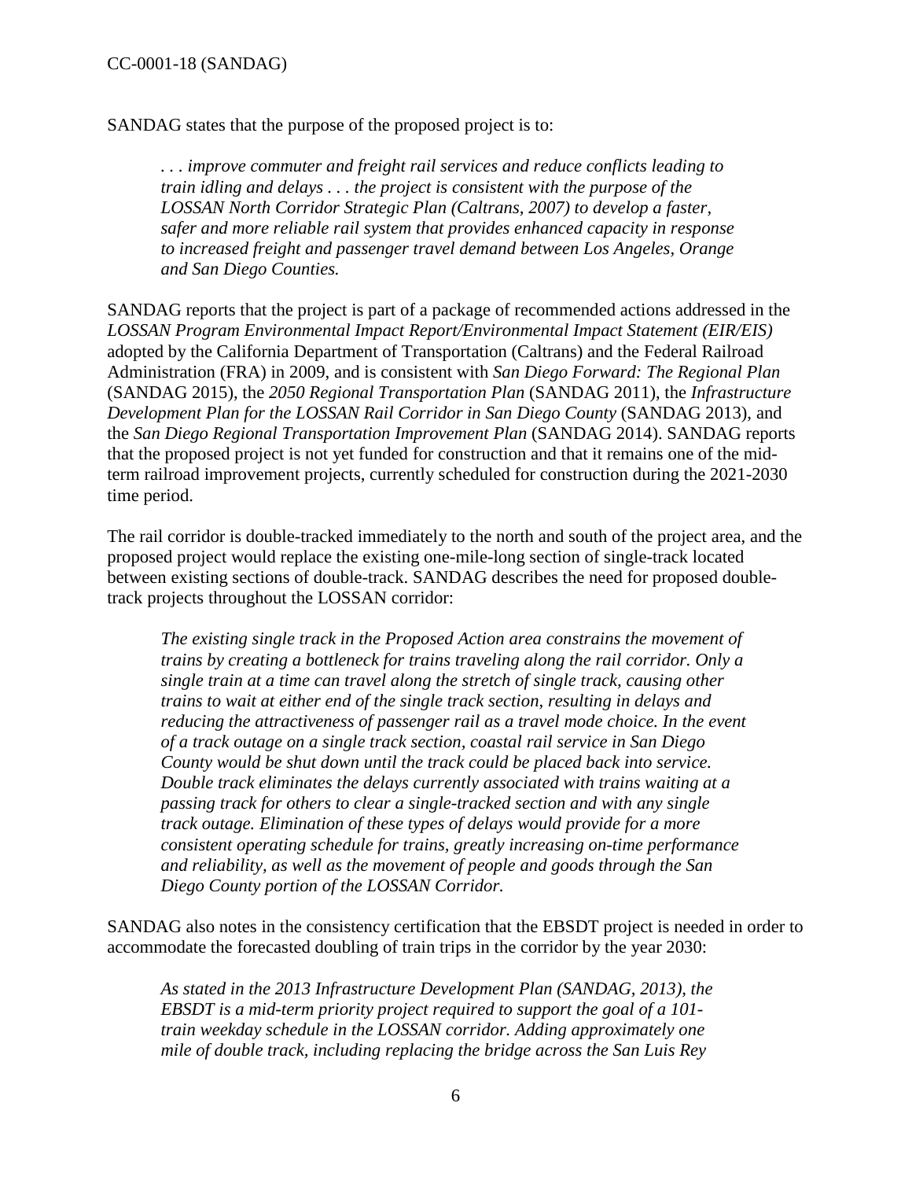SANDAG states that the purpose of the proposed project is to:

> *. . . improve commuter and freight rail services and reduce conflicts leading to train idling and delays . . . the project is consistent with the purpose of the LOSSAN North Corridor Strategic Plan (Caltrans, 2007) to develop a faster, safer and more reliable rail system that provides enhanced capacity in response to increased freight and passenger travel demand between Los Angeles, Orange and San Diego Counties.*

SANDAG reports that the project is part of a package of recommended actions addressed in the *LOSSAN Program Environmental Impact Report/Environmental Impact Statement (EIR/EIS)* adopted by the California Department of Transportation (Caltrans) and the Federal Railroad Administration (FRA) in 2009, and is consistent with *San Diego Forward: The Regional Plan* (SANDAG 2015), the *2050 Regional Transportation Plan* (SANDAG 2011), the *Infrastructure Development Plan for the LOSSAN Rail Corridor in San Diego County* (SANDAG 2013), and the *San Diego Regional Transportation Improvement Plan* (SANDAG 2014). SANDAG reports that the proposed project is not yet funded for construction and that it remains one of the mid-term railroad improvement projects, currently scheduled for construction during the 2021-2030 time period.

The rail corridor is double-tracked immediately to the north and south of the project area, and the proposed project would replace the existing one-mile-long section of single-track located between existing sections of double-track. SANDAG describes the need for proposed double-track projects throughout the LOSSAN corridor:

> *The existing single track in the Proposed Action area constrains the movement of trains by creating a bottleneck for trains traveling along the rail corridor. Only a single train at a time can travel along the stretch of single track, causing other trains to wait at either end of the single track section, resulting in delays and reducing the attractiveness of passenger rail as a travel mode choice. In the event of a track outage on a single track section, coastal rail service in San Diego County would be shut down until the track could be placed back into service. Double track eliminates the delays currently associated with trains waiting at a passing track for others to clear a single-tracked section and with any single track outage. Elimination of these types of delays would provide for a more consistent operating schedule for trains, greatly increasing on-time performance and reliability, as well as the movement of people and goods through the San Diego County portion of the LOSSAN Corridor.*

SANDAG also notes in the consistency certification that the EBSDT project is needed in order to accommodate the forecasted doubling of train trips in the corridor by the year 2030:

> *As stated in the 2013 Infrastructure Development Plan (SANDAG, 2013), the EBSDT is a mid-term priority project required to support the goal of a 101-train weekday schedule in the LOSSAN corridor. Adding approximately one mile of double track, including replacing the bridge across the San Luis Rey*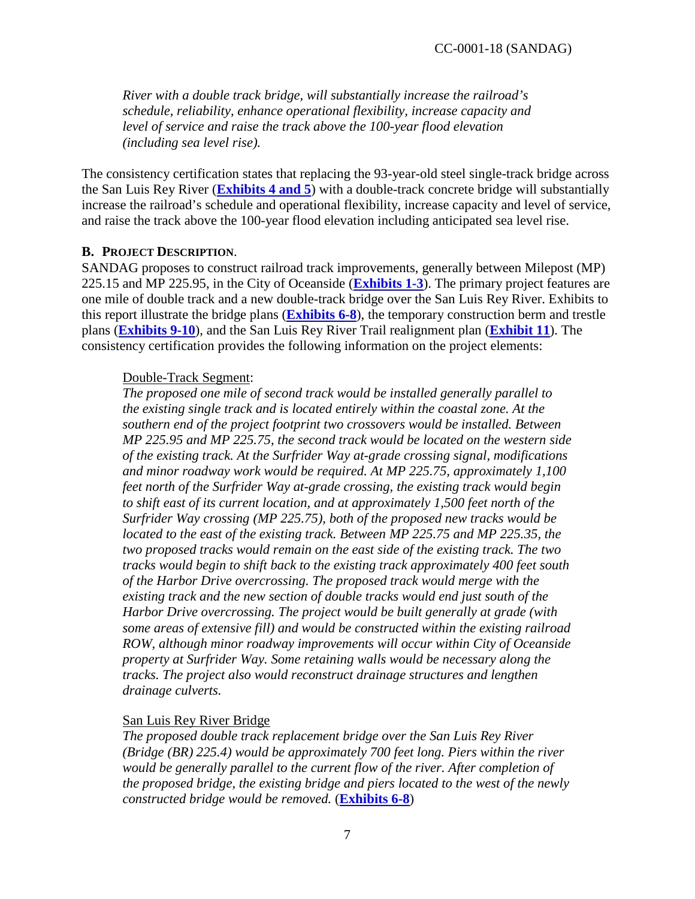*River with a double track bridge, will substantially increase the railroad's schedule, reliability, enhance operational flexibility, increase capacity and level of service and raise the track above the 100-year flood elevation (including sea level rise).*

The consistency certification states that replacing the 93-year-old steel single-track bridge across the San Luis Rey River (**Exhibits 4 and 5**) with a double-track concrete bridge will substantially increase the railroad's schedule and operational flexibility, increase capacity and level of service, and raise the track above the 100-year flood elevation including anticipated sea level rise.

**B. PROJECT DESCRIPTION**.

SANDAG proposes to construct railroad track improvements, generally between Milepost (MP) 225.15 and MP 225.95, in the City of Oceanside (**Exhibits 1-3**). The primary project features are one mile of double track and a new double-track bridge over the San Luis Rey River. Exhibits to this report illustrate the bridge plans (**Exhibits 6-8**), the temporary construction berm and trestle plans (**Exhibits 9-10**), and the San Luis Rey River Trail realignment plan (**Exhibit 11**). The consistency certification provides the following information on the project elements:

Double-Track Segment:

*The proposed one mile of second track would be installed generally parallel to the existing single track and is located entirely within the coastal zone. At the southern end of the project footprint two crossovers would be installed. Between MP 225.95 and MP 225.75, the second track would be located on the western side of the existing track. At the Surfrider Way at-grade crossing signal, modifications and minor roadway work would be required. At MP 225.75, approximately 1,100 feet north of the Surfrider Way at-grade crossing, the existing track would begin to shift east of its current location, and at approximately 1,500 feet north of the Surfrider Way crossing (MP 225.75), both of the proposed new tracks would be located to the east of the existing track. Between MP 225.75 and MP 225.35, the two proposed tracks would remain on the east side of the existing track. The two tracks would begin to shift back to the existing track approximately 400 feet south of the Harbor Drive overcrossing. The proposed track would merge with the existing track and the new section of double tracks would end just south of the Harbor Drive overcrossing. The project would be built generally at grade (with some areas of extensive fill) and would be constructed within the existing railroad ROW, although minor roadway improvements will occur within City of Oceanside property at Surfrider Way. Some retaining walls would be necessary along the tracks. The project also would reconstruct drainage structures and lengthen drainage culverts.*

San Luis Rey River Bridge

*The proposed double track replacement bridge over the San Luis Rey River (Bridge (BR) 225.4) would be approximately 700 feet long. Piers within the river would be generally parallel to the current flow of the river. After completion of the proposed bridge, the existing bridge and piers located to the west of the newly constructed bridge would be removed.* (**Exhibits 6-8**)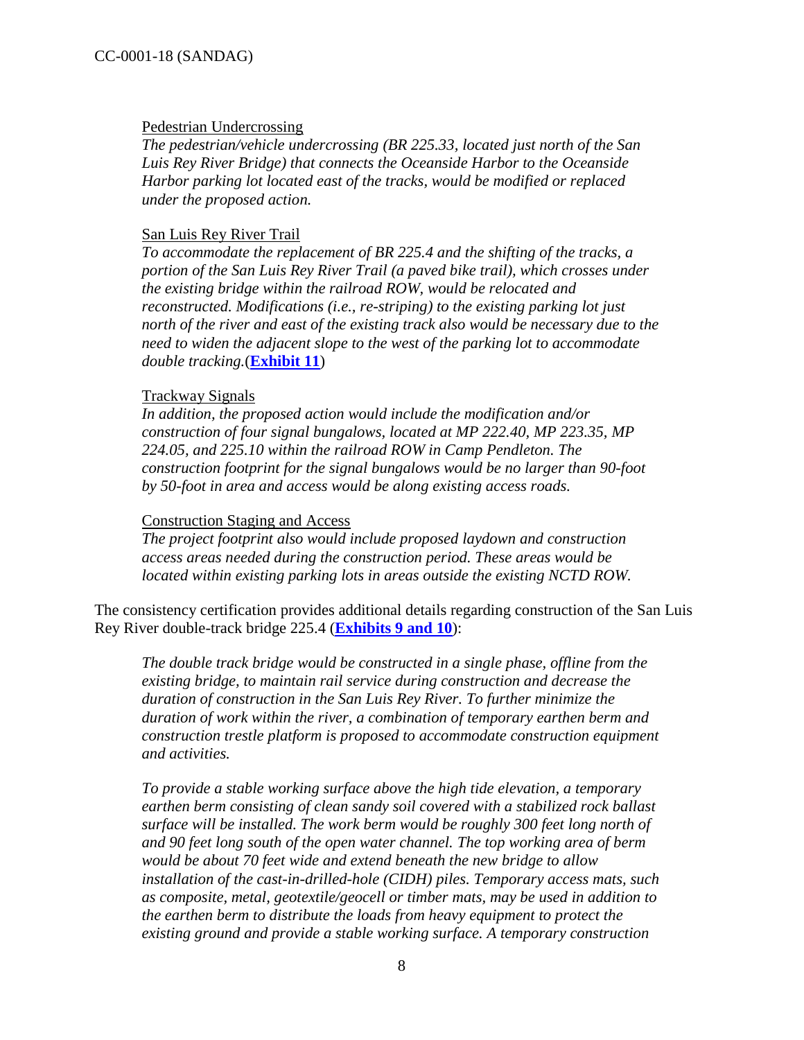Pedestrian Undercrossing

*The pedestrian/vehicle undercrossing (BR 225.33, located just north of the San Luis Rey River Bridge) that connects the Oceanside Harbor to the Oceanside Harbor parking lot located east of the tracks, would be modified or replaced under the proposed action.*

San Luis Rey River Trail

*To accommodate the replacement of BR 225.4 and the shifting of the tracks, a portion of the San Luis Rey River Trail (a paved bike trail), which crosses under the existing bridge within the railroad ROW, would be relocated and reconstructed. Modifications (i.e., re-striping) to the existing parking lot just north of the river and east of the existing track also would be necessary due to the need to widen the adjacent slope to the west of the parking lot to accommodate double tracking.*(**Exhibit 11**)

Trackway Signals

*In addition, the proposed action would include the modification and/or construction of four signal bungalows, located at MP 222.40, MP 223.35, MP 224.05, and 225.10 within the railroad ROW in Camp Pendleton. The construction footprint for the signal bungalows would be no larger than 90-foot by 50-foot in area and access would be along existing access roads.*

Construction Staging and Access

*The project footprint also would include proposed laydown and construction access areas needed during the construction period. These areas would be located within existing parking lots in areas outside the existing NCTD ROW.*

The consistency certification provides additional details regarding construction of the San Luis Rey River double-track bridge 225.4 (**Exhibits 9 and 10**):

*The double track bridge would be constructed in a single phase, offline from the existing bridge, to maintain rail service during construction and decrease the duration of construction in the San Luis Rey River. To further minimize the duration of work within the river, a combination of temporary earthen berm and construction trestle platform is proposed to accommodate construction equipment and activities.*

*To provide a stable working surface above the high tide elevation, a temporary earthen berm consisting of clean sandy soil covered with a stabilized rock ballast surface will be installed. The work berm would be roughly 300 feet long north of and 90 feet long south of the open water channel. The top working area of berm would be about 70 feet wide and extend beneath the new bridge to allow installation of the cast-in-drilled-hole (CIDH) piles. Temporary access mats, such as composite, metal, geotextile/geocell or timber mats, may be used in addition to the earthen berm to distribute the loads from heavy equipment to protect the existing ground and provide a stable working surface. A temporary construction*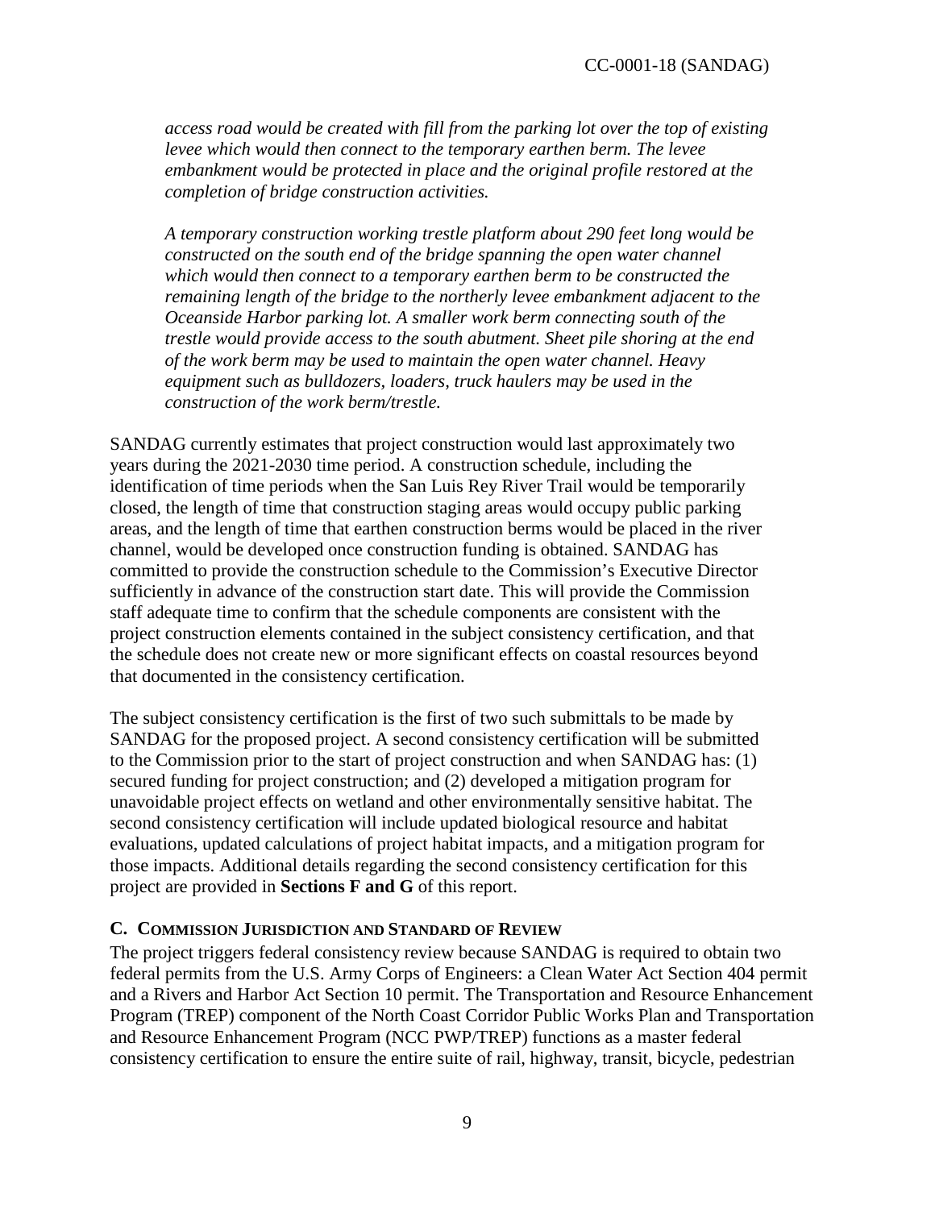*access road would be created with fill from the parking lot over the top of existing levee which would then connect to the temporary earthen berm. The levee embankment would be protected in place and the original profile restored at the completion of bridge construction activities.*

*A temporary construction working trestle platform about 290 feet long would be constructed on the south end of the bridge spanning the open water channel which would then connect to a temporary earthen berm to be constructed the remaining length of the bridge to the northerly levee embankment adjacent to the Oceanside Harbor parking lot. A smaller work berm connecting south of the trestle would provide access to the south abutment. Sheet pile shoring at the end of the work berm may be used to maintain the open water channel. Heavy equipment such as bulldozers, loaders, truck haulers may be used in the construction of the work berm/trestle.*

SANDAG currently estimates that project construction would last approximately two years during the 2021-2030 time period. A construction schedule, including the identification of time periods when the San Luis Rey River Trail would be temporarily closed, the length of time that construction staging areas would occupy public parking areas, and the length of time that earthen construction berms would be placed in the river channel, would be developed once construction funding is obtained. SANDAG has committed to provide the construction schedule to the Commission's Executive Director sufficiently in advance of the construction start date. This will provide the Commission staff adequate time to confirm that the schedule components are consistent with the project construction elements contained in the subject consistency certification, and that the schedule does not create new or more significant effects on coastal resources beyond that documented in the consistency certification.

The subject consistency certification is the first of two such submittals to be made by SANDAG for the proposed project. A second consistency certification will be submitted to the Commission prior to the start of project construction and when SANDAG has: (1) secured funding for project construction; and (2) developed a mitigation program for unavoidable project effects on wetland and other environmentally sensitive habitat. The second consistency certification will include updated biological resource and habitat evaluations, updated calculations of project habitat impacts, and a mitigation program for those impacts. Additional details regarding the second consistency certification for this project are provided in **Sections F and G** of this report.

### C. Commission Jurisdiction and Standard of Review

The project triggers federal consistency review because SANDAG is required to obtain two federal permits from the U.S. Army Corps of Engineers: a Clean Water Act Section 404 permit and a Rivers and Harbor Act Section 10 permit. The Transportation and Resource Enhancement Program (TREP) component of the North Coast Corridor Public Works Plan and Transportation and Resource Enhancement Program (NCC PWP/TREP) functions as a master federal consistency certification to ensure the entire suite of rail, highway, transit, bicycle, pedestrian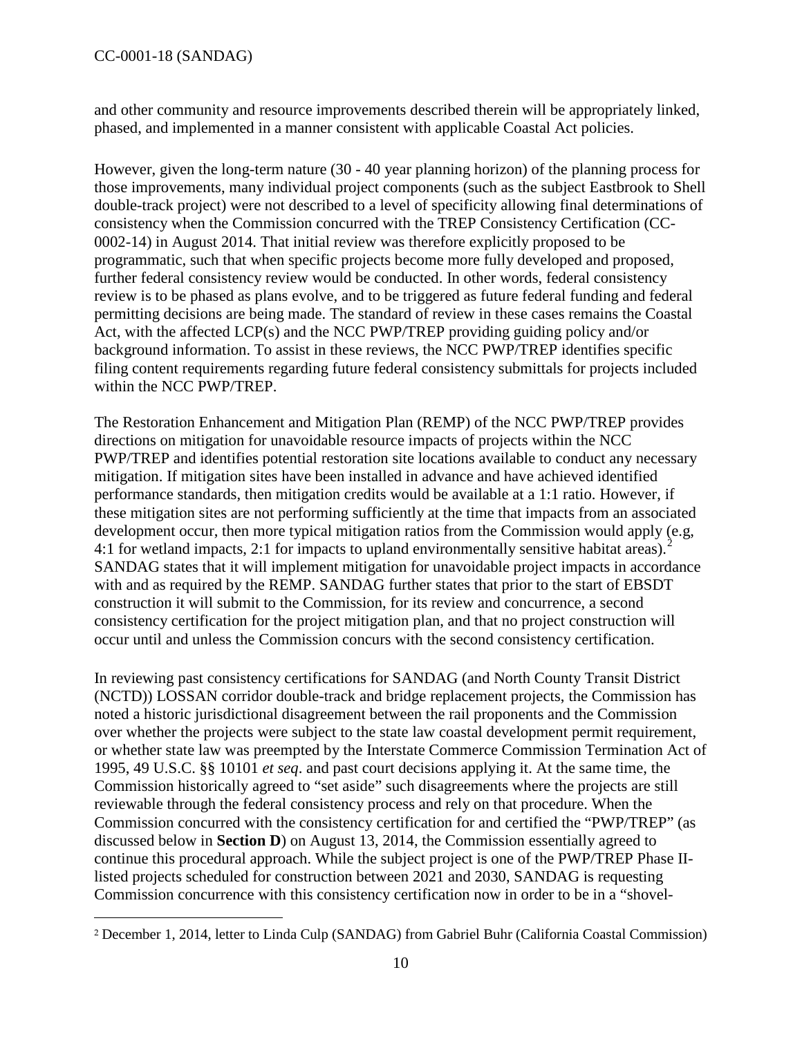and other community and resource improvements described therein will be appropriately linked, phased, and implemented in a manner consistent with applicable Coastal Act policies.

However, given the long-term nature (30 - 40 year planning horizon) of the planning process for those improvements, many individual project components (such as the subject Eastbrook to Shell double-track project) were not described to a level of specificity allowing final determinations of consistency when the Commission concurred with the TREP Consistency Certification (CC-0002-14) in August 2014. That initial review was therefore explicitly proposed to be programmatic, such that when specific projects become more fully developed and proposed, further federal consistency review would be conducted. In other words, federal consistency review is to be phased as plans evolve, and to be triggered as future federal funding and federal permitting decisions are being made. The standard of review in these cases remains the Coastal Act, with the affected LCP(s) and the NCC PWP/TREP providing guiding policy and/or background information. To assist in these reviews, the NCC PWP/TREP identifies specific filing content requirements regarding future federal consistency submittals for projects included within the NCC PWP/TREP.

The Restoration Enhancement and Mitigation Plan (REMP) of the NCC PWP/TREP provides directions on mitigation for unavoidable resource impacts of projects within the NCC PWP/TREP and identifies potential restoration site locations available to conduct any necessary mitigation. If mitigation sites have been installed in advance and have achieved identified performance standards, then mitigation credits would be available at a 1:1 ratio. However, if these mitigation sites are not performing sufficiently at the time that impacts from an associated development occur, then more typical mitigation ratios from the Commission would apply (e.g, 4:1 for wetland impacts, 2:1 for impacts to upland environmentally sensitive habitat areas).[2] SANDAG states that it will implement mitigation for unavoidable project impacts in accordance with and as required by the REMP. SANDAG further states that prior to the start of EBSDT construction it will submit to the Commission, for its review and concurrence, a second consistency certification for the project mitigation plan, and that no project construction will occur until and unless the Commission concurs with the second consistency certification.

In reviewing past consistency certifications for SANDAG (and North County Transit District (NCTD)) LOSSAN corridor double-track and bridge replacement projects, the Commission has noted a historic jurisdictional disagreement between the rail proponents and the Commission over whether the projects were subject to the state law coastal development permit requirement, or whether state law was preempted by the Interstate Commerce Commission Termination Act of 1995, 49 U.S.C. §§ 10101 *et seq*. and past court decisions applying it. At the same time, the Commission historically agreed to "set aside" such disagreements where the projects are still reviewable through the federal consistency process and rely on that procedure. When the Commission concurred with the consistency certification for and certified the "PWP/TREP" (as discussed below in **Section D**) on August 13, 2014, the Commission essentially agreed to continue this procedural approach. While the subject project is one of the PWP/TREP Phase II-listed projects scheduled for construction between 2021 and 2030, SANDAG is requesting Commission concurrence with this consistency certification now in order to be in a "shovel-

---

[2] December 1, 2014, letter to Linda Culp (SANDAG) from Gabriel Buhr (California Coastal Commission)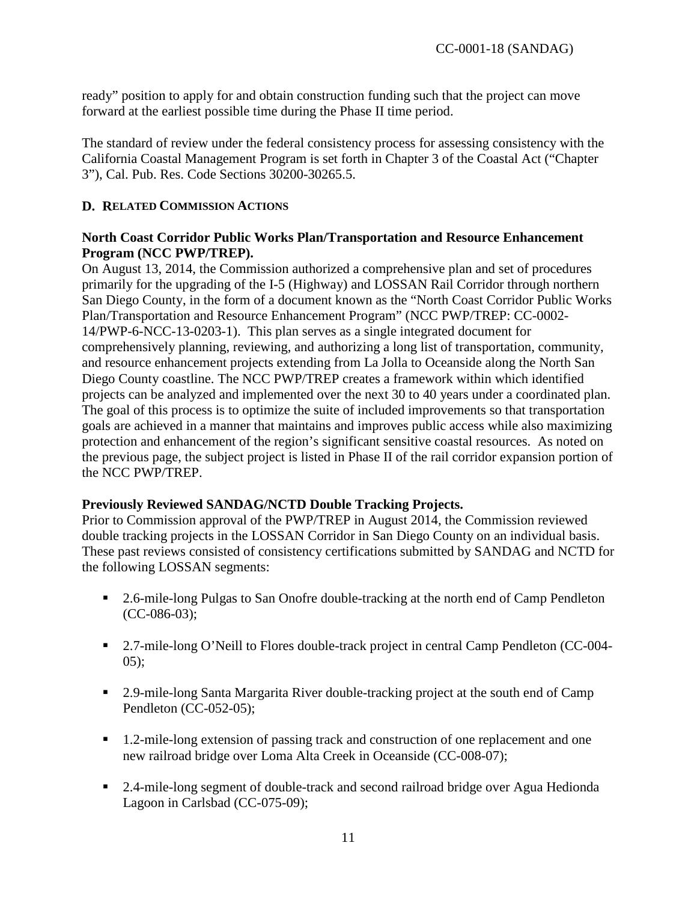ready" position to apply for and obtain construction funding such that the project can move forward at the earliest possible time during the Phase II time period.

The standard of review under the federal consistency process for assessing consistency with the California Coastal Management Program is set forth in Chapter 3 of the Coastal Act ("Chapter 3"), Cal. Pub. Res. Code Sections 30200-30265.5.

## D. RELATED COMMISSION ACTIONS

**North Coast Corridor Public Works Plan/Transportation and Resource Enhancement Program (NCC PWP/TREP).**

On August 13, 2014, the Commission authorized a comprehensive plan and set of procedures primarily for the upgrading of the I-5 (Highway) and LOSSAN Rail Corridor through northern San Diego County, in the form of a document known as the "North Coast Corridor Public Works Plan/Transportation and Resource Enhancement Program" (NCC PWP/TREP: CC-0002-14/PWP-6-NCC-13-0203-1). This plan serves as a single integrated document for comprehensively planning, reviewing, and authorizing a long list of transportation, community, and resource enhancement projects extending from La Jolla to Oceanside along the North San Diego County coastline. The NCC PWP/TREP creates a framework within which identified projects can be analyzed and implemented over the next 30 to 40 years under a coordinated plan. The goal of this process is to optimize the suite of included improvements so that transportation goals are achieved in a manner that maintains and improves public access while also maximizing protection and enhancement of the region's significant sensitive coastal resources. As noted on the previous page, the subject project is listed in Phase II of the rail corridor expansion portion of the NCC PWP/TREP.

**Previously Reviewed SANDAG/NCTD Double Tracking Projects.**

Prior to Commission approval of the PWP/TREP in August 2014, the Commission reviewed double tracking projects in the LOSSAN Corridor in San Diego County on an individual basis. These past reviews consisted of consistency certifications submitted by SANDAG and NCTD for the following LOSSAN segments:

- 2.6-mile-long Pulgas to San Onofre double-tracking at the north end of Camp Pendleton (CC-086-03);
- 2.7-mile-long O'Neill to Flores double-track project in central Camp Pendleton (CC-004-05);
- 2.9-mile-long Santa Margarita River double-tracking project at the south end of Camp Pendleton (CC-052-05);
- 1.2-mile-long extension of passing track and construction of one replacement and one new railroad bridge over Loma Alta Creek in Oceanside (CC-008-07);
- 2.4-mile-long segment of double-track and second railroad bridge over Agua Hedionda Lagoon in Carlsbad (CC-075-09);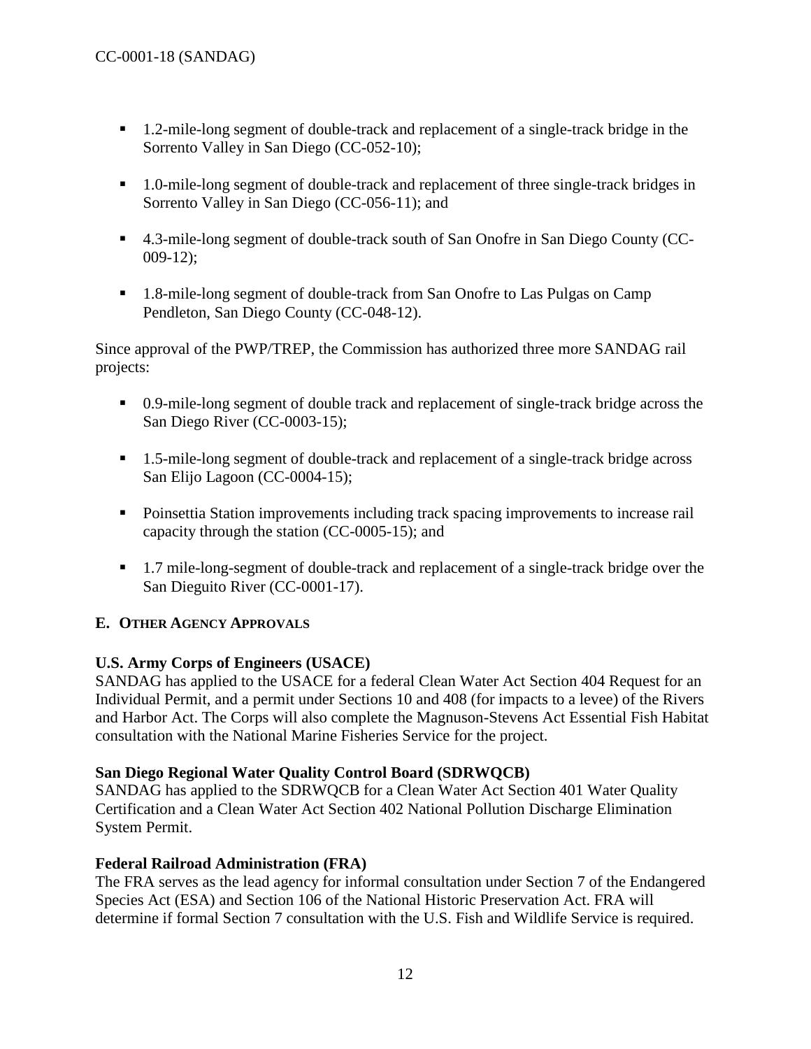- 1.2-mile-long segment of double-track and replacement of a single-track bridge in the Sorrento Valley in San Diego (CC-052-10);
- 1.0-mile-long segment of double-track and replacement of three single-track bridges in Sorrento Valley in San Diego (CC-056-11); and
- 4.3-mile-long segment of double-track south of San Onofre in San Diego County (CC-009-12);
- 1.8-mile-long segment of double-track from San Onofre to Las Pulgas on Camp Pendleton, San Diego County (CC-048-12).

Since approval of the PWP/TREP, the Commission has authorized three more SANDAG rail projects:

- 0.9-mile-long segment of double track and replacement of single-track bridge across the San Diego River (CC-0003-15);
- 1.5-mile-long segment of double-track and replacement of a single-track bridge across San Elijo Lagoon (CC-0004-15);
- Poinsettia Station improvements including track spacing improvements to increase rail capacity through the station (CC-0005-15); and
- 1.7 mile-long-segment of double-track and replacement of a single-track bridge over the San Dieguito River (CC-0001-17).

## E. Other Agency Approvals

**U.S. Army Corps of Engineers (USACE)**
SANDAG has applied to the USACE for a federal Clean Water Act Section 404 Request for an Individual Permit, and a permit under Sections 10 and 408 (for impacts to a levee) of the Rivers and Harbor Act. The Corps will also complete the Magnuson-Stevens Act Essential Fish Habitat consultation with the National Marine Fisheries Service for the project.

**San Diego Regional Water Quality Control Board (SDRWQCB)**
SANDAG has applied to the SDRWQCB for a Clean Water Act Section 401 Water Quality Certification and a Clean Water Act Section 402 National Pollution Discharge Elimination System Permit.

**Federal Railroad Administration (FRA)**
The FRA serves as the lead agency for informal consultation under Section 7 of the Endangered Species Act (ESA) and Section 106 of the National Historic Preservation Act. FRA will determine if formal Section 7 consultation with the U.S. Fish and Wildlife Service is required.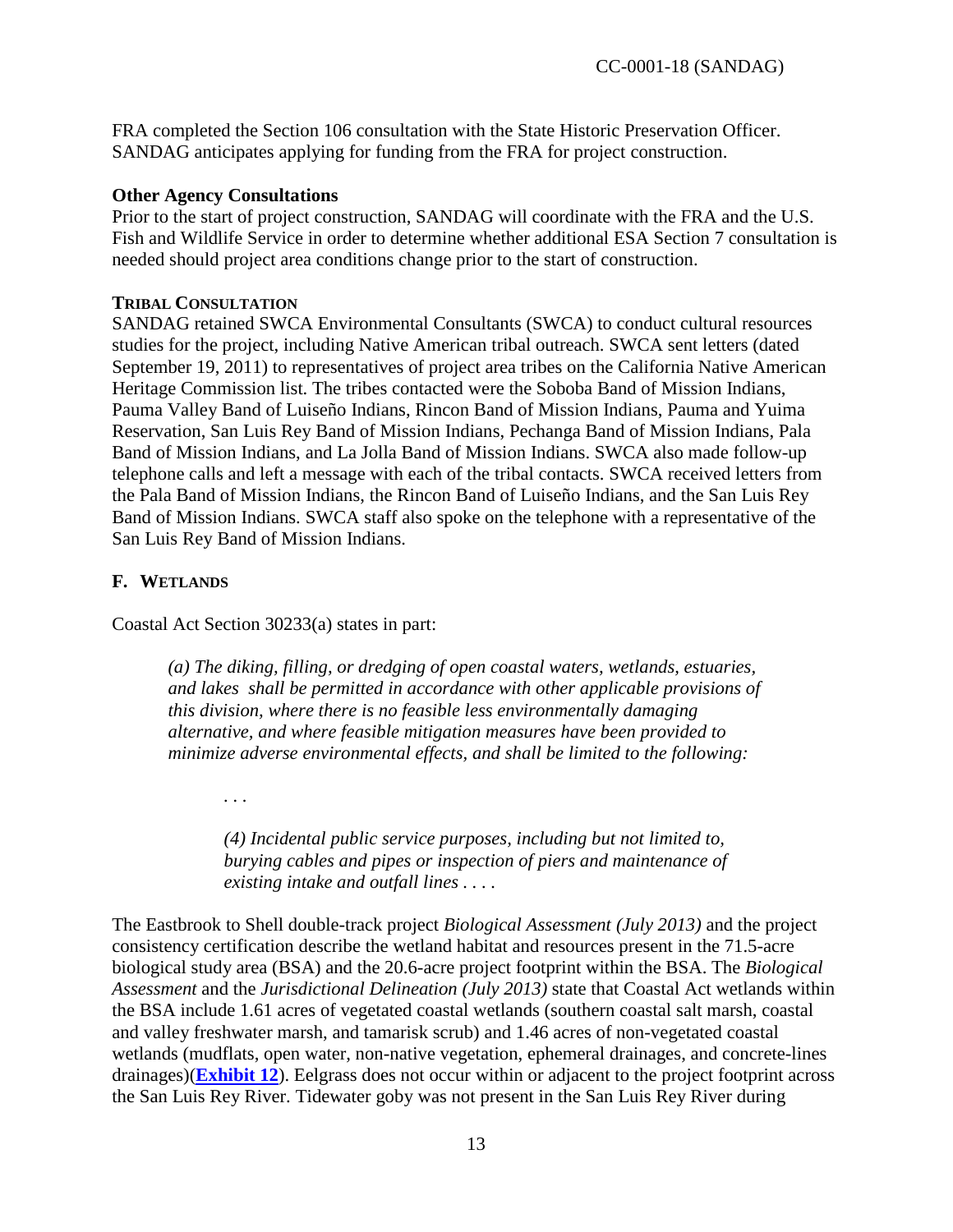FRA completed the Section 106 consultation with the State Historic Preservation Officer. SANDAG anticipates applying for funding from the FRA for project construction.

**Other Agency Consultations**

Prior to the start of project construction, SANDAG will coordinate with the FRA and the U.S. Fish and Wildlife Service in order to determine whether additional ESA Section 7 consultation is needed should project area conditions change prior to the start of construction.

**TRIBAL CONSULTATION**

SANDAG retained SWCA Environmental Consultants (SWCA) to conduct cultural resources studies for the project, including Native American tribal outreach. SWCA sent letters (dated September 19, 2011) to representatives of project area tribes on the California Native American Heritage Commission list. The tribes contacted were the Soboba Band of Mission Indians, Pauma Valley Band of Luiseño Indians, Rincon Band of Mission Indians, Pauma and Yuima Reservation, San Luis Rey Band of Mission Indians, Pechanga Band of Mission Indians, Pala Band of Mission Indians, and La Jolla Band of Mission Indians. SWCA also made follow-up telephone calls and left a message with each of the tribal contacts. SWCA received letters from the Pala Band of Mission Indians, the Rincon Band of Luiseño Indians, and the San Luis Rey Band of Mission Indians. SWCA staff also spoke on the telephone with a representative of the San Luis Rey Band of Mission Indians.

## F. WETLANDS

Coastal Act Section 30233(a) states in part:

> *(a) The diking, filling, or dredging of open coastal waters, wetlands, estuaries, and lakes shall be permitted in accordance with other applicable provisions of this division, where there is no feasible less environmentally damaging alternative, and where feasible mitigation measures have been provided to minimize adverse environmental effects, and shall be limited to the following:*
>
> . . .
>
> *(4) Incidental public service purposes, including but not limited to, burying cables and pipes or inspection of piers and maintenance of existing intake and outfall lines . . . .*

The Eastbrook to Shell double-track project *Biological Assessment (July 2013)* and the project consistency certification describe the wetland habitat and resources present in the 71.5-acre biological study area (BSA) and the 20.6-acre project footprint within the BSA. The *Biological Assessment* and the *Jurisdictional Delineation (July 2013)* state that Coastal Act wetlands within the BSA include 1.61 acres of vegetated coastal wetlands (southern coastal salt marsh, coastal and valley freshwater marsh, and tamarisk scrub) and 1.46 acres of non-vegetated coastal wetlands (mudflats, open water, non-native vegetation, ephemeral drainages, and concrete-lines drainages)(**Exhibit 12**). Eelgrass does not occur within or adjacent to the project footprint across the San Luis Rey River. Tidewater goby was not present in the San Luis Rey River during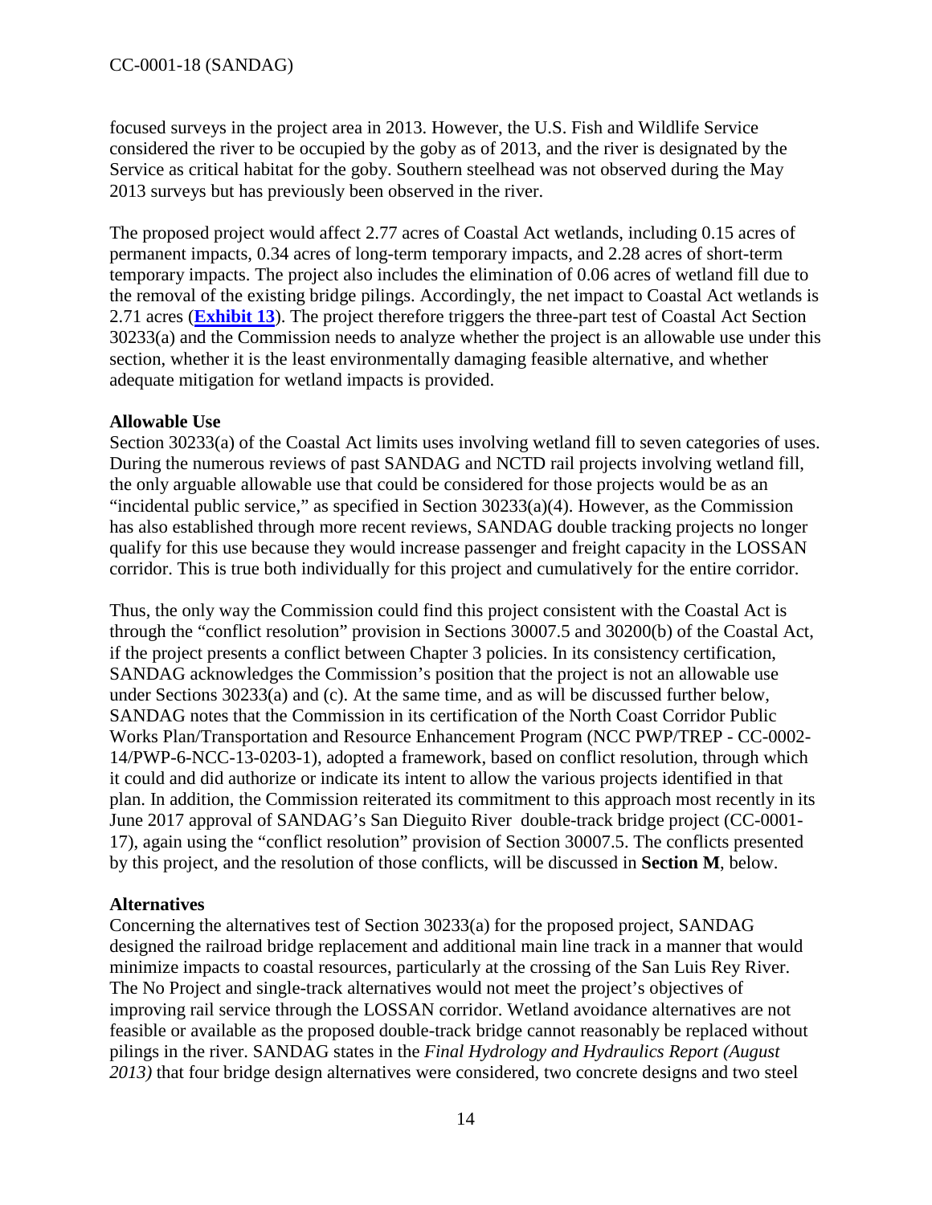focused surveys in the project area in 2013. However, the U.S. Fish and Wildlife Service considered the river to be occupied by the goby as of 2013, and the river is designated by the Service as critical habitat for the goby. Southern steelhead was not observed during the May 2013 surveys but has previously been observed in the river.

The proposed project would affect 2.77 acres of Coastal Act wetlands, including 0.15 acres of permanent impacts, 0.34 acres of long-term temporary impacts, and 2.28 acres of short-term temporary impacts. The project also includes the elimination of 0.06 acres of wetland fill due to the removal of the existing bridge pilings. Accordingly, the net impact to Coastal Act wetlands is 2.71 acres (**Exhibit 13**). The project therefore triggers the three-part test of Coastal Act Section 30233(a) and the Commission needs to analyze whether the project is an allowable use under this section, whether it is the least environmentally damaging feasible alternative, and whether adequate mitigation for wetland impacts is provided.

**Allowable Use**

Section 30233(a) of the Coastal Act limits uses involving wetland fill to seven categories of uses. During the numerous reviews of past SANDAG and NCTD rail projects involving wetland fill, the only arguable allowable use that could be considered for those projects would be as an "incidental public service," as specified in Section 30233(a)(4). However, as the Commission has also established through more recent reviews, SANDAG double tracking projects no longer qualify for this use because they would increase passenger and freight capacity in the LOSSAN corridor. This is true both individually for this project and cumulatively for the entire corridor.

Thus, the only way the Commission could find this project consistent with the Coastal Act is through the "conflict resolution" provision in Sections 30007.5 and 30200(b) of the Coastal Act, if the project presents a conflict between Chapter 3 policies. In its consistency certification, SANDAG acknowledges the Commission's position that the project is not an allowable use under Sections 30233(a) and (c). At the same time, and as will be discussed further below, SANDAG notes that the Commission in its certification of the North Coast Corridor Public Works Plan/Transportation and Resource Enhancement Program (NCC PWP/TREP - CC-0002-14/PWP-6-NCC-13-0203-1), adopted a framework, based on conflict resolution, through which it could and did authorize or indicate its intent to allow the various projects identified in that plan. In addition, the Commission reiterated its commitment to this approach most recently in its June 2017 approval of SANDAG's San Dieguito River double-track bridge project (CC-0001-17), again using the "conflict resolution" provision of Section 30007.5. The conflicts presented by this project, and the resolution of those conflicts, will be discussed in **Section M**, below.

**Alternatives**

Concerning the alternatives test of Section 30233(a) for the proposed project, SANDAG designed the railroad bridge replacement and additional main line track in a manner that would minimize impacts to coastal resources, particularly at the crossing of the San Luis Rey River. The No Project and single-track alternatives would not meet the project's objectives of improving rail service through the LOSSAN corridor. Wetland avoidance alternatives are not feasible or available as the proposed double-track bridge cannot reasonably be replaced without pilings in the river. SANDAG states in the *Final Hydrology and Hydraulics Report (August 2013)* that four bridge design alternatives were considered, two concrete designs and two steel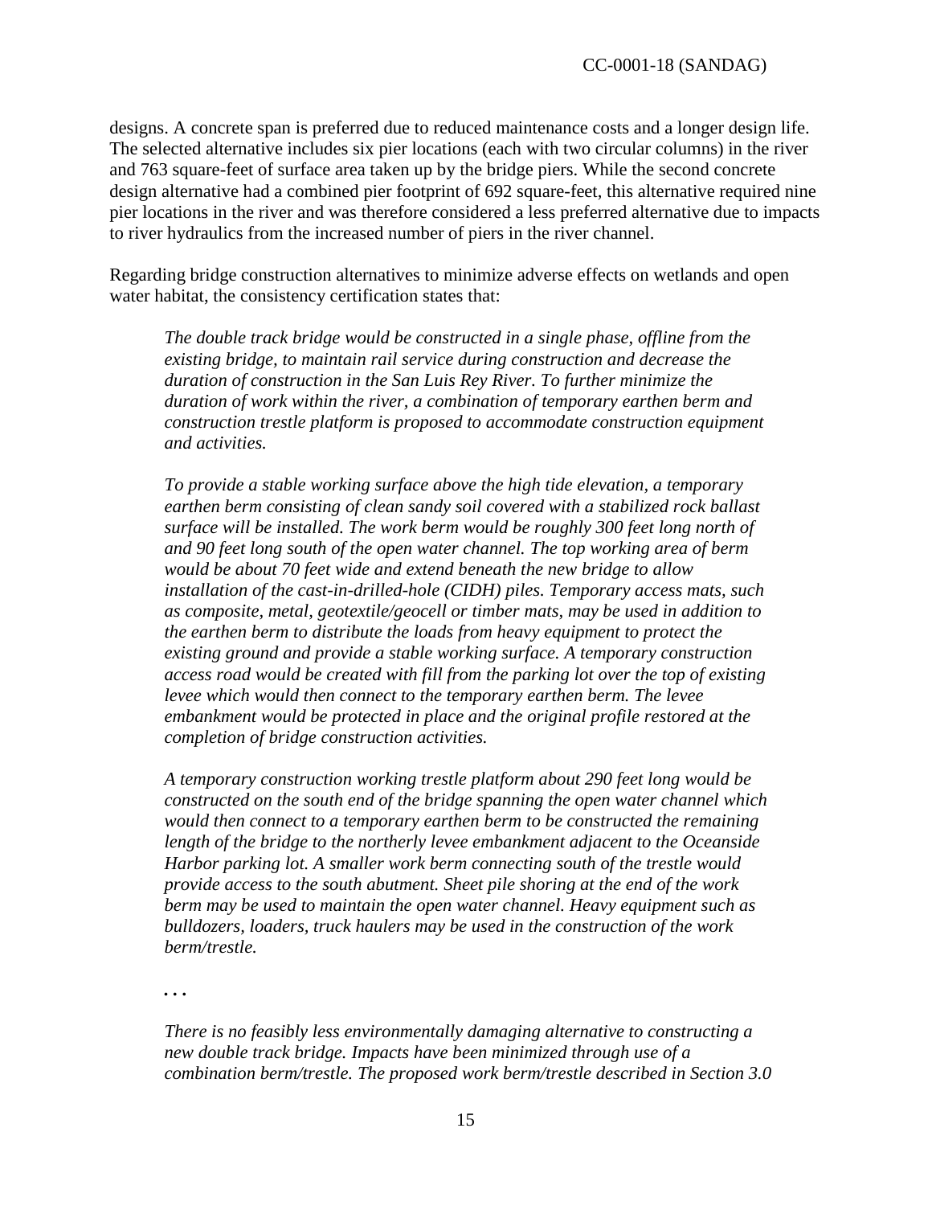designs. A concrete span is preferred due to reduced maintenance costs and a longer design life. The selected alternative includes six pier locations (each with two circular columns) in the river and 763 square-feet of surface area taken up by the bridge piers. While the second concrete design alternative had a combined pier footprint of 692 square-feet, this alternative required nine pier locations in the river and was therefore considered a less preferred alternative due to impacts to river hydraulics from the increased number of piers in the river channel.

Regarding bridge construction alternatives to minimize adverse effects on wetlands and open water habitat, the consistency certification states that:

> *The double track bridge would be constructed in a single phase, offline from the existing bridge, to maintain rail service during construction and decrease the duration of construction in the San Luis Rey River. To further minimize the duration of work within the river, a combination of temporary earthen berm and construction trestle platform is proposed to accommodate construction equipment and activities.*
>
> *To provide a stable working surface above the high tide elevation, a temporary earthen berm consisting of clean sandy soil covered with a stabilized rock ballast surface will be installed. The work berm would be roughly 300 feet long north of and 90 feet long south of the open water channel. The top working area of berm would be about 70 feet wide and extend beneath the new bridge to allow installation of the cast-in-drilled-hole (CIDH) piles. Temporary access mats, such as composite, metal, geotextile/geocell or timber mats, may be used in addition to the earthen berm to distribute the loads from heavy equipment to protect the existing ground and provide a stable working surface. A temporary construction access road would be created with fill from the parking lot over the top of existing levee which would then connect to the temporary earthen berm. The levee embankment would be protected in place and the original profile restored at the completion of bridge construction activities.*
>
> *A temporary construction working trestle platform about 290 feet long would be constructed on the south end of the bridge spanning the open water channel which would then connect to a temporary earthen berm to be constructed the remaining length of the bridge to the northerly levee embankment adjacent to the Oceanside Harbor parking lot. A smaller work berm connecting south of the trestle would provide access to the south abutment. Sheet pile shoring at the end of the work berm may be used to maintain the open water channel. Heavy equipment such as bulldozers, loaders, truck haulers may be used in the construction of the work berm/trestle.*
>
> *. . .*
>
> *There is no feasibly less environmentally damaging alternative to constructing a new double track bridge. Impacts have been minimized through use of a combination berm/trestle. The proposed work berm/trestle described in Section 3.0*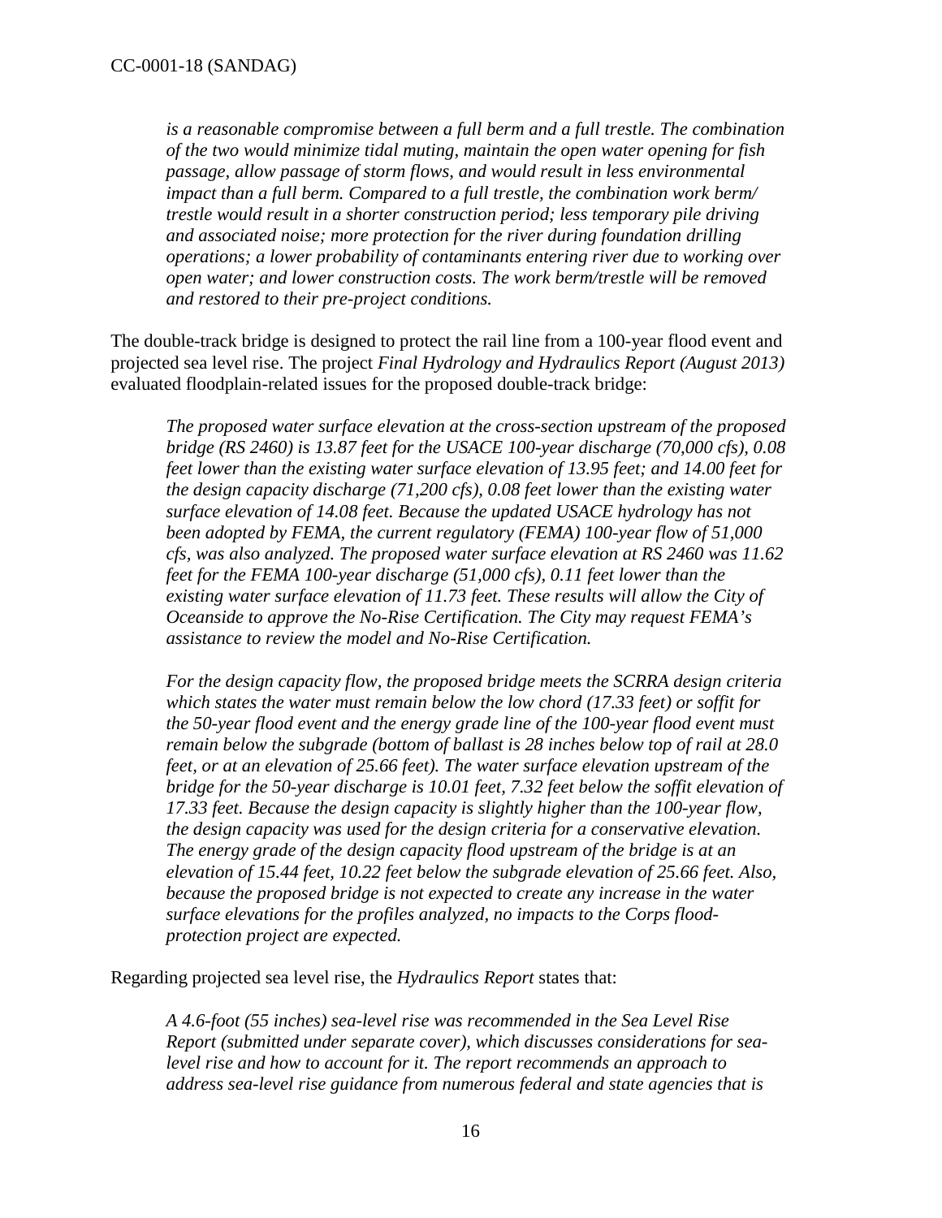*is a reasonable compromise between a full berm and a full trestle. The combination of the two would minimize tidal muting, maintain the open water opening for fish passage, allow passage of storm flows, and would result in less environmental impact than a full berm. Compared to a full trestle, the combination work berm/ trestle would result in a shorter construction period; less temporary pile driving and associated noise; more protection for the river during foundation drilling operations; a lower probability of contaminants entering river due to working over open water; and lower construction costs. The work berm/trestle will be removed and restored to their pre-project conditions.*

The double-track bridge is designed to protect the rail line from a 100-year flood event and projected sea level rise. The project *Final Hydrology and Hydraulics Report (August 2013)* evaluated floodplain-related issues for the proposed double-track bridge:

*The proposed water surface elevation at the cross-section upstream of the proposed bridge (RS 2460) is 13.87 feet for the USACE 100-year discharge (70,000 cfs), 0.08 feet lower than the existing water surface elevation of 13.95 feet; and 14.00 feet for the design capacity discharge (71,200 cfs), 0.08 feet lower than the existing water surface elevation of 14.08 feet. Because the updated USACE hydrology has not been adopted by FEMA, the current regulatory (FEMA) 100-year flow of 51,000 cfs, was also analyzed. The proposed water surface elevation at RS 2460 was 11.62 feet for the FEMA 100-year discharge (51,000 cfs), 0.11 feet lower than the existing water surface elevation of 11.73 feet. These results will allow the City of Oceanside to approve the No-Rise Certification. The City may request FEMA's assistance to review the model and No-Rise Certification.*

*For the design capacity flow, the proposed bridge meets the SCRRA design criteria which states the water must remain below the low chord (17.33 feet) or soffit for the 50-year flood event and the energy grade line of the 100-year flood event must remain below the subgrade (bottom of ballast is 28 inches below top of rail at 28.0 feet, or at an elevation of 25.66 feet). The water surface elevation upstream of the bridge for the 50-year discharge is 10.01 feet, 7.32 feet below the soffit elevation of 17.33 feet. Because the design capacity is slightly higher than the 100-year flow, the design capacity was used for the design criteria for a conservative elevation. The energy grade of the design capacity flood upstream of the bridge is at an elevation of 15.44 feet, 10.22 feet below the subgrade elevation of 25.66 feet. Also, because the proposed bridge is not expected to create any increase in the water surface elevations for the profiles analyzed, no impacts to the Corps flood-protection project are expected.*

Regarding projected sea level rise, the *Hydraulics Report* states that:

*A 4.6-foot (55 inches) sea-level rise was recommended in the Sea Level Rise Report (submitted under separate cover), which discusses considerations for sea-level rise and how to account for it. The report recommends an approach to address sea-level rise guidance from numerous federal and state agencies that is*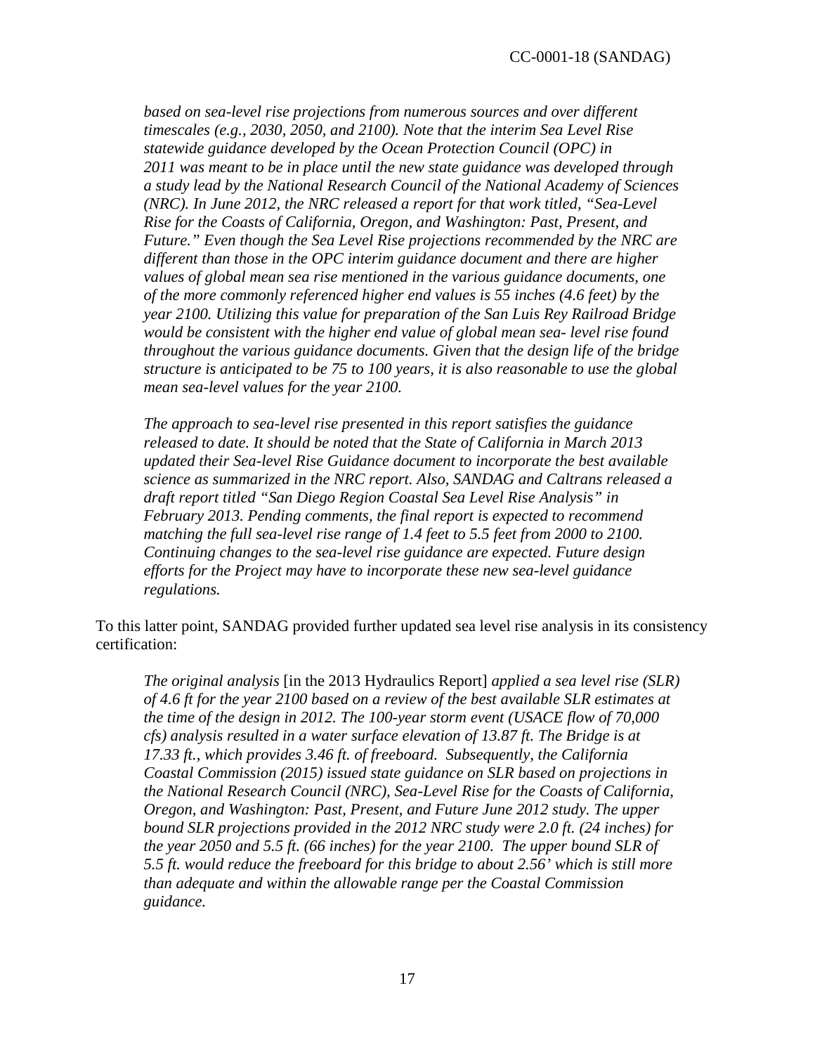*based on sea-level rise projections from numerous sources and over different timescales (e.g., 2030, 2050, and 2100). Note that the interim Sea Level Rise statewide guidance developed by the Ocean Protection Council (OPC) in 2011 was meant to be in place until the new state guidance was developed through a study lead by the National Research Council of the National Academy of Sciences (NRC). In June 2012, the NRC released a report for that work titled, "Sea-Level Rise for the Coasts of California, Oregon, and Washington: Past, Present, and Future." Even though the Sea Level Rise projections recommended by the NRC are different than those in the OPC interim guidance document and there are higher values of global mean sea rise mentioned in the various guidance documents, one of the more commonly referenced higher end values is 55 inches (4.6 feet) by the year 2100. Utilizing this value for preparation of the San Luis Rey Railroad Bridge would be consistent with the higher end value of global mean sea- level rise found throughout the various guidance documents. Given that the design life of the bridge structure is anticipated to be 75 to 100 years, it is also reasonable to use the global mean sea-level values for the year 2100.*

*The approach to sea-level rise presented in this report satisfies the guidance released to date. It should be noted that the State of California in March 2013 updated their Sea-level Rise Guidance document to incorporate the best available science as summarized in the NRC report. Also, SANDAG and Caltrans released a draft report titled "San Diego Region Coastal Sea Level Rise Analysis" in February 2013. Pending comments, the final report is expected to recommend matching the full sea-level rise range of 1.4 feet to 5.5 feet from 2000 to 2100. Continuing changes to the sea-level rise guidance are expected. Future design efforts for the Project may have to incorporate these new sea-level guidance regulations.*

To this latter point, SANDAG provided further updated sea level rise analysis in its consistency certification:

*The original analysis* [in the 2013 Hydraulics Report] *applied a sea level rise (SLR) of 4.6 ft for the year 2100 based on a review of the best available SLR estimates at the time of the design in 2012. The 100-year storm event (USACE flow of 70,000 cfs) analysis resulted in a water surface elevation of 13.87 ft. The Bridge is at 17.33 ft., which provides 3.46 ft. of freeboard. Subsequently, the California Coastal Commission (2015) issued state guidance on SLR based on projections in the National Research Council (NRC), Sea-Level Rise for the Coasts of California, Oregon, and Washington: Past, Present, and Future June 2012 study. The upper bound SLR projections provided in the 2012 NRC study were 2.0 ft. (24 inches) for the year 2050 and 5.5 ft. (66 inches) for the year 2100. The upper bound SLR of 5.5 ft. would reduce the freeboard for this bridge to about 2.56' which is still more than adequate and within the allowable range per the Coastal Commission guidance.*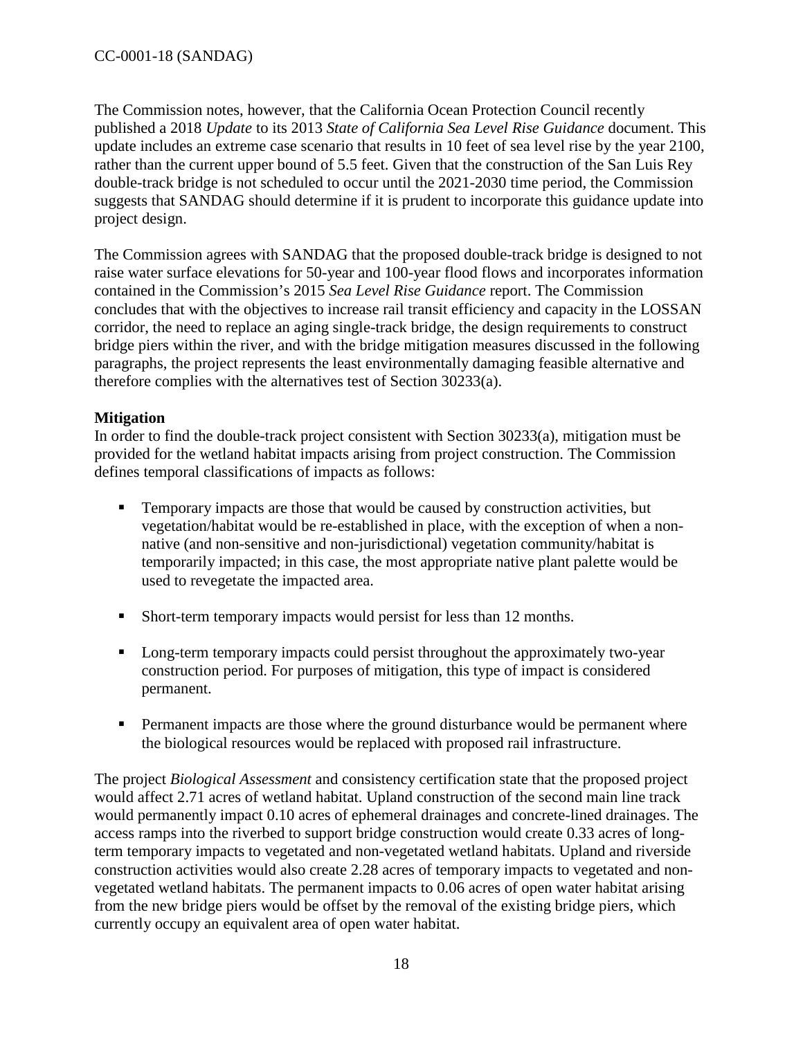The Commission notes, however, that the California Ocean Protection Council recently published a 2018 *Update* to its 2013 *State of California Sea Level Rise Guidance* document. This update includes an extreme case scenario that results in 10 feet of sea level rise by the year 2100, rather than the current upper bound of 5.5 feet. Given that the construction of the San Luis Rey double-track bridge is not scheduled to occur until the 2021-2030 time period, the Commission suggests that SANDAG should determine if it is prudent to incorporate this guidance update into project design.

The Commission agrees with SANDAG that the proposed double-track bridge is designed to not raise water surface elevations for 50-year and 100-year flood flows and incorporates information contained in the Commission's 2015 *Sea Level Rise Guidance* report. The Commission concludes that with the objectives to increase rail transit efficiency and capacity in the LOSSAN corridor, the need to replace an aging single-track bridge, the design requirements to construct bridge piers within the river, and with the bridge mitigation measures discussed in the following paragraphs, the project represents the least environmentally damaging feasible alternative and therefore complies with the alternatives test of Section 30233(a).

**Mitigation**

In order to find the double-track project consistent with Section 30233(a), mitigation must be provided for the wetland habitat impacts arising from project construction. The Commission defines temporal classifications of impacts as follows:

- Temporary impacts are those that would be caused by construction activities, but vegetation/habitat would be re-established in place, with the exception of when a non-native (and non-sensitive and non-jurisdictional) vegetation community/habitat is temporarily impacted; in this case, the most appropriate native plant palette would be used to revegetate the impacted area.
- Short-term temporary impacts would persist for less than 12 months.
- Long-term temporary impacts could persist throughout the approximately two-year construction period. For purposes of mitigation, this type of impact is considered permanent.
- Permanent impacts are those where the ground disturbance would be permanent where the biological resources would be replaced with proposed rail infrastructure.

The project *Biological Assessment* and consistency certification state that the proposed project would affect 2.71 acres of wetland habitat. Upland construction of the second main line track would permanently impact 0.10 acres of ephemeral drainages and concrete-lined drainages. The access ramps into the riverbed to support bridge construction would create 0.33 acres of long-term temporary impacts to vegetated and non-vegetated wetland habitats. Upland and riverside construction activities would also create 2.28 acres of temporary impacts to vegetated and non-vegetated wetland habitats. The permanent impacts to 0.06 acres of open water habitat arising from the new bridge piers would be offset by the removal of the existing bridge piers, which currently occupy an equivalent area of open water habitat.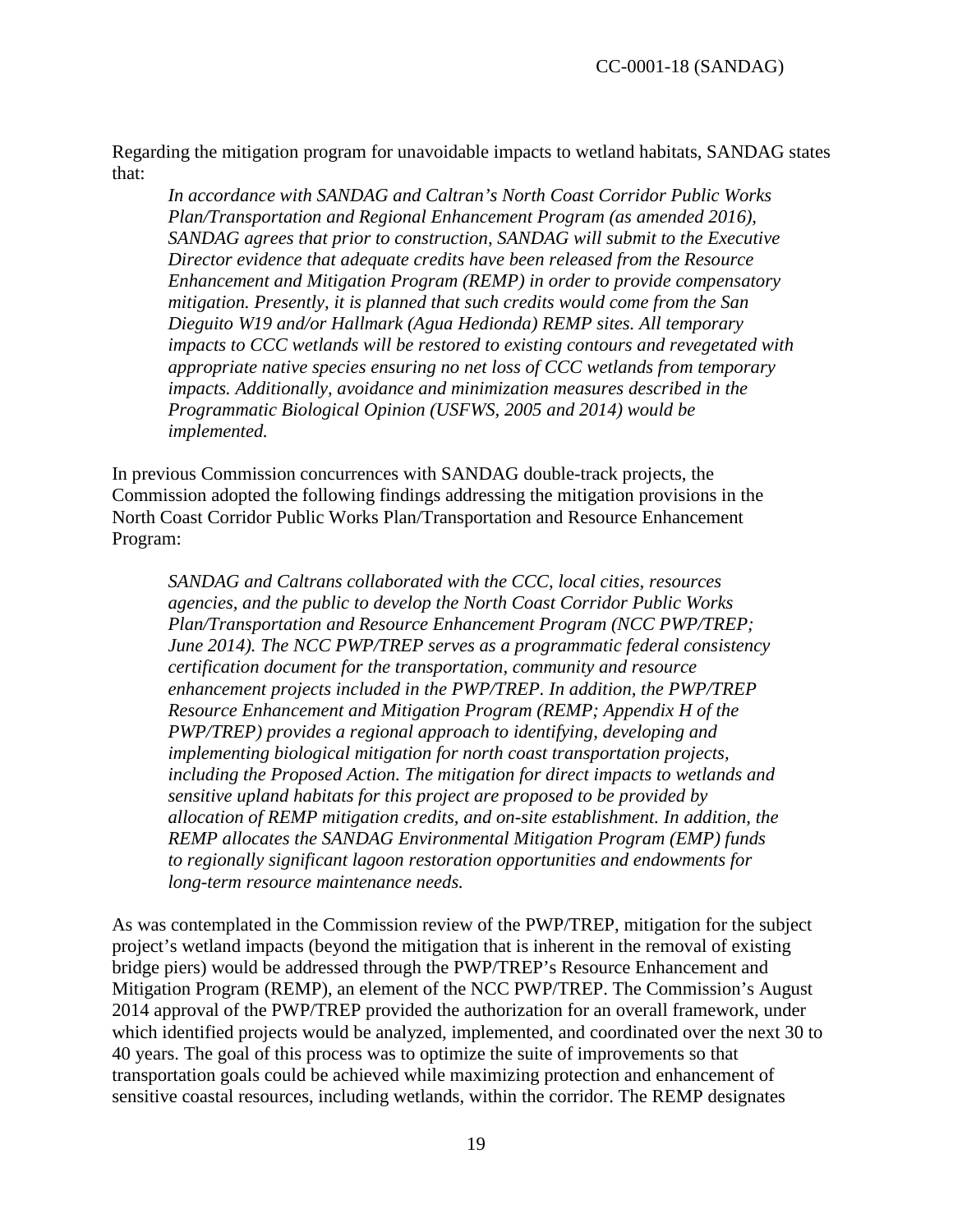Regarding the mitigation program for unavoidable impacts to wetland habitats, SANDAG states that:

> *In accordance with SANDAG and Caltran's North Coast Corridor Public Works Plan/Transportation and Regional Enhancement Program (as amended 2016), SANDAG agrees that prior to construction, SANDAG will submit to the Executive Director evidence that adequate credits have been released from the Resource Enhancement and Mitigation Program (REMP) in order to provide compensatory mitigation. Presently, it is planned that such credits would come from the San Dieguito W19 and/or Hallmark (Agua Hedionda) REMP sites. All temporary impacts to CCC wetlands will be restored to existing contours and revegetated with appropriate native species ensuring no net loss of CCC wetlands from temporary impacts. Additionally, avoidance and minimization measures described in the Programmatic Biological Opinion (USFWS, 2005 and 2014) would be implemented.*

In previous Commission concurrences with SANDAG double-track projects, the Commission adopted the following findings addressing the mitigation provisions in the North Coast Corridor Public Works Plan/Transportation and Resource Enhancement Program:

> *SANDAG and Caltrans collaborated with the CCC, local cities, resources agencies, and the public to develop the North Coast Corridor Public Works Plan/Transportation and Resource Enhancement Program (NCC PWP/TREP; June 2014). The NCC PWP/TREP serves as a programmatic federal consistency certification document for the transportation, community and resource enhancement projects included in the PWP/TREP. In addition, the PWP/TREP Resource Enhancement and Mitigation Program (REMP; Appendix H of the PWP/TREP) provides a regional approach to identifying, developing and implementing biological mitigation for north coast transportation projects, including the Proposed Action. The mitigation for direct impacts to wetlands and sensitive upland habitats for this project are proposed to be provided by allocation of REMP mitigation credits, and on-site establishment. In addition, the REMP allocates the SANDAG Environmental Mitigation Program (EMP) funds to regionally significant lagoon restoration opportunities and endowments for long-term resource maintenance needs.*

As was contemplated in the Commission review of the PWP/TREP, mitigation for the subject project's wetland impacts (beyond the mitigation that is inherent in the removal of existing bridge piers) would be addressed through the PWP/TREP's Resource Enhancement and Mitigation Program (REMP), an element of the NCC PWP/TREP. The Commission's August 2014 approval of the PWP/TREP provided the authorization for an overall framework, under which identified projects would be analyzed, implemented, and coordinated over the next 30 to 40 years. The goal of this process was to optimize the suite of improvements so that transportation goals could be achieved while maximizing protection and enhancement of sensitive coastal resources, including wetlands, within the corridor. The REMP designates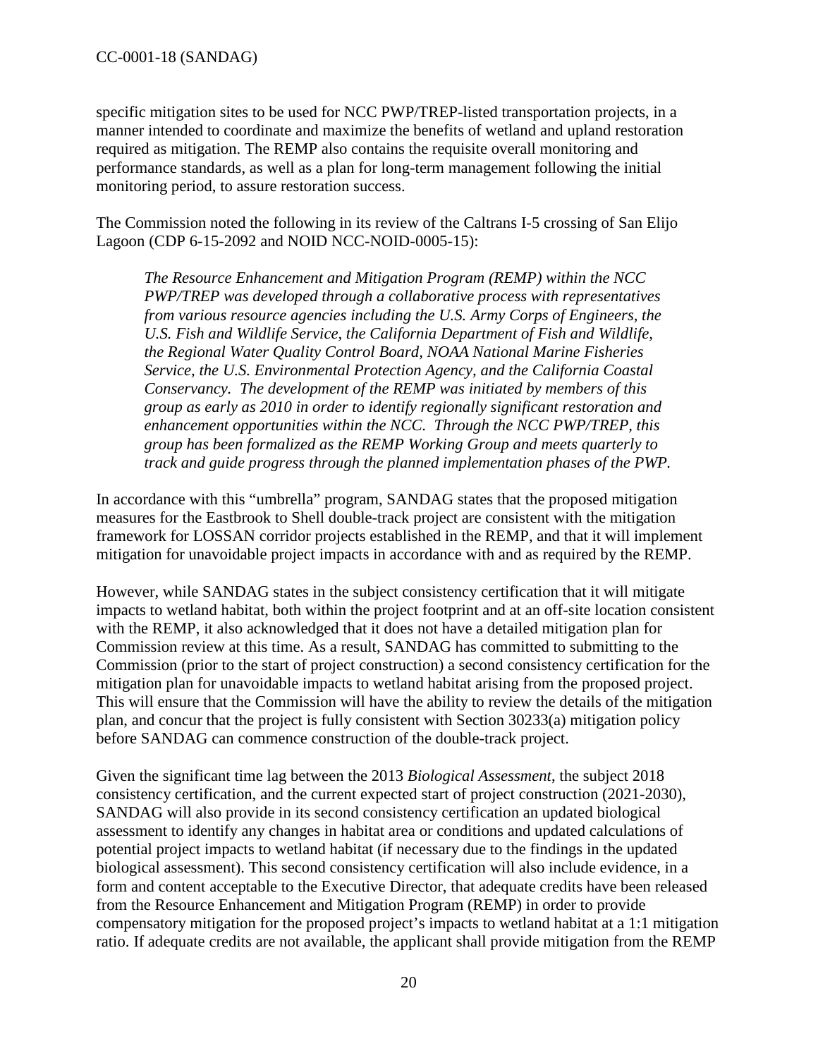specific mitigation sites to be used for NCC PWP/TREP-listed transportation projects, in a manner intended to coordinate and maximize the benefits of wetland and upland restoration required as mitigation. The REMP also contains the requisite overall monitoring and performance standards, as well as a plan for long-term management following the initial monitoring period, to assure restoration success.

The Commission noted the following in its review of the Caltrans I-5 crossing of San Elijo Lagoon (CDP 6-15-2092 and NOID NCC-NOID-0005-15):

> *The Resource Enhancement and Mitigation Program (REMP) within the NCC PWP/TREP was developed through a collaborative process with representatives from various resource agencies including the U.S. Army Corps of Engineers, the U.S. Fish and Wildlife Service, the California Department of Fish and Wildlife, the Regional Water Quality Control Board, NOAA National Marine Fisheries Service, the U.S. Environmental Protection Agency, and the California Coastal Conservancy. The development of the REMP was initiated by members of this group as early as 2010 in order to identify regionally significant restoration and enhancement opportunities within the NCC. Through the NCC PWP/TREP, this group has been formalized as the REMP Working Group and meets quarterly to track and guide progress through the planned implementation phases of the PWP.*

In accordance with this "umbrella" program, SANDAG states that the proposed mitigation measures for the Eastbrook to Shell double-track project are consistent with the mitigation framework for LOSSAN corridor projects established in the REMP, and that it will implement mitigation for unavoidable project impacts in accordance with and as required by the REMP.

However, while SANDAG states in the subject consistency certification that it will mitigate impacts to wetland habitat, both within the project footprint and at an off-site location consistent with the REMP, it also acknowledged that it does not have a detailed mitigation plan for Commission review at this time. As a result, SANDAG has committed to submitting to the Commission (prior to the start of project construction) a second consistency certification for the mitigation plan for unavoidable impacts to wetland habitat arising from the proposed project. This will ensure that the Commission will have the ability to review the details of the mitigation plan, and concur that the project is fully consistent with Section 30233(a) mitigation policy before SANDAG can commence construction of the double-track project.

Given the significant time lag between the 2013 *Biological Assessment*, the subject 2018 consistency certification, and the current expected start of project construction (2021-2030), SANDAG will also provide in its second consistency certification an updated biological assessment to identify any changes in habitat area or conditions and updated calculations of potential project impacts to wetland habitat (if necessary due to the findings in the updated biological assessment). This second consistency certification will also include evidence, in a form and content acceptable to the Executive Director, that adequate credits have been released from the Resource Enhancement and Mitigation Program (REMP) in order to provide compensatory mitigation for the proposed project's impacts to wetland habitat at a 1:1 mitigation ratio. If adequate credits are not available, the applicant shall provide mitigation from the REMP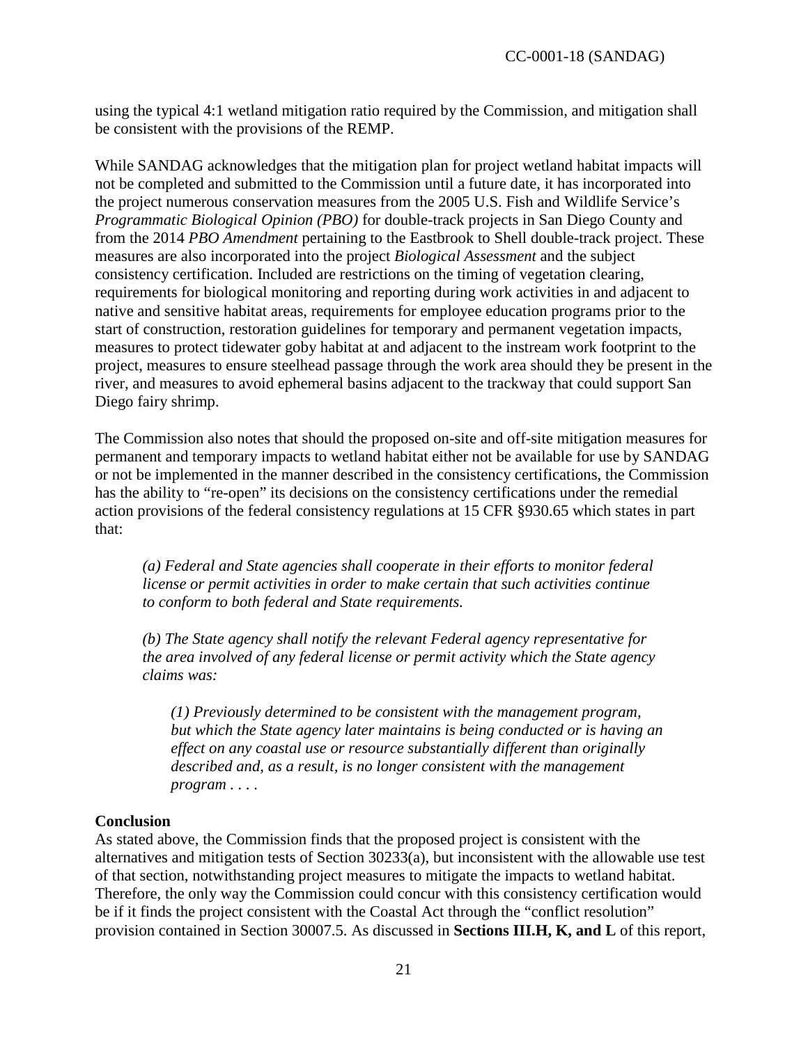using the typical 4:1 wetland mitigation ratio required by the Commission, and mitigation shall be consistent with the provisions of the REMP.

While SANDAG acknowledges that the mitigation plan for project wetland habitat impacts will not be completed and submitted to the Commission until a future date, it has incorporated into the project numerous conservation measures from the 2005 U.S. Fish and Wildlife Service's *Programmatic Biological Opinion (PBO)* for double-track projects in San Diego County and from the 2014 *PBO Amendment* pertaining to the Eastbrook to Shell double-track project. These measures are also incorporated into the project *Biological Assessment* and the subject consistency certification. Included are restrictions on the timing of vegetation clearing, requirements for biological monitoring and reporting during work activities in and adjacent to native and sensitive habitat areas, requirements for employee education programs prior to the start of construction, restoration guidelines for temporary and permanent vegetation impacts, measures to protect tidewater goby habitat at and adjacent to the instream work footprint to the project, measures to ensure steelhead passage through the work area should they be present in the river, and measures to avoid ephemeral basins adjacent to the trackway that could support San Diego fairy shrimp.

The Commission also notes that should the proposed on-site and off-site mitigation measures for permanent and temporary impacts to wetland habitat either not be available for use by SANDAG or not be implemented in the manner described in the consistency certifications, the Commission has the ability to "re-open" its decisions on the consistency certifications under the remedial action provisions of the federal consistency regulations at 15 CFR §930.65 which states in part that:

> *(a) Federal and State agencies shall cooperate in their efforts to monitor federal license or permit activities in order to make certain that such activities continue to conform to both federal and State requirements.*
>
> *(b) The State agency shall notify the relevant Federal agency representative for the area involved of any federal license or permit activity which the State agency claims was:*
>
> > *(1) Previously determined to be consistent with the management program, but which the State agency later maintains is being conducted or is having an effect on any coastal use or resource substantially different than originally described and, as a result, is no longer consistent with the management program . . . .*

**Conclusion**

As stated above, the Commission finds that the proposed project is consistent with the alternatives and mitigation tests of Section 30233(a), but inconsistent with the allowable use test of that section, notwithstanding project measures to mitigate the impacts to wetland habitat. Therefore, the only way the Commission could concur with this consistency certification would be if it finds the project consistent with the Coastal Act through the "conflict resolution" provision contained in Section 30007.5. As discussed in **Sections III.H, K, and L** of this report,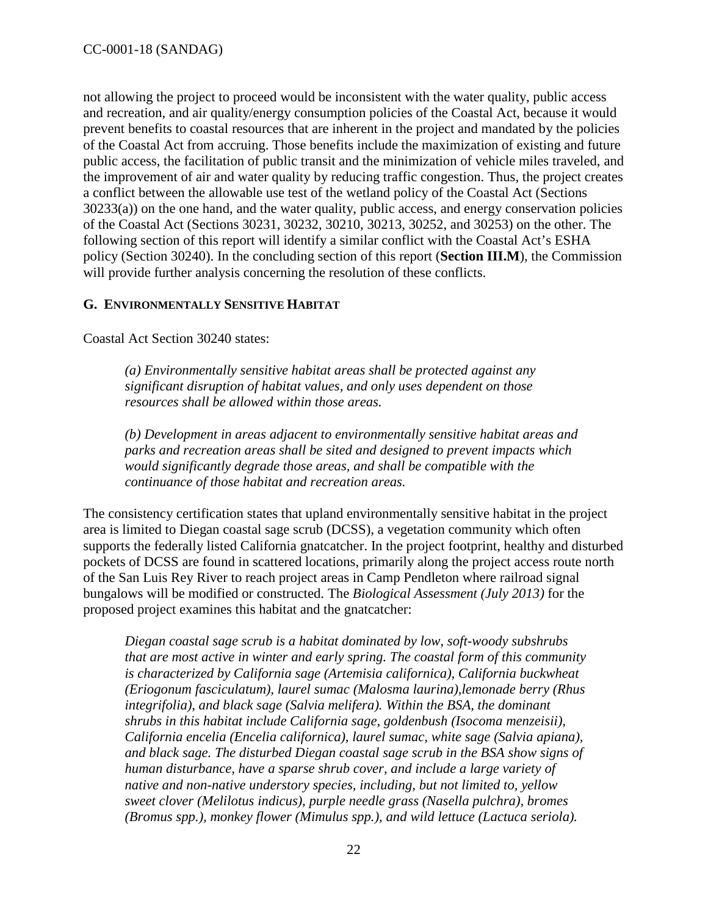not allowing the project to proceed would be inconsistent with the water quality, public access and recreation, and air quality/energy consumption policies of the Coastal Act, because it would prevent benefits to coastal resources that are inherent in the project and mandated by the policies of the Coastal Act from accruing. Those benefits include the maximization of existing and future public access, the facilitation of public transit and the minimization of vehicle miles traveled, and the improvement of air and water quality by reducing traffic congestion. Thus, the project creates a conflict between the allowable use test of the wetland policy of the Coastal Act (Sections 30233(a)) on the one hand, and the water quality, public access, and energy conservation policies of the Coastal Act (Sections 30231, 30232, 30210, 30213, 30252, and 30253) on the other. The following section of this report will identify a similar conflict with the Coastal Act's ESHA policy (Section 30240). In the concluding section of this report (**Section III.M**), the Commission will provide further analysis concerning the resolution of these conflicts.

### G. ENVIRONMENTALLY SENSITIVE HABITAT

Coastal Act Section 30240 states:

> *(a) Environmentally sensitive habitat areas shall be protected against any significant disruption of habitat values, and only uses dependent on those resources shall be allowed within those areas.*
>
> *(b) Development in areas adjacent to environmentally sensitive habitat areas and parks and recreation areas shall be sited and designed to prevent impacts which would significantly degrade those areas, and shall be compatible with the continuance of those habitat and recreation areas.*

The consistency certification states that upland environmentally sensitive habitat in the project area is limited to Diegan coastal sage scrub (DCSS), a vegetation community which often supports the federally listed California gnatcatcher. In the project footprint, healthy and disturbed pockets of DCSS are found in scattered locations, primarily along the project access route north of the San Luis Rey River to reach project areas in Camp Pendleton where railroad signal bungalows will be modified or constructed. The *Biological Assessment (July 2013)* for the proposed project examines this habitat and the gnatcatcher:

> *Diegan coastal sage scrub is a habitat dominated by low, soft-woody subshrubs that are most active in winter and early spring. The coastal form of this community is characterized by California sage (Artemisia californica), California buckwheat (Eriogonum fasciculatum), laurel sumac (Malosma laurina),lemonade berry (Rhus integrifolia), and black sage (Salvia melifera). Within the BSA, the dominant shrubs in this habitat include California sage, goldenbush (Isocoma menzeisii), California encelia (Encelia californica), laurel sumac, white sage (Salvia apiana), and black sage. The disturbed Diegan coastal sage scrub in the BSA show signs of human disturbance, have a sparse shrub cover, and include a large variety of native and non-native understory species, including, but not limited to, yellow sweet clover (Melilotus indicus), purple needle grass (Nasella pulchra), bromes (Bromus spp.), monkey flower (Mimulus spp.), and wild lettuce (Lactuca seriola).*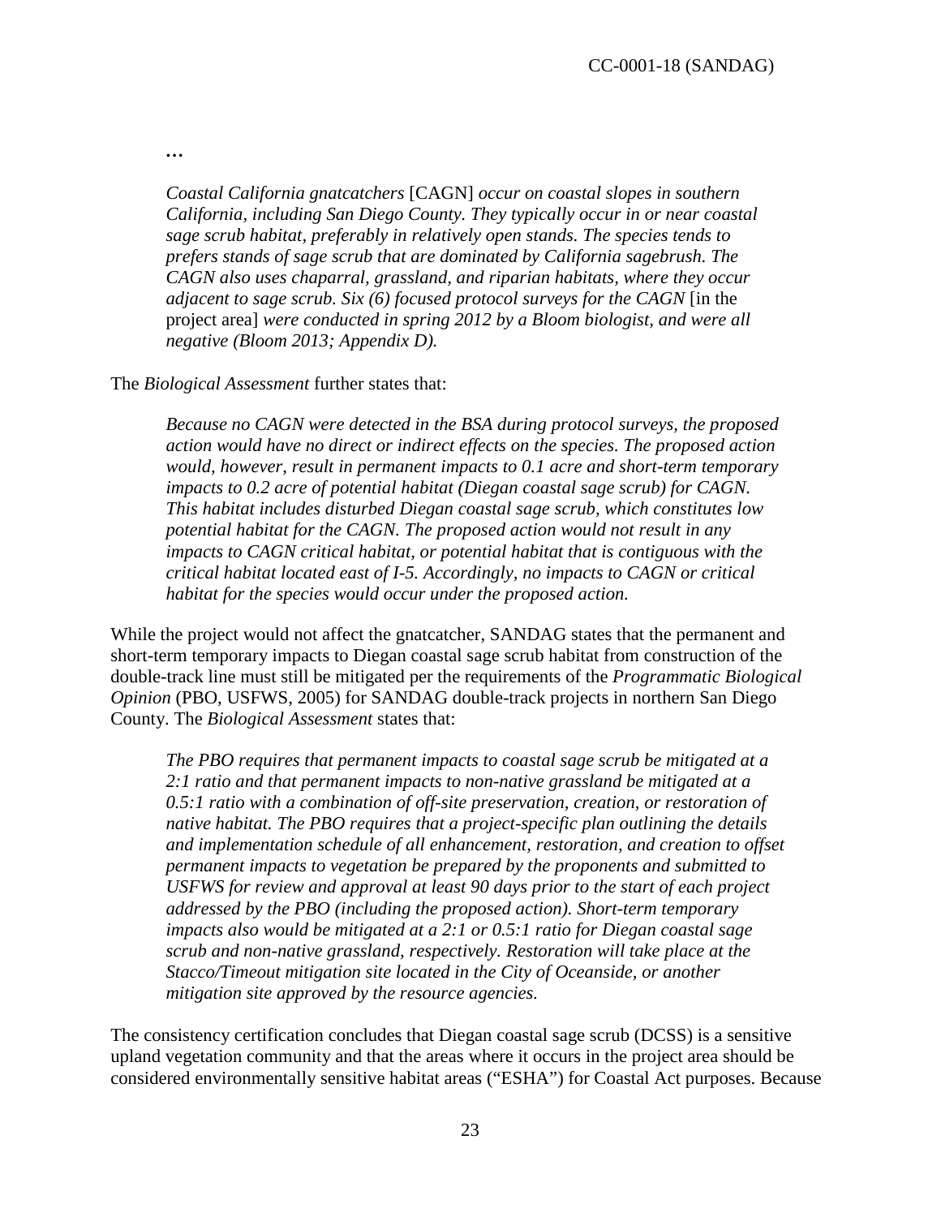…

> *Coastal California gnatcatchers* [CAGN] *occur on coastal slopes in southern California, including San Diego County. They typically occur in or near coastal sage scrub habitat, preferably in relatively open stands. The species tends to prefers stands of sage scrub that are dominated by California sagebrush. The CAGN also uses chaparral, grassland, and riparian habitats, where they occur adjacent to sage scrub. Six (6) focused protocol surveys for the CAGN* [in the project area] *were conducted in spring 2012 by a Bloom biologist, and were all negative (Bloom 2013; Appendix D).*

The *Biological Assessment* further states that:

> *Because no CAGN were detected in the BSA during protocol surveys, the proposed action would have no direct or indirect effects on the species. The proposed action would, however, result in permanent impacts to 0.1 acre and short-term temporary impacts to 0.2 acre of potential habitat (Diegan coastal sage scrub) for CAGN. This habitat includes disturbed Diegan coastal sage scrub, which constitutes low potential habitat for the CAGN. The proposed action would not result in any impacts to CAGN critical habitat, or potential habitat that is contiguous with the critical habitat located east of I-5. Accordingly, no impacts to CAGN or critical habitat for the species would occur under the proposed action.*

While the project would not affect the gnatcatcher, SANDAG states that the permanent and short-term temporary impacts to Diegan coastal sage scrub habitat from construction of the double-track line must still be mitigated per the requirements of the *Programmatic Biological Opinion* (PBO, USFWS, 2005) for SANDAG double-track projects in northern San Diego County. The *Biological Assessment* states that:

> *The PBO requires that permanent impacts to coastal sage scrub be mitigated at a 2:1 ratio and that permanent impacts to non-native grassland be mitigated at a 0.5:1 ratio with a combination of off-site preservation, creation, or restoration of native habitat. The PBO requires that a project-specific plan outlining the details and implementation schedule of all enhancement, restoration, and creation to offset permanent impacts to vegetation be prepared by the proponents and submitted to USFWS for review and approval at least 90 days prior to the start of each project addressed by the PBO (including the proposed action). Short-term temporary impacts also would be mitigated at a 2:1 or 0.5:1 ratio for Diegan coastal sage scrub and non-native grassland, respectively. Restoration will take place at the Stacco/Timeout mitigation site located in the City of Oceanside, or another mitigation site approved by the resource agencies.*

The consistency certification concludes that Diegan coastal sage scrub (DCSS) is a sensitive upland vegetation community and that the areas where it occurs in the project area should be considered environmentally sensitive habitat areas ("ESHA") for Coastal Act purposes. Because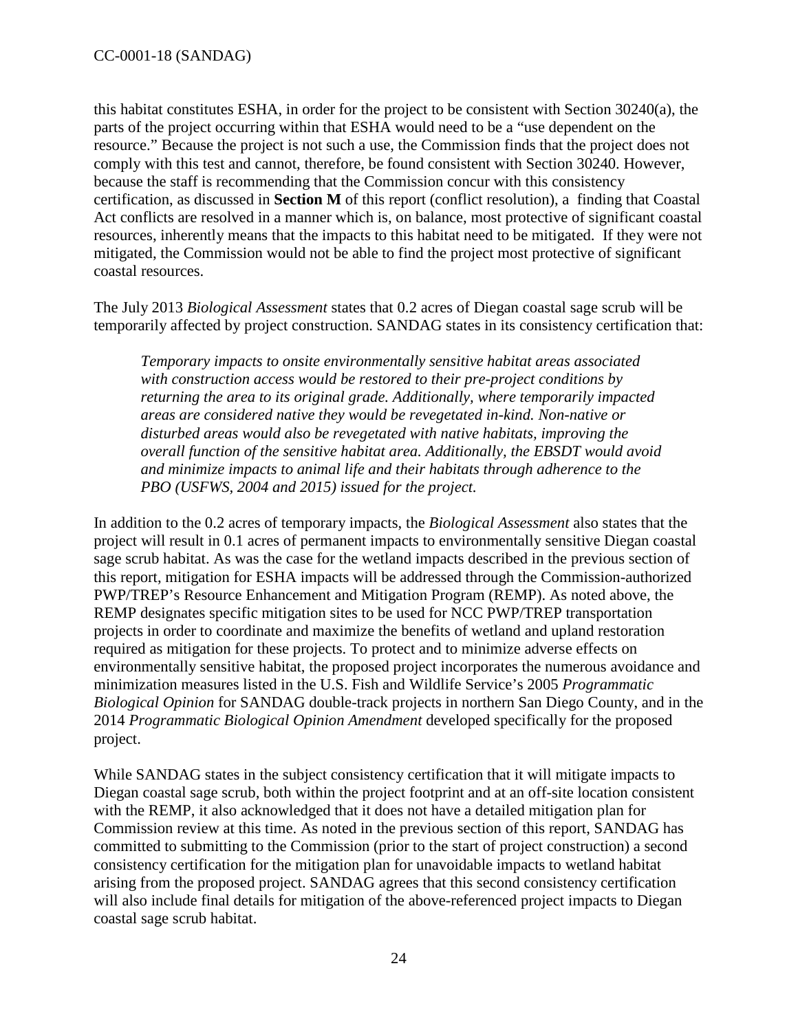this habitat constitutes ESHA, in order for the project to be consistent with Section 30240(a), the parts of the project occurring within that ESHA would need to be a "use dependent on the resource." Because the project is not such a use, the Commission finds that the project does not comply with this test and cannot, therefore, be found consistent with Section 30240. However, because the staff is recommending that the Commission concur with this consistency certification, as discussed in **Section M** of this report (conflict resolution), a finding that Coastal Act conflicts are resolved in a manner which is, on balance, most protective of significant coastal resources, inherently means that the impacts to this habitat need to be mitigated. If they were not mitigated, the Commission would not be able to find the project most protective of significant coastal resources.

The July 2013 *Biological Assessment* states that 0.2 acres of Diegan coastal sage scrub will be temporarily affected by project construction. SANDAG states in its consistency certification that:

> *Temporary impacts to onsite environmentally sensitive habitat areas associated with construction access would be restored to their pre-project conditions by returning the area to its original grade. Additionally, where temporarily impacted areas are considered native they would be revegetated in-kind. Non-native or disturbed areas would also be revegetated with native habitats, improving the overall function of the sensitive habitat area. Additionally, the EBSDT would avoid and minimize impacts to animal life and their habitats through adherence to the PBO (USFWS, 2004 and 2015) issued for the project.*

In addition to the 0.2 acres of temporary impacts, the *Biological Assessment* also states that the project will result in 0.1 acres of permanent impacts to environmentally sensitive Diegan coastal sage scrub habitat. As was the case for the wetland impacts described in the previous section of this report, mitigation for ESHA impacts will be addressed through the Commission-authorized PWP/TREP's Resource Enhancement and Mitigation Program (REMP). As noted above, the REMP designates specific mitigation sites to be used for NCC PWP/TREP transportation projects in order to coordinate and maximize the benefits of wetland and upland restoration required as mitigation for these projects. To protect and to minimize adverse effects on environmentally sensitive habitat, the proposed project incorporates the numerous avoidance and minimization measures listed in the U.S. Fish and Wildlife Service's 2005 *Programmatic Biological Opinion* for SANDAG double-track projects in northern San Diego County, and in the 2014 *Programmatic Biological Opinion Amendment* developed specifically for the proposed project.

While SANDAG states in the subject consistency certification that it will mitigate impacts to Diegan coastal sage scrub, both within the project footprint and at an off-site location consistent with the REMP, it also acknowledged that it does not have a detailed mitigation plan for Commission review at this time. As noted in the previous section of this report, SANDAG has committed to submitting to the Commission (prior to the start of project construction) a second consistency certification for the mitigation plan for unavoidable impacts to wetland habitat arising from the proposed project. SANDAG agrees that this second consistency certification will also include final details for mitigation of the above-referenced project impacts to Diegan coastal sage scrub habitat.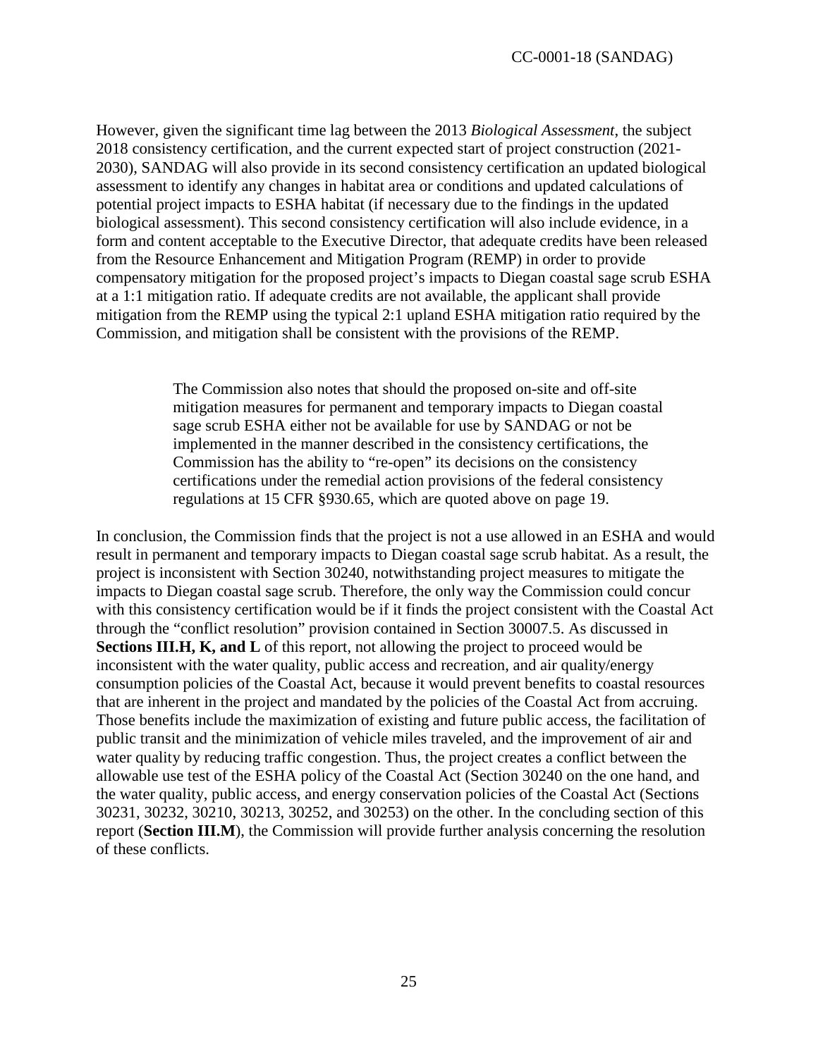However, given the significant time lag between the 2013 *Biological Assessment*, the subject 2018 consistency certification, and the current expected start of project construction (2021-2030), SANDAG will also provide in its second consistency certification an updated biological assessment to identify any changes in habitat area or conditions and updated calculations of potential project impacts to ESHA habitat (if necessary due to the findings in the updated biological assessment). This second consistency certification will also include evidence, in a form and content acceptable to the Executive Director, that adequate credits have been released from the Resource Enhancement and Mitigation Program (REMP) in order to provide compensatory mitigation for the proposed project's impacts to Diegan coastal sage scrub ESHA at a 1:1 mitigation ratio. If adequate credits are not available, the applicant shall provide mitigation from the REMP using the typical 2:1 upland ESHA mitigation ratio required by the Commission, and mitigation shall be consistent with the provisions of the REMP.

> The Commission also notes that should the proposed on-site and off-site mitigation measures for permanent and temporary impacts to Diegan coastal sage scrub ESHA either not be available for use by SANDAG or not be implemented in the manner described in the consistency certifications, the Commission has the ability to "re-open" its decisions on the consistency certifications under the remedial action provisions of the federal consistency regulations at 15 CFR §930.65, which are quoted above on page 19.

In conclusion, the Commission finds that the project is not a use allowed in an ESHA and would result in permanent and temporary impacts to Diegan coastal sage scrub habitat. As a result, the project is inconsistent with Section 30240, notwithstanding project measures to mitigate the impacts to Diegan coastal sage scrub. Therefore, the only way the Commission could concur with this consistency certification would be if it finds the project consistent with the Coastal Act through the "conflict resolution" provision contained in Section 30007.5. As discussed in **Sections III.H, K, and L** of this report, not allowing the project to proceed would be inconsistent with the water quality, public access and recreation, and air quality/energy consumption policies of the Coastal Act, because it would prevent benefits to coastal resources that are inherent in the project and mandated by the policies of the Coastal Act from accruing. Those benefits include the maximization of existing and future public access, the facilitation of public transit and the minimization of vehicle miles traveled, and the improvement of air and water quality by reducing traffic congestion. Thus, the project creates a conflict between the allowable use test of the ESHA policy of the Coastal Act (Section 30240 on the one hand, and the water quality, public access, and energy conservation policies of the Coastal Act (Sections 30231, 30232, 30210, 30213, 30252, and 30253) on the other. In the concluding section of this report (**Section III.M**), the Commission will provide further analysis concerning the resolution of these conflicts.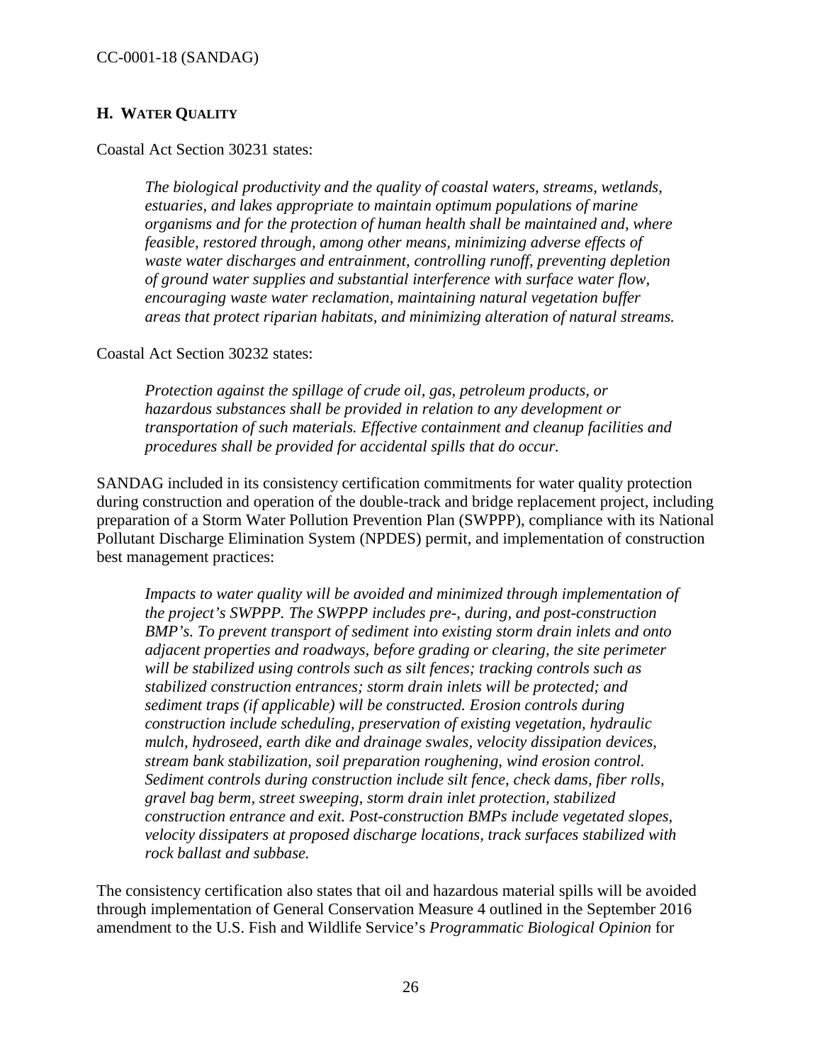## H. WATER QUALITY

Coastal Act Section 30231 states:

> *The biological productivity and the quality of coastal waters, streams, wetlands, estuaries, and lakes appropriate to maintain optimum populations of marine organisms and for the protection of human health shall be maintained and, where feasible, restored through, among other means, minimizing adverse effects of waste water discharges and entrainment, controlling runoff, preventing depletion of ground water supplies and substantial interference with surface water flow, encouraging waste water reclamation, maintaining natural vegetation buffer areas that protect riparian habitats, and minimizing alteration of natural streams.*

Coastal Act Section 30232 states:

> *Protection against the spillage of crude oil, gas, petroleum products, or hazardous substances shall be provided in relation to any development or transportation of such materials. Effective containment and cleanup facilities and procedures shall be provided for accidental spills that do occur.*

SANDAG included in its consistency certification commitments for water quality protection during construction and operation of the double-track and bridge replacement project, including preparation of a Storm Water Pollution Prevention Plan (SWPPP), compliance with its National Pollutant Discharge Elimination System (NPDES) permit, and implementation of construction best management practices:

> *Impacts to water quality will be avoided and minimized through implementation of the project's SWPPP. The SWPPP includes pre-, during, and post-construction BMP's. To prevent transport of sediment into existing storm drain inlets and onto adjacent properties and roadways, before grading or clearing, the site perimeter will be stabilized using controls such as silt fences; tracking controls such as stabilized construction entrances; storm drain inlets will be protected; and sediment traps (if applicable) will be constructed. Erosion controls during construction include scheduling, preservation of existing vegetation, hydraulic mulch, hydroseed, earth dike and drainage swales, velocity dissipation devices, stream bank stabilization, soil preparation roughening, wind erosion control. Sediment controls during construction include silt fence, check dams, fiber rolls, gravel bag berm, street sweeping, storm drain inlet protection, stabilized construction entrance and exit. Post-construction BMPs include vegetated slopes, velocity dissipaters at proposed discharge locations, track surfaces stabilized with rock ballast and subbase.*

The consistency certification also states that oil and hazardous material spills will be avoided through implementation of General Conservation Measure 4 outlined in the September 2016 amendment to the U.S. Fish and Wildlife Service's *Programmatic Biological Opinion* for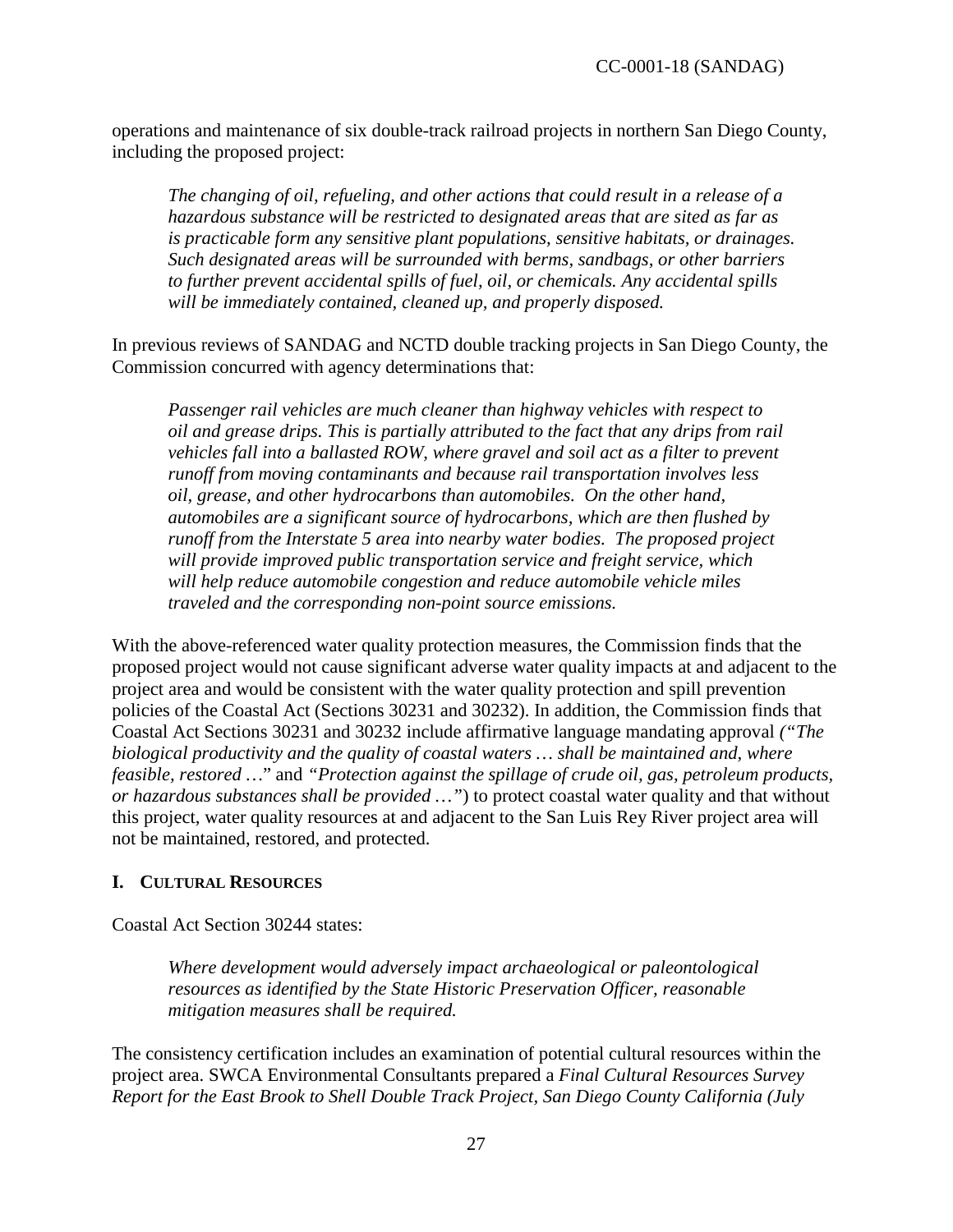operations and maintenance of six double-track railroad projects in northern San Diego County, including the proposed project:

> *The changing of oil, refueling, and other actions that could result in a release of a hazardous substance will be restricted to designated areas that are sited as far as is practicable form any sensitive plant populations, sensitive habitats, or drainages. Such designated areas will be surrounded with berms, sandbags, or other barriers to further prevent accidental spills of fuel, oil, or chemicals. Any accidental spills will be immediately contained, cleaned up, and properly disposed.*

In previous reviews of SANDAG and NCTD double tracking projects in San Diego County, the Commission concurred with agency determinations that:

> *Passenger rail vehicles are much cleaner than highway vehicles with respect to oil and grease drips. This is partially attributed to the fact that any drips from rail vehicles fall into a ballasted ROW, where gravel and soil act as a filter to prevent runoff from moving contaminants and because rail transportation involves less oil, grease, and other hydrocarbons than automobiles. On the other hand, automobiles are a significant source of hydrocarbons, which are then flushed by runoff from the Interstate 5 area into nearby water bodies. The proposed project will provide improved public transportation service and freight service, which will help reduce automobile congestion and reduce automobile vehicle miles traveled and the corresponding non-point source emissions.*

With the above-referenced water quality protection measures, the Commission finds that the proposed project would not cause significant adverse water quality impacts at and adjacent to the project area and would be consistent with the water quality protection and spill prevention policies of the Coastal Act (Sections 30231 and 30232). In addition, the Commission finds that Coastal Act Sections 30231 and 30232 include affirmative language mandating approval *("The biological productivity and the quality of coastal waters … shall be maintained and, where feasible, restored …*" and *"Protection against the spillage of crude oil, gas, petroleum products, or hazardous substances shall be provided …"*) to protect coastal water quality and that without this project, water quality resources at and adjacent to the San Luis Rey River project area will not be maintained, restored, and protected.

### I. Cultural Resources

Coastal Act Section 30244 states:

> *Where development would adversely impact archaeological or paleontological resources as identified by the State Historic Preservation Officer, reasonable mitigation measures shall be required.*

The consistency certification includes an examination of potential cultural resources within the project area. SWCA Environmental Consultants prepared a *Final Cultural Resources Survey Report for the East Brook to Shell Double Track Project, San Diego County California (July*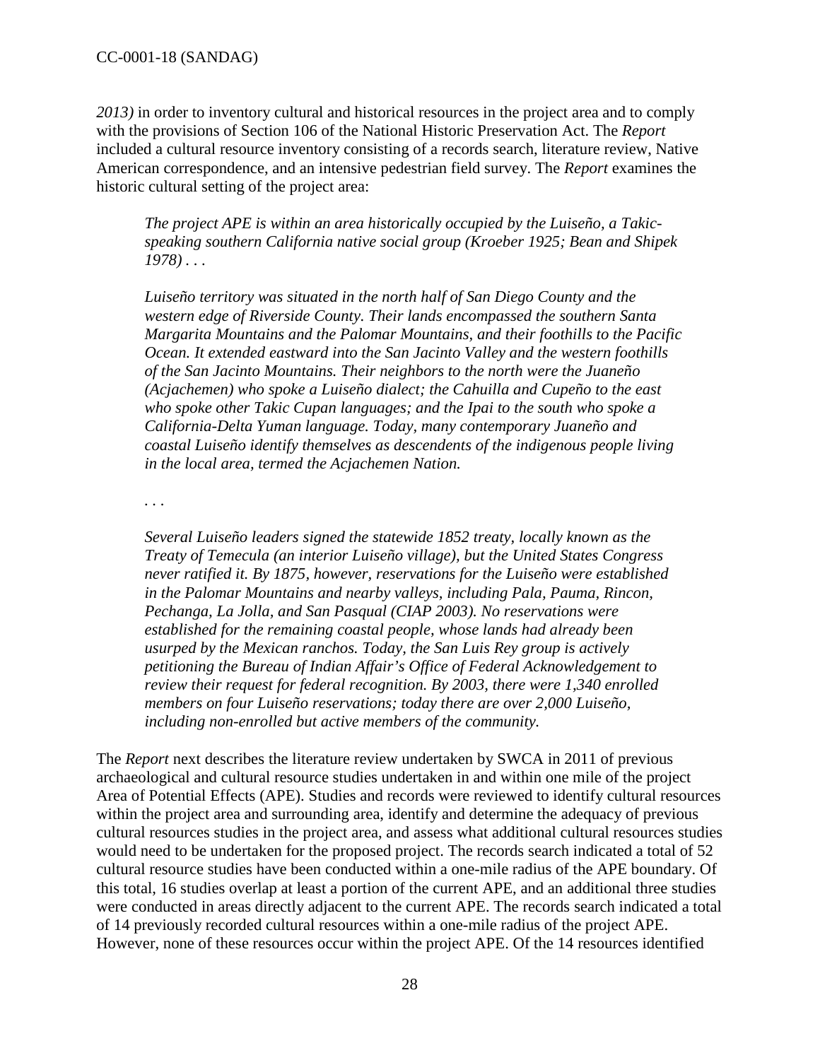*2013)* in order to inventory cultural and historical resources in the project area and to comply with the provisions of Section 106 of the National Historic Preservation Act. The *Report* included a cultural resource inventory consisting of a records search, literature review, Native American correspondence, and an intensive pedestrian field survey. The *Report* examines the historic cultural setting of the project area:

> *The project APE is within an area historically occupied by the Luiseño, a Takic-speaking southern California native social group (Kroeber 1925; Bean and Shipek 1978) . . .*
>
> *Luiseño territory was situated in the north half of San Diego County and the western edge of Riverside County. Their lands encompassed the southern Santa Margarita Mountains and the Palomar Mountains, and their foothills to the Pacific Ocean. It extended eastward into the San Jacinto Valley and the western foothills of the San Jacinto Mountains. Their neighbors to the north were the Juaneño (Acjachemen) who spoke a Luiseño dialect; the Cahuilla and Cupeño to the east who spoke other Takic Cupan languages; and the Ipai to the south who spoke a California-Delta Yuman language. Today, many contemporary Juaneño and coastal Luiseño identify themselves as descendents of the indigenous people living in the local area, termed the Acjachemen Nation.*
>
> . . .
>
> *Several Luiseño leaders signed the statewide 1852 treaty, locally known as the Treaty of Temecula (an interior Luiseño village), but the United States Congress never ratified it. By 1875, however, reservations for the Luiseño were established in the Palomar Mountains and nearby valleys, including Pala, Pauma, Rincon, Pechanga, La Jolla, and San Pasqual (CIAP 2003). No reservations were established for the remaining coastal people, whose lands had already been usurped by the Mexican ranchos. Today, the San Luis Rey group is actively petitioning the Bureau of Indian Affair's Office of Federal Acknowledgement to review their request for federal recognition. By 2003, there were 1,340 enrolled members on four Luiseño reservations; today there are over 2,000 Luiseño, including non-enrolled but active members of the community.*

The *Report* next describes the literature review undertaken by SWCA in 2011 of previous archaeological and cultural resource studies undertaken in and within one mile of the project Area of Potential Effects (APE). Studies and records were reviewed to identify cultural resources within the project area and surrounding area, identify and determine the adequacy of previous cultural resources studies in the project area, and assess what additional cultural resources studies would need to be undertaken for the proposed project. The records search indicated a total of 52 cultural resource studies have been conducted within a one-mile radius of the APE boundary. Of this total, 16 studies overlap at least a portion of the current APE, and an additional three studies were conducted in areas directly adjacent to the current APE. The records search indicated a total of 14 previously recorded cultural resources within a one-mile radius of the project APE. However, none of these resources occur within the project APE. Of the 14 resources identified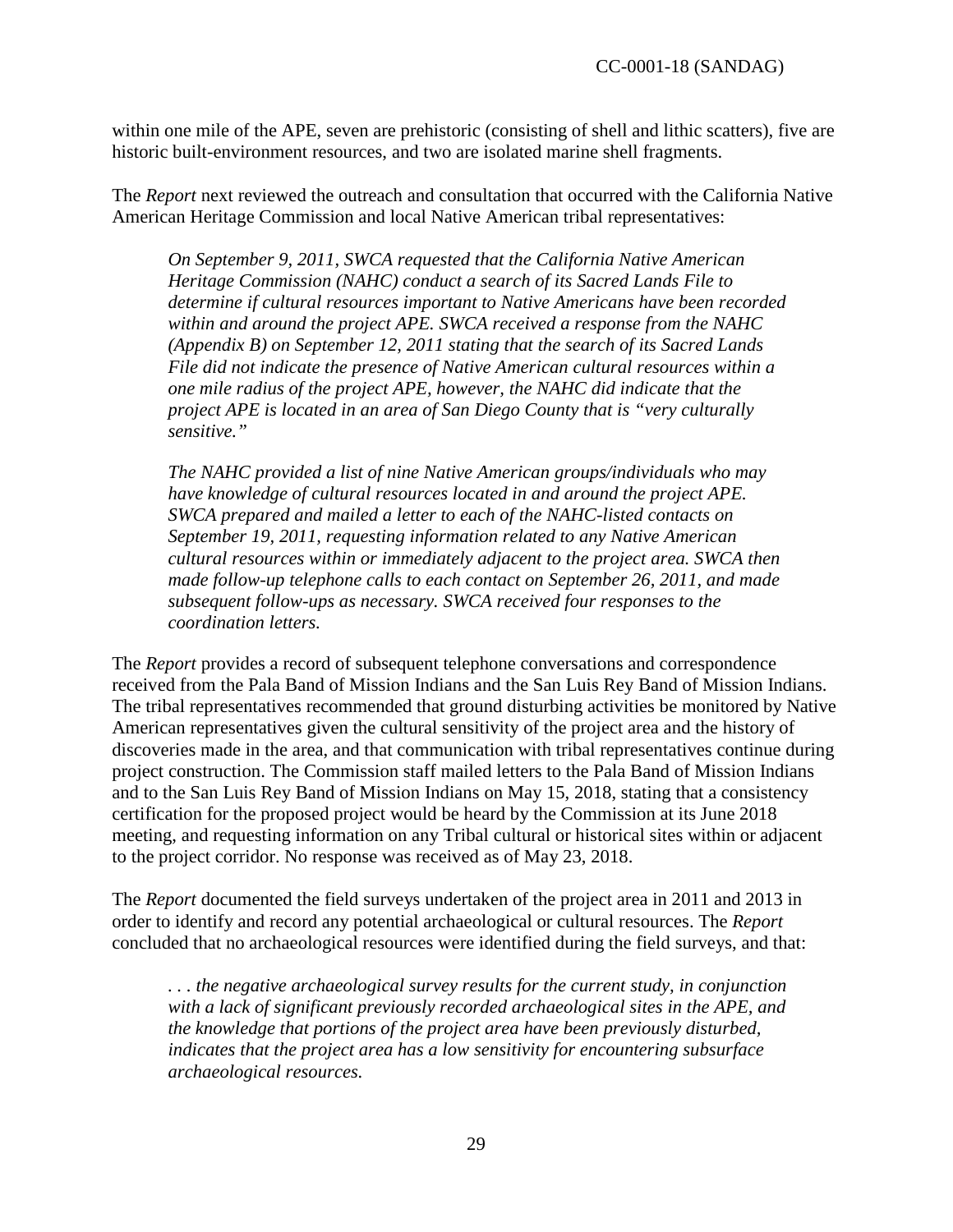within one mile of the APE, seven are prehistoric (consisting of shell and lithic scatters), five are historic built-environment resources, and two are isolated marine shell fragments.

The *Report* next reviewed the outreach and consultation that occurred with the California Native American Heritage Commission and local Native American tribal representatives:

> *On September 9, 2011, SWCA requested that the California Native American Heritage Commission (NAHC) conduct a search of its Sacred Lands File to determine if cultural resources important to Native Americans have been recorded within and around the project APE. SWCA received a response from the NAHC (Appendix B) on September 12, 2011 stating that the search of its Sacred Lands File did not indicate the presence of Native American cultural resources within a one mile radius of the project APE, however, the NAHC did indicate that the project APE is located in an area of San Diego County that is "very culturally sensitive."*
>
> *The NAHC provided a list of nine Native American groups/individuals who may have knowledge of cultural resources located in and around the project APE. SWCA prepared and mailed a letter to each of the NAHC-listed contacts on September 19, 2011, requesting information related to any Native American cultural resources within or immediately adjacent to the project area. SWCA then made follow-up telephone calls to each contact on September 26, 2011, and made subsequent follow-ups as necessary. SWCA received four responses to the coordination letters.*

The *Report* provides a record of subsequent telephone conversations and correspondence received from the Pala Band of Mission Indians and the San Luis Rey Band of Mission Indians. The tribal representatives recommended that ground disturbing activities be monitored by Native American representatives given the cultural sensitivity of the project area and the history of discoveries made in the area, and that communication with tribal representatives continue during project construction. The Commission staff mailed letters to the Pala Band of Mission Indians and to the San Luis Rey Band of Mission Indians on May 15, 2018, stating that a consistency certification for the proposed project would be heard by the Commission at its June 2018 meeting, and requesting information on any Tribal cultural or historical sites within or adjacent to the project corridor. No response was received as of May 23, 2018.

The *Report* documented the field surveys undertaken of the project area in 2011 and 2013 in order to identify and record any potential archaeological or cultural resources. The *Report* concluded that no archaeological resources were identified during the field surveys, and that:

> *. . . the negative archaeological survey results for the current study, in conjunction with a lack of significant previously recorded archaeological sites in the APE, and the knowledge that portions of the project area have been previously disturbed, indicates that the project area has a low sensitivity for encountering subsurface archaeological resources.*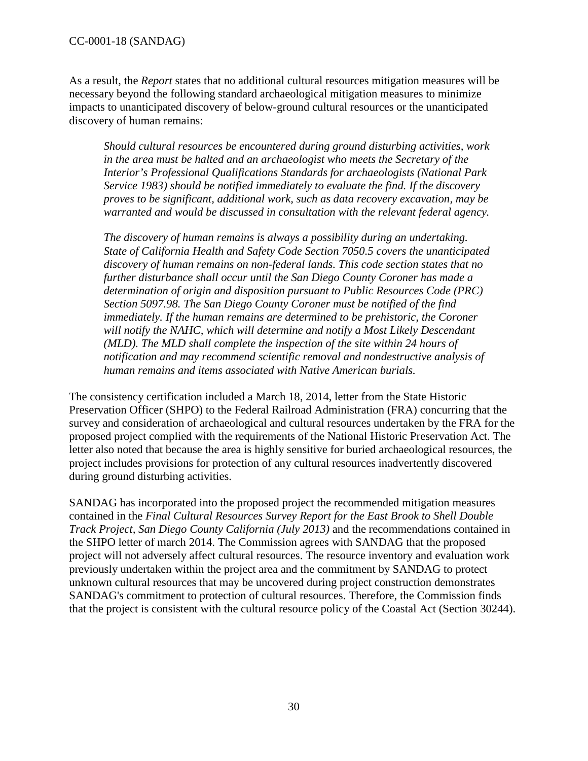As a result, the *Report* states that no additional cultural resources mitigation measures will be necessary beyond the following standard archaeological mitigation measures to minimize impacts to unanticipated discovery of below-ground cultural resources or the unanticipated discovery of human remains:

> *Should cultural resources be encountered during ground disturbing activities, work in the area must be halted and an archaeologist who meets the Secretary of the Interior's Professional Qualifications Standards for archaeologists (National Park Service 1983) should be notified immediately to evaluate the find. If the discovery proves to be significant, additional work, such as data recovery excavation, may be warranted and would be discussed in consultation with the relevant federal agency.*
>
> *The discovery of human remains is always a possibility during an undertaking. State of California Health and Safety Code Section 7050.5 covers the unanticipated discovery of human remains on non-federal lands. This code section states that no further disturbance shall occur until the San Diego County Coroner has made a determination of origin and disposition pursuant to Public Resources Code (PRC) Section 5097.98. The San Diego County Coroner must be notified of the find immediately. If the human remains are determined to be prehistoric, the Coroner will notify the NAHC, which will determine and notify a Most Likely Descendant (MLD). The MLD shall complete the inspection of the site within 24 hours of notification and may recommend scientific removal and nondestructive analysis of human remains and items associated with Native American burials.*

The consistency certification included a March 18, 2014, letter from the State Historic Preservation Officer (SHPO) to the Federal Railroad Administration (FRA) concurring that the survey and consideration of archaeological and cultural resources undertaken by the FRA for the proposed project complied with the requirements of the National Historic Preservation Act. The letter also noted that because the area is highly sensitive for buried archaeological resources, the project includes provisions for protection of any cultural resources inadvertently discovered during ground disturbing activities.

SANDAG has incorporated into the proposed project the recommended mitigation measures contained in the *Final Cultural Resources Survey Report for the East Brook to Shell Double Track Project, San Diego County California (July 2013)* and the recommendations contained in the SHPO letter of march 2014. The Commission agrees with SANDAG that the proposed project will not adversely affect cultural resources. The resource inventory and evaluation work previously undertaken within the project area and the commitment by SANDAG to protect unknown cultural resources that may be uncovered during project construction demonstrates SANDAG's commitment to protection of cultural resources. Therefore, the Commission finds that the project is consistent with the cultural resource policy of the Coastal Act (Section 30244).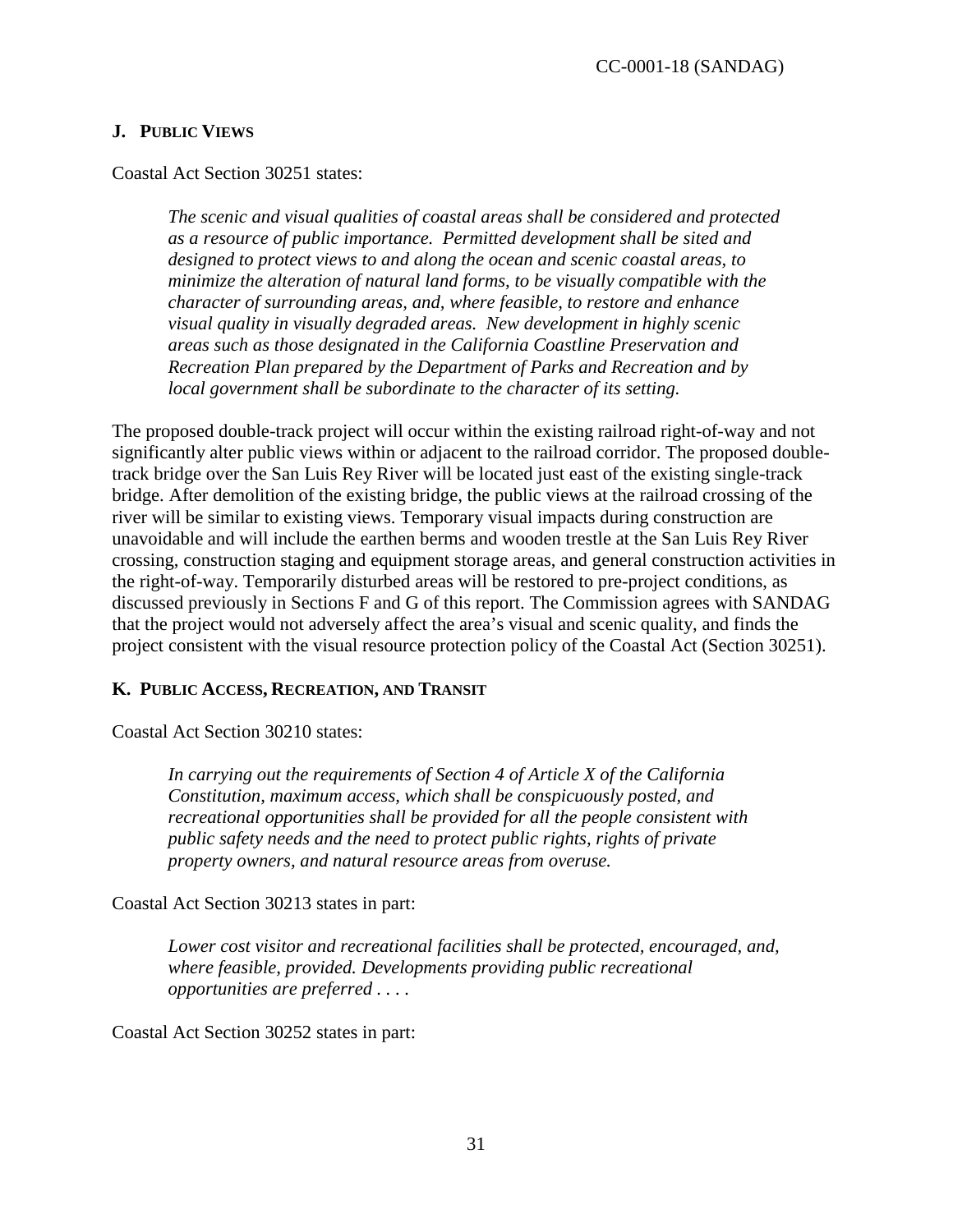## J. Public Views

Coastal Act Section 30251 states:

> *The scenic and visual qualities of coastal areas shall be considered and protected as a resource of public importance. Permitted development shall be sited and designed to protect views to and along the ocean and scenic coastal areas, to minimize the alteration of natural land forms, to be visually compatible with the character of surrounding areas, and, where feasible, to restore and enhance visual quality in visually degraded areas. New development in highly scenic areas such as those designated in the California Coastline Preservation and Recreation Plan prepared by the Department of Parks and Recreation and by local government shall be subordinate to the character of its setting.*

The proposed double-track project will occur within the existing railroad right-of-way and not significantly alter public views within or adjacent to the railroad corridor. The proposed double-track bridge over the San Luis Rey River will be located just east of the existing single-track bridge. After demolition of the existing bridge, the public views at the railroad crossing of the river will be similar to existing views. Temporary visual impacts during construction are unavoidable and will include the earthen berms and wooden trestle at the San Luis Rey River crossing, construction staging and equipment storage areas, and general construction activities in the right-of-way. Temporarily disturbed areas will be restored to pre-project conditions, as discussed previously in Sections F and G of this report. The Commission agrees with SANDAG that the project would not adversely affect the area's visual and scenic quality, and finds the project consistent with the visual resource protection policy of the Coastal Act (Section 30251).

## K. Public Access, Recreation, and Transit

Coastal Act Section 30210 states:

> *In carrying out the requirements of Section 4 of Article X of the California Constitution, maximum access, which shall be conspicuously posted, and recreational opportunities shall be provided for all the people consistent with public safety needs and the need to protect public rights, rights of private property owners, and natural resource areas from overuse.*

Coastal Act Section 30213 states in part:

> *Lower cost visitor and recreational facilities shall be protected, encouraged, and, where feasible, provided. Developments providing public recreational opportunities are preferred . . . .*

Coastal Act Section 30252 states in part: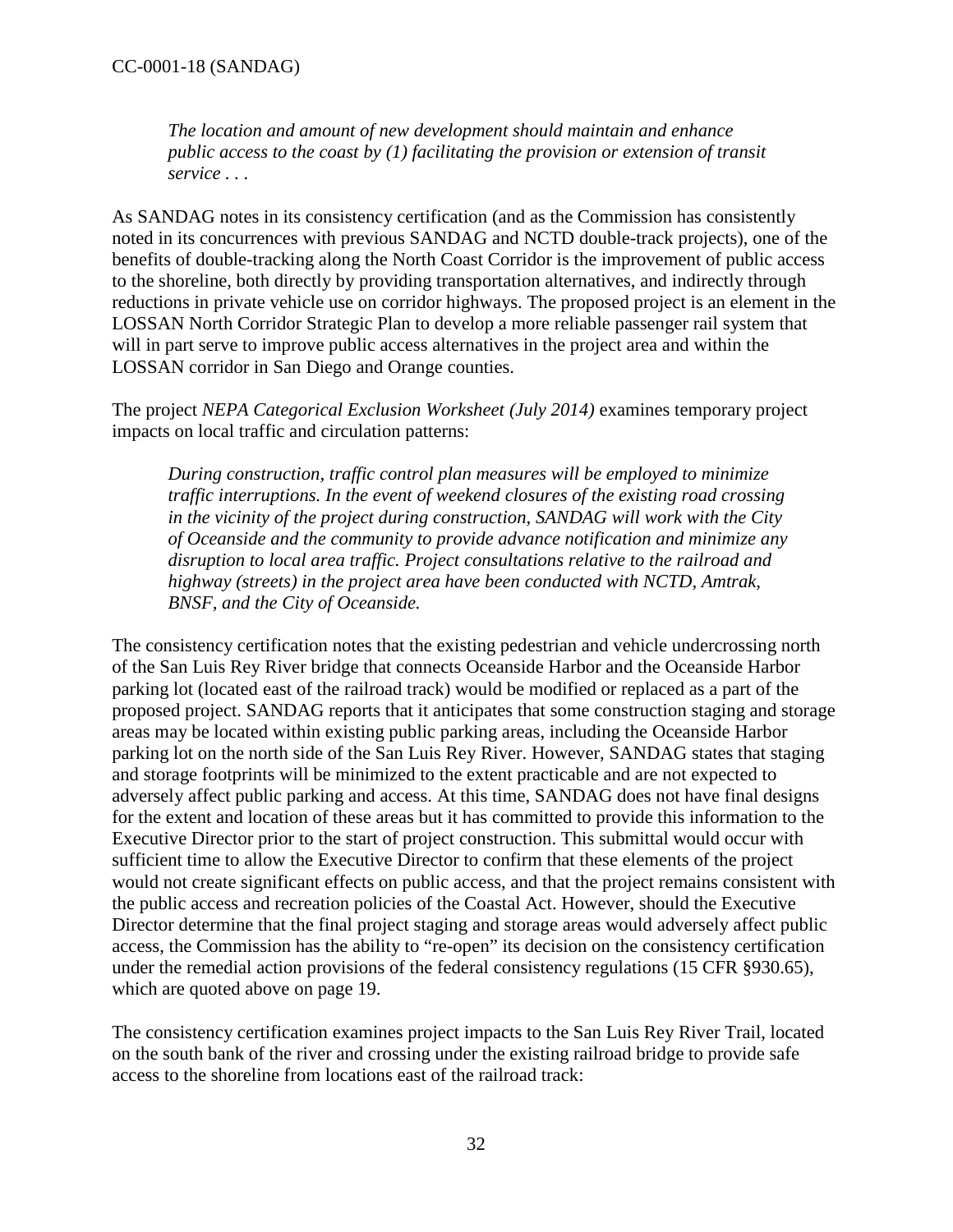> *The location and amount of new development should maintain and enhance public access to the coast by (1) facilitating the provision or extension of transit service . . .*

As SANDAG notes in its consistency certification (and as the Commission has consistently noted in its concurrences with previous SANDAG and NCTD double-track projects), one of the benefits of double-tracking along the North Coast Corridor is the improvement of public access to the shoreline, both directly by providing transportation alternatives, and indirectly through reductions in private vehicle use on corridor highways. The proposed project is an element in the LOSSAN North Corridor Strategic Plan to develop a more reliable passenger rail system that will in part serve to improve public access alternatives in the project area and within the LOSSAN corridor in San Diego and Orange counties.

The project *NEPA Categorical Exclusion Worksheet (July 2014)* examines temporary project impacts on local traffic and circulation patterns:

> *During construction, traffic control plan measures will be employed to minimize traffic interruptions. In the event of weekend closures of the existing road crossing in the vicinity of the project during construction, SANDAG will work with the City of Oceanside and the community to provide advance notification and minimize any disruption to local area traffic. Project consultations relative to the railroad and highway (streets) in the project area have been conducted with NCTD, Amtrak, BNSF, and the City of Oceanside.*

The consistency certification notes that the existing pedestrian and vehicle undercrossing north of the San Luis Rey River bridge that connects Oceanside Harbor and the Oceanside Harbor parking lot (located east of the railroad track) would be modified or replaced as a part of the proposed project. SANDAG reports that it anticipates that some construction staging and storage areas may be located within existing public parking areas, including the Oceanside Harbor parking lot on the north side of the San Luis Rey River. However, SANDAG states that staging and storage footprints will be minimized to the extent practicable and are not expected to adversely affect public parking and access. At this time, SANDAG does not have final designs for the extent and location of these areas but it has committed to provide this information to the Executive Director prior to the start of project construction. This submittal would occur with sufficient time to allow the Executive Director to confirm that these elements of the project would not create significant effects on public access, and that the project remains consistent with the public access and recreation policies of the Coastal Act. However, should the Executive Director determine that the final project staging and storage areas would adversely affect public access, the Commission has the ability to "re-open" its decision on the consistency certification under the remedial action provisions of the federal consistency regulations (15 CFR §930.65), which are quoted above on page 19.

The consistency certification examines project impacts to the San Luis Rey River Trail, located on the south bank of the river and crossing under the existing railroad bridge to provide safe access to the shoreline from locations east of the railroad track: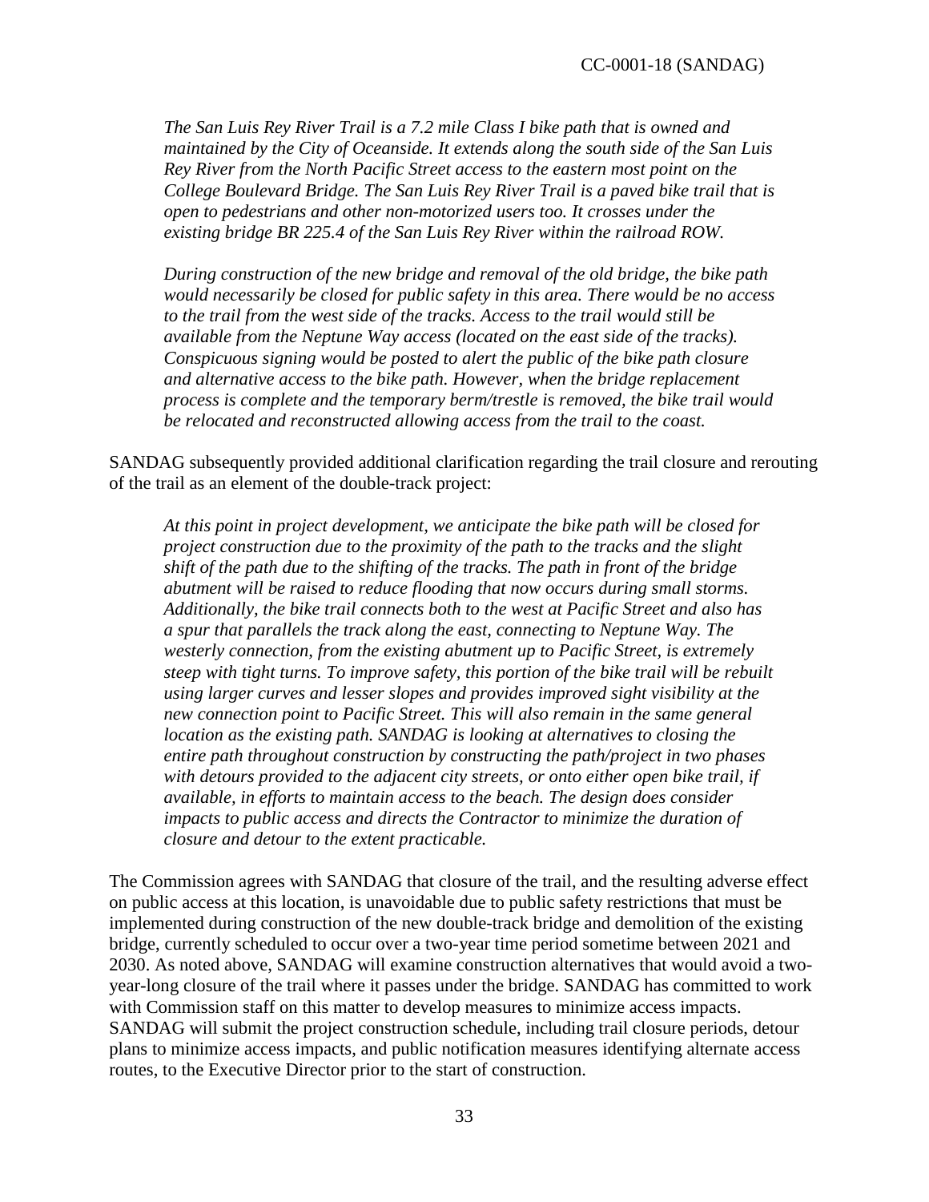*The San Luis Rey River Trail is a 7.2 mile Class I bike path that is owned and maintained by the City of Oceanside. It extends along the south side of the San Luis Rey River from the North Pacific Street access to the eastern most point on the College Boulevard Bridge. The San Luis Rey River Trail is a paved bike trail that is open to pedestrians and other non-motorized users too. It crosses under the existing bridge BR 225.4 of the San Luis Rey River within the railroad ROW.*

*During construction of the new bridge and removal of the old bridge, the bike path would necessarily be closed for public safety in this area. There would be no access to the trail from the west side of the tracks. Access to the trail would still be available from the Neptune Way access (located on the east side of the tracks). Conspicuous signing would be posted to alert the public of the bike path closure and alternative access to the bike path. However, when the bridge replacement process is complete and the temporary berm/trestle is removed, the bike trail would be relocated and reconstructed allowing access from the trail to the coast.*

SANDAG subsequently provided additional clarification regarding the trail closure and rerouting of the trail as an element of the double-track project:

*At this point in project development, we anticipate the bike path will be closed for project construction due to the proximity of the path to the tracks and the slight shift of the path due to the shifting of the tracks. The path in front of the bridge abutment will be raised to reduce flooding that now occurs during small storms. Additionally, the bike trail connects both to the west at Pacific Street and also has a spur that parallels the track along the east, connecting to Neptune Way. The westerly connection, from the existing abutment up to Pacific Street, is extremely steep with tight turns. To improve safety, this portion of the bike trail will be rebuilt using larger curves and lesser slopes and provides improved sight visibility at the new connection point to Pacific Street. This will also remain in the same general location as the existing path. SANDAG is looking at alternatives to closing the entire path throughout construction by constructing the path/project in two phases with detours provided to the adjacent city streets, or onto either open bike trail, if available, in efforts to maintain access to the beach. The design does consider impacts to public access and directs the Contractor to minimize the duration of closure and detour to the extent practicable.*

The Commission agrees with SANDAG that closure of the trail, and the resulting adverse effect on public access at this location, is unavoidable due to public safety restrictions that must be implemented during construction of the new double-track bridge and demolition of the existing bridge, currently scheduled to occur over a two-year time period sometime between 2021 and 2030. As noted above, SANDAG will examine construction alternatives that would avoid a two-year-long closure of the trail where it passes under the bridge. SANDAG has committed to work with Commission staff on this matter to develop measures to minimize access impacts. SANDAG will submit the project construction schedule, including trail closure periods, detour plans to minimize access impacts, and public notification measures identifying alternate access routes, to the Executive Director prior to the start of construction.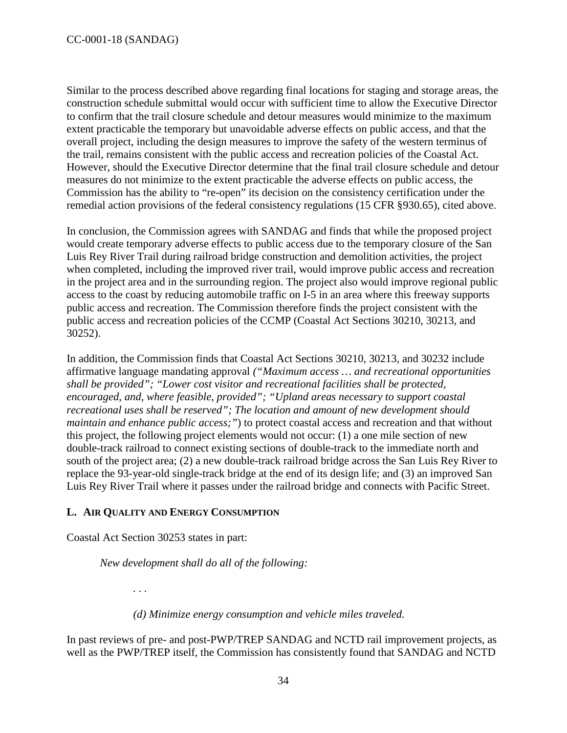Similar to the process described above regarding final locations for staging and storage areas, the construction schedule submittal would occur with sufficient time to allow the Executive Director to confirm that the trail closure schedule and detour measures would minimize to the maximum extent practicable the temporary but unavoidable adverse effects on public access, and that the overall project, including the design measures to improve the safety of the western terminus of the trail, remains consistent with the public access and recreation policies of the Coastal Act. However, should the Executive Director determine that the final trail closure schedule and detour measures do not minimize to the extent practicable the adverse effects on public access, the Commission has the ability to "re-open" its decision on the consistency certification under the remedial action provisions of the federal consistency regulations (15 CFR §930.65), cited above.

In conclusion, the Commission agrees with SANDAG and finds that while the proposed project would create temporary adverse effects to public access due to the temporary closure of the San Luis Rey River Trail during railroad bridge construction and demolition activities, the project when completed, including the improved river trail, would improve public access and recreation in the project area and in the surrounding region. The project also would improve regional public access to the coast by reducing automobile traffic on I-5 in an area where this freeway supports public access and recreation. The Commission therefore finds the project consistent with the public access and recreation policies of the CCMP (Coastal Act Sections 30210, 30213, and 30252).

In addition, the Commission finds that Coastal Act Sections 30210, 30213, and 30232 include affirmative language mandating approval *("Maximum access … and recreational opportunities shall be provided"; "Lower cost visitor and recreational facilities shall be protected, encouraged, and, where feasible, provided"; "Upland areas necessary to support coastal recreational uses shall be reserved"; The location and amount of new development should maintain and enhance public access;"*) to protect coastal access and recreation and that without this project, the following project elements would not occur: (1) a one mile section of new double-track railroad to connect existing sections of double-track to the immediate north and south of the project area; (2) a new double-track railroad bridge across the San Luis Rey River to replace the 93-year-old single-track bridge at the end of its design life; and (3) an improved San Luis Rey River Trail where it passes under the railroad bridge and connects with Pacific Street.

### L. AIR QUALITY AND ENERGY CONSUMPTION

Coastal Act Section 30253 states in part:

> *New development shall do all of the following:*
>
> . . .
>
> *(d) Minimize energy consumption and vehicle miles traveled.*

In past reviews of pre- and post-PWP/TREP SANDAG and NCTD rail improvement projects, as well as the PWP/TREP itself, the Commission has consistently found that SANDAG and NCTD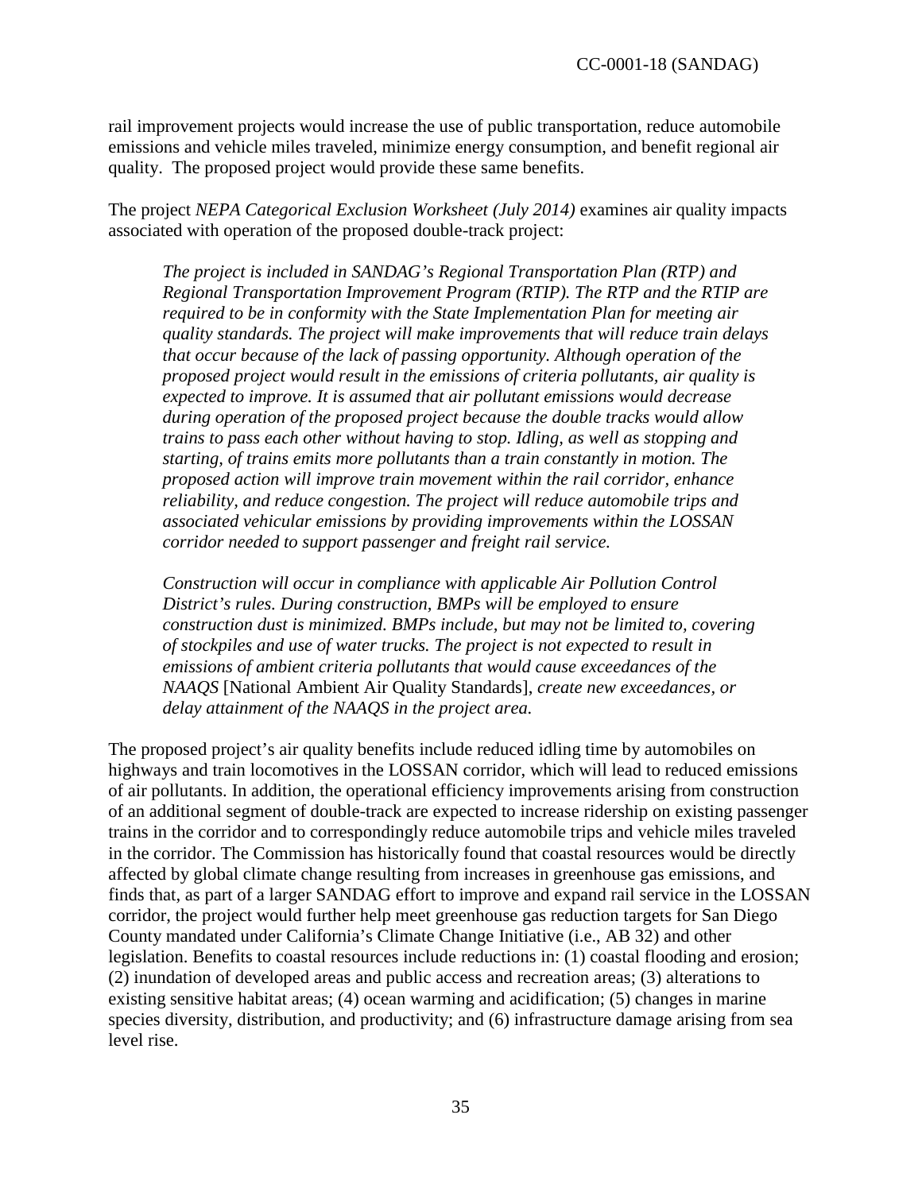rail improvement projects would increase the use of public transportation, reduce automobile emissions and vehicle miles traveled, minimize energy consumption, and benefit regional air quality. The proposed project would provide these same benefits.

The project *NEPA Categorical Exclusion Worksheet (July 2014)* examines air quality impacts associated with operation of the proposed double-track project:

> *The project is included in SANDAG's Regional Transportation Plan (RTP) and Regional Transportation Improvement Program (RTIP). The RTP and the RTIP are required to be in conformity with the State Implementation Plan for meeting air quality standards. The project will make improvements that will reduce train delays that occur because of the lack of passing opportunity. Although operation of the proposed project would result in the emissions of criteria pollutants, air quality is expected to improve. It is assumed that air pollutant emissions would decrease during operation of the proposed project because the double tracks would allow trains to pass each other without having to stop. Idling, as well as stopping and starting, of trains emits more pollutants than a train constantly in motion. The proposed action will improve train movement within the rail corridor, enhance reliability, and reduce congestion. The project will reduce automobile trips and associated vehicular emissions by providing improvements within the LOSSAN corridor needed to support passenger and freight rail service.*
>
> *Construction will occur in compliance with applicable Air Pollution Control District's rules. During construction, BMPs will be employed to ensure construction dust is minimized. BMPs include, but may not be limited to, covering of stockpiles and use of water trucks. The project is not expected to result in emissions of ambient criteria pollutants that would cause exceedances of the NAAQS* [National Ambient Air Quality Standards], *create new exceedances, or delay attainment of the NAAQS in the project area.*

The proposed project's air quality benefits include reduced idling time by automobiles on highways and train locomotives in the LOSSAN corridor, which will lead to reduced emissions of air pollutants. In addition, the operational efficiency improvements arising from construction of an additional segment of double-track are expected to increase ridership on existing passenger trains in the corridor and to correspondingly reduce automobile trips and vehicle miles traveled in the corridor. The Commission has historically found that coastal resources would be directly affected by global climate change resulting from increases in greenhouse gas emissions, and finds that, as part of a larger SANDAG effort to improve and expand rail service in the LOSSAN corridor, the project would further help meet greenhouse gas reduction targets for San Diego County mandated under California's Climate Change Initiative (i.e., AB 32) and other legislation. Benefits to coastal resources include reductions in: (1) coastal flooding and erosion; (2) inundation of developed areas and public access and recreation areas; (3) alterations to existing sensitive habitat areas; (4) ocean warming and acidification; (5) changes in marine species diversity, distribution, and productivity; and (6) infrastructure damage arising from sea level rise.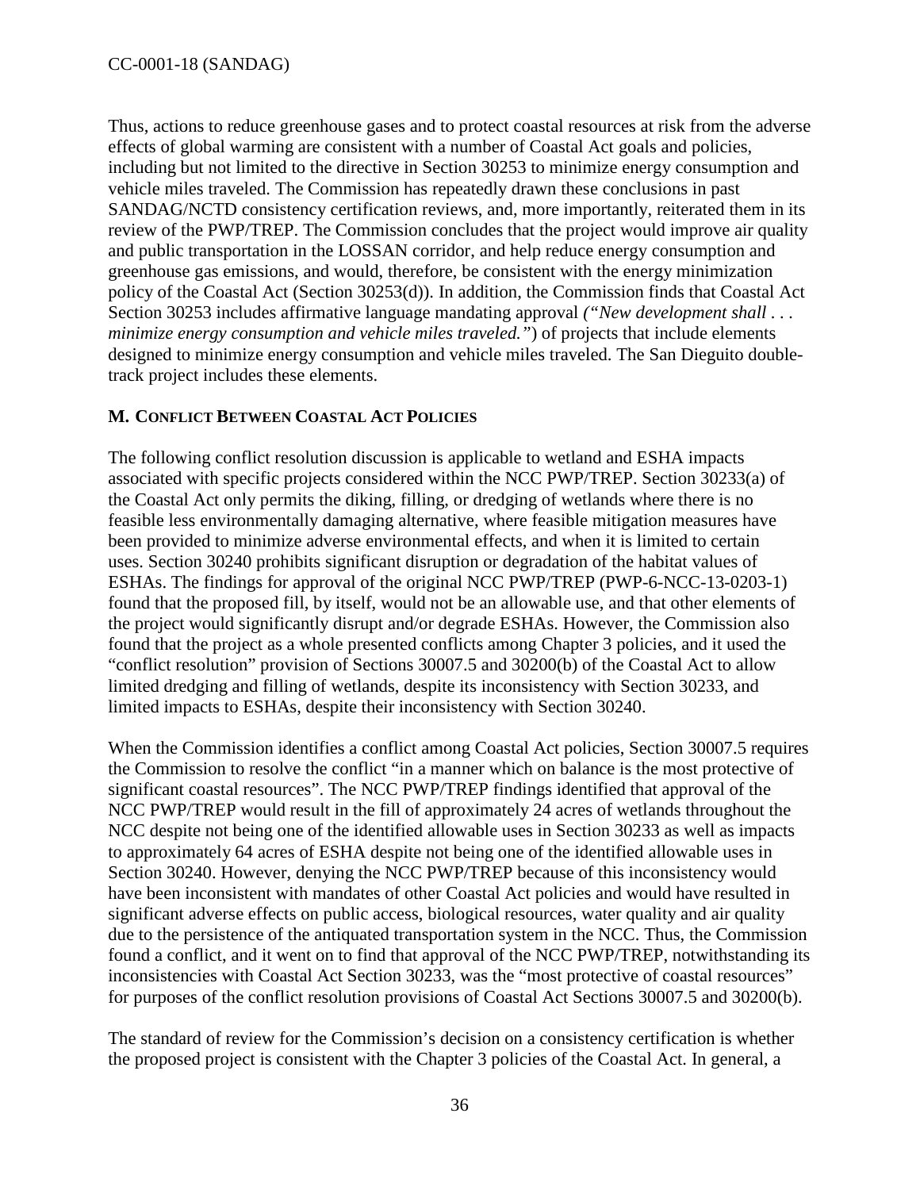Thus, actions to reduce greenhouse gases and to protect coastal resources at risk from the adverse effects of global warming are consistent with a number of Coastal Act goals and policies, including but not limited to the directive in Section 30253 to minimize energy consumption and vehicle miles traveled. The Commission has repeatedly drawn these conclusions in past SANDAG/NCTD consistency certification reviews, and, more importantly, reiterated them in its review of the PWP/TREP. The Commission concludes that the project would improve air quality and public transportation in the LOSSAN corridor, and help reduce energy consumption and greenhouse gas emissions, and would, therefore, be consistent with the energy minimization policy of the Coastal Act (Section 30253(d)). In addition, the Commission finds that Coastal Act Section 30253 includes affirmative language mandating approval *("New development shall . . . minimize energy consumption and vehicle miles traveled.")* of projects that include elements designed to minimize energy consumption and vehicle miles traveled. The San Dieguito double-track project includes these elements.

### M. Conflict Between Coastal Act Policies

The following conflict resolution discussion is applicable to wetland and ESHA impacts associated with specific projects considered within the NCC PWP/TREP. Section 30233(a) of the Coastal Act only permits the diking, filling, or dredging of wetlands where there is no feasible less environmentally damaging alternative, where feasible mitigation measures have been provided to minimize adverse environmental effects, and when it is limited to certain uses. Section 30240 prohibits significant disruption or degradation of the habitat values of ESHAs. The findings for approval of the original NCC PWP/TREP (PWP-6-NCC-13-0203-1) found that the proposed fill, by itself, would not be an allowable use, and that other elements of the project would significantly disrupt and/or degrade ESHAs. However, the Commission also found that the project as a whole presented conflicts among Chapter 3 policies, and it used the "conflict resolution" provision of Sections 30007.5 and 30200(b) of the Coastal Act to allow limited dredging and filling of wetlands, despite its inconsistency with Section 30233, and limited impacts to ESHAs, despite their inconsistency with Section 30240.

When the Commission identifies a conflict among Coastal Act policies, Section 30007.5 requires the Commission to resolve the conflict "in a manner which on balance is the most protective of significant coastal resources". The NCC PWP/TREP findings identified that approval of the NCC PWP/TREP would result in the fill of approximately 24 acres of wetlands throughout the NCC despite not being one of the identified allowable uses in Section 30233 as well as impacts to approximately 64 acres of ESHA despite not being one of the identified allowable uses in Section 30240. However, denying the NCC PWP/TREP because of this inconsistency would have been inconsistent with mandates of other Coastal Act policies and would have resulted in significant adverse effects on public access, biological resources, water quality and air quality due to the persistence of the antiquated transportation system in the NCC. Thus, the Commission found a conflict, and it went on to find that approval of the NCC PWP/TREP, notwithstanding its inconsistencies with Coastal Act Section 30233, was the "most protective of coastal resources" for purposes of the conflict resolution provisions of Coastal Act Sections 30007.5 and 30200(b).

The standard of review for the Commission's decision on a consistency certification is whether the proposed project is consistent with the Chapter 3 policies of the Coastal Act. In general, a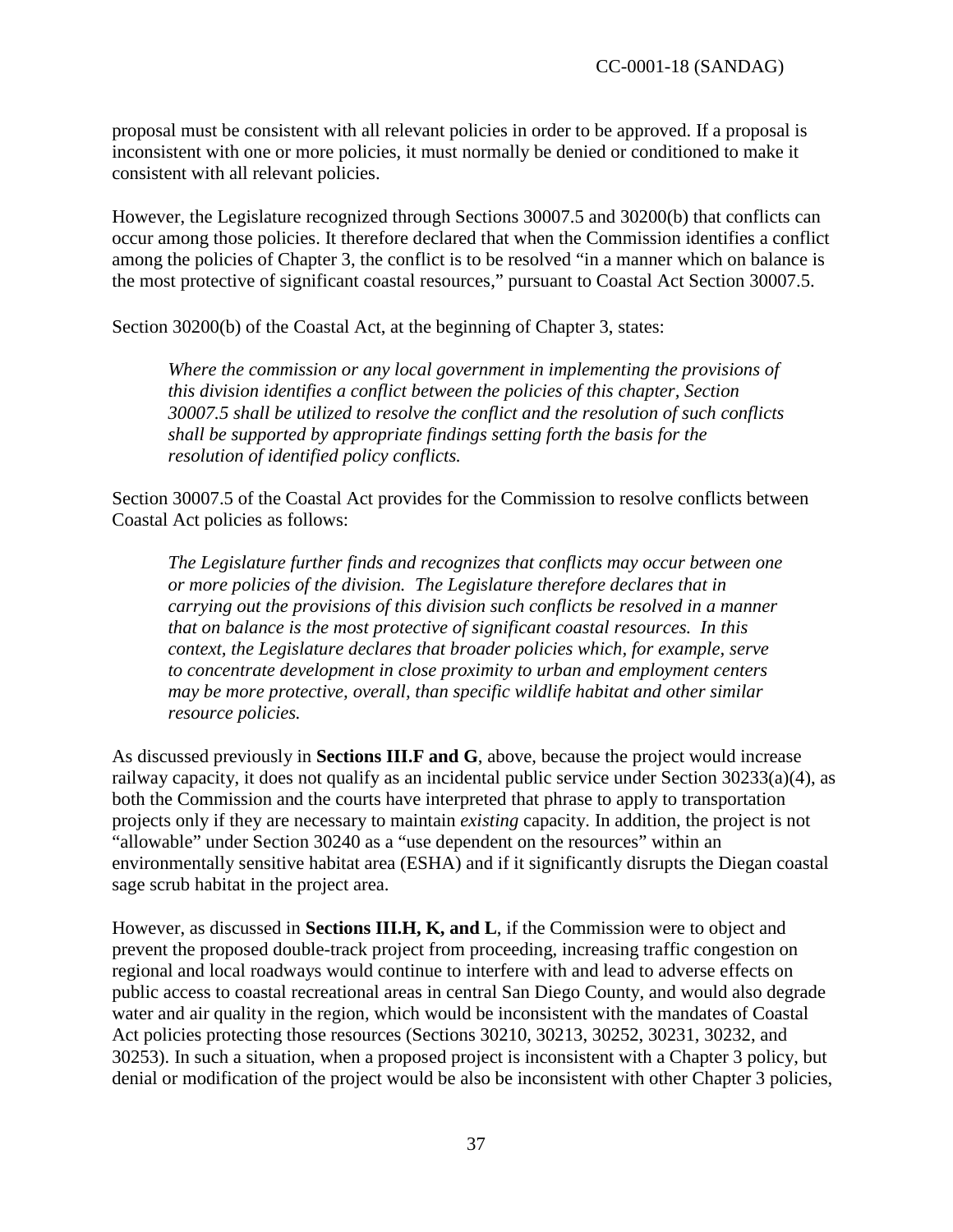proposal must be consistent with all relevant policies in order to be approved. If a proposal is inconsistent with one or more policies, it must normally be denied or conditioned to make it consistent with all relevant policies.

However, the Legislature recognized through Sections 30007.5 and 30200(b) that conflicts can occur among those policies. It therefore declared that when the Commission identifies a conflict among the policies of Chapter 3, the conflict is to be resolved "in a manner which on balance is the most protective of significant coastal resources," pursuant to Coastal Act Section 30007.5.

Section 30200(b) of the Coastal Act, at the beginning of Chapter 3, states:

> *Where the commission or any local government in implementing the provisions of this division identifies a conflict between the policies of this chapter, Section 30007.5 shall be utilized to resolve the conflict and the resolution of such conflicts shall be supported by appropriate findings setting forth the basis for the resolution of identified policy conflicts.*

Section 30007.5 of the Coastal Act provides for the Commission to resolve conflicts between Coastal Act policies as follows:

> *The Legislature further finds and recognizes that conflicts may occur between one or more policies of the division. The Legislature therefore declares that in carrying out the provisions of this division such conflicts be resolved in a manner that on balance is the most protective of significant coastal resources. In this context, the Legislature declares that broader policies which, for example, serve to concentrate development in close proximity to urban and employment centers may be more protective, overall, than specific wildlife habitat and other similar resource policies.*

As discussed previously in **Sections III.F and G**, above, because the project would increase railway capacity, it does not qualify as an incidental public service under Section 30233(a)(4), as both the Commission and the courts have interpreted that phrase to apply to transportation projects only if they are necessary to maintain *existing* capacity. In addition, the project is not "allowable" under Section 30240 as a "use dependent on the resources" within an environmentally sensitive habitat area (ESHA) and if it significantly disrupts the Diegan coastal sage scrub habitat in the project area.

However, as discussed in **Sections III.H, K, and L**, if the Commission were to object and prevent the proposed double-track project from proceeding, increasing traffic congestion on regional and local roadways would continue to interfere with and lead to adverse effects on public access to coastal recreational areas in central San Diego County, and would also degrade water and air quality in the region, which would be inconsistent with the mandates of Coastal Act policies protecting those resources (Sections 30210, 30213, 30252, 30231, 30232, and 30253). In such a situation, when a proposed project is inconsistent with a Chapter 3 policy, but denial or modification of the project would be also be inconsistent with other Chapter 3 policies,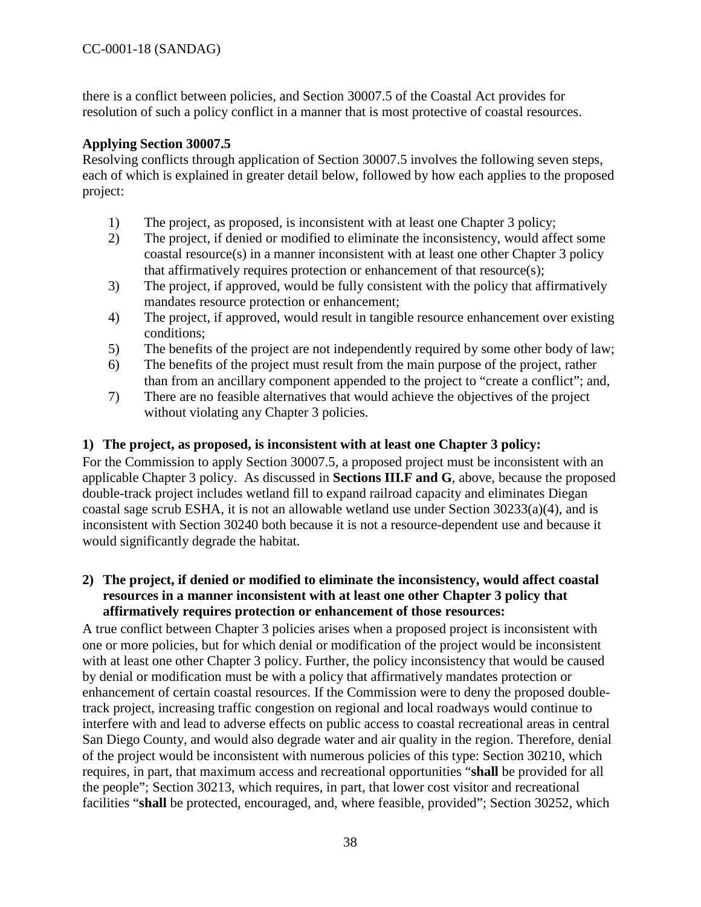there is a conflict between policies, and Section 30007.5 of the Coastal Act provides for resolution of such a policy conflict in a manner that is most protective of coastal resources.

**Applying Section 30007.5**

Resolving conflicts through application of Section 30007.5 involves the following seven steps, each of which is explained in greater detail below, followed by how each applies to the proposed project:

1) The project, as proposed, is inconsistent with at least one Chapter 3 policy;
2) The project, if denied or modified to eliminate the inconsistency, would affect some coastal resource(s) in a manner inconsistent with at least one other Chapter 3 policy that affirmatively requires protection or enhancement of that resource(s);
3) The project, if approved, would be fully consistent with the policy that affirmatively mandates resource protection or enhancement;
4) The project, if approved, would result in tangible resource enhancement over existing conditions;
5) The benefits of the project are not independently required by some other body of law;
6) The benefits of the project must result from the main purpose of the project, rather than from an ancillary component appended to the project to "create a conflict"; and,
7) There are no feasible alternatives that would achieve the objectives of the project without violating any Chapter 3 policies.

**1) The project, as proposed, is inconsistent with at least one Chapter 3 policy:**

For the Commission to apply Section 30007.5, a proposed project must be inconsistent with an applicable Chapter 3 policy. As discussed in **Sections III.F and G**, above, because the proposed double-track project includes wetland fill to expand railroad capacity and eliminates Diegan coastal sage scrub ESHA, it is not an allowable wetland use under Section 30233(a)(4), and is inconsistent with Section 30240 both because it is not a resource-dependent use and because it would significantly degrade the habitat.

**2) The project, if denied or modified to eliminate the inconsistency, would affect coastal resources in a manner inconsistent with at least one other Chapter 3 policy that affirmatively requires protection or enhancement of those resources:**

A true conflict between Chapter 3 policies arises when a proposed project is inconsistent with one or more policies, but for which denial or modification of the project would be inconsistent with at least one other Chapter 3 policy. Further, the policy inconsistency that would be caused by denial or modification must be with a policy that affirmatively mandates protection or enhancement of certain coastal resources. If the Commission were to deny the proposed double-track project, increasing traffic congestion on regional and local roadways would continue to interfere with and lead to adverse effects on public access to coastal recreational areas in central San Diego County, and would also degrade water and air quality in the region. Therefore, denial of the project would be inconsistent with numerous policies of this type: Section 30210, which requires, in part, that maximum access and recreational opportunities "**shall** be provided for all the people"; Section 30213, which requires, in part, that lower cost visitor and recreational facilities "**shall** be protected, encouraged, and, where feasible, provided"; Section 30252, which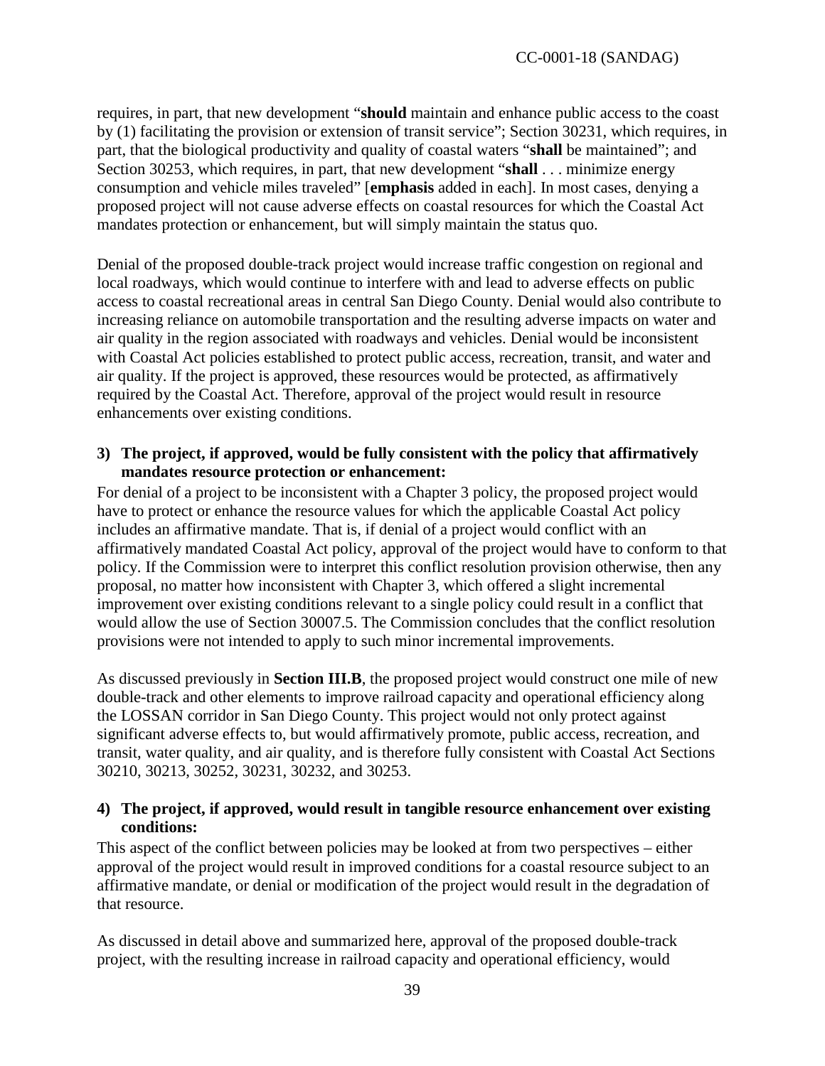requires, in part, that new development "**should** maintain and enhance public access to the coast by (1) facilitating the provision or extension of transit service"; Section 30231, which requires, in part, that the biological productivity and quality of coastal waters "**shall** be maintained"; and Section 30253, which requires, in part, that new development "**shall** . . . minimize energy consumption and vehicle miles traveled" [**emphasis** added in each]. In most cases, denying a proposed project will not cause adverse effects on coastal resources for which the Coastal Act mandates protection or enhancement, but will simply maintain the status quo.

Denial of the proposed double-track project would increase traffic congestion on regional and local roadways, which would continue to interfere with and lead to adverse effects on public access to coastal recreational areas in central San Diego County. Denial would also contribute to increasing reliance on automobile transportation and the resulting adverse impacts on water and air quality in the region associated with roadways and vehicles. Denial would be inconsistent with Coastal Act policies established to protect public access, recreation, transit, and water and air quality. If the project is approved, these resources would be protected, as affirmatively required by the Coastal Act. Therefore, approval of the project would result in resource enhancements over existing conditions.

**3) The project, if approved, would be fully consistent with the policy that affirmatively mandates resource protection or enhancement:**

For denial of a project to be inconsistent with a Chapter 3 policy, the proposed project would have to protect or enhance the resource values for which the applicable Coastal Act policy includes an affirmative mandate. That is, if denial of a project would conflict with an affirmatively mandated Coastal Act policy, approval of the project would have to conform to that policy. If the Commission were to interpret this conflict resolution provision otherwise, then any proposal, no matter how inconsistent with Chapter 3, which offered a slight incremental improvement over existing conditions relevant to a single policy could result in a conflict that would allow the use of Section 30007.5. The Commission concludes that the conflict resolution provisions were not intended to apply to such minor incremental improvements.

As discussed previously in **Section III.B**, the proposed project would construct one mile of new double-track and other elements to improve railroad capacity and operational efficiency along the LOSSAN corridor in San Diego County. This project would not only protect against significant adverse effects to, but would affirmatively promote, public access, recreation, and transit, water quality, and air quality, and is therefore fully consistent with Coastal Act Sections 30210, 30213, 30252, 30231, 30232, and 30253.

**4) The project, if approved, would result in tangible resource enhancement over existing conditions:**

This aspect of the conflict between policies may be looked at from two perspectives – either approval of the project would result in improved conditions for a coastal resource subject to an affirmative mandate, or denial or modification of the project would result in the degradation of that resource.

As discussed in detail above and summarized here, approval of the proposed double-track project, with the resulting increase in railroad capacity and operational efficiency, would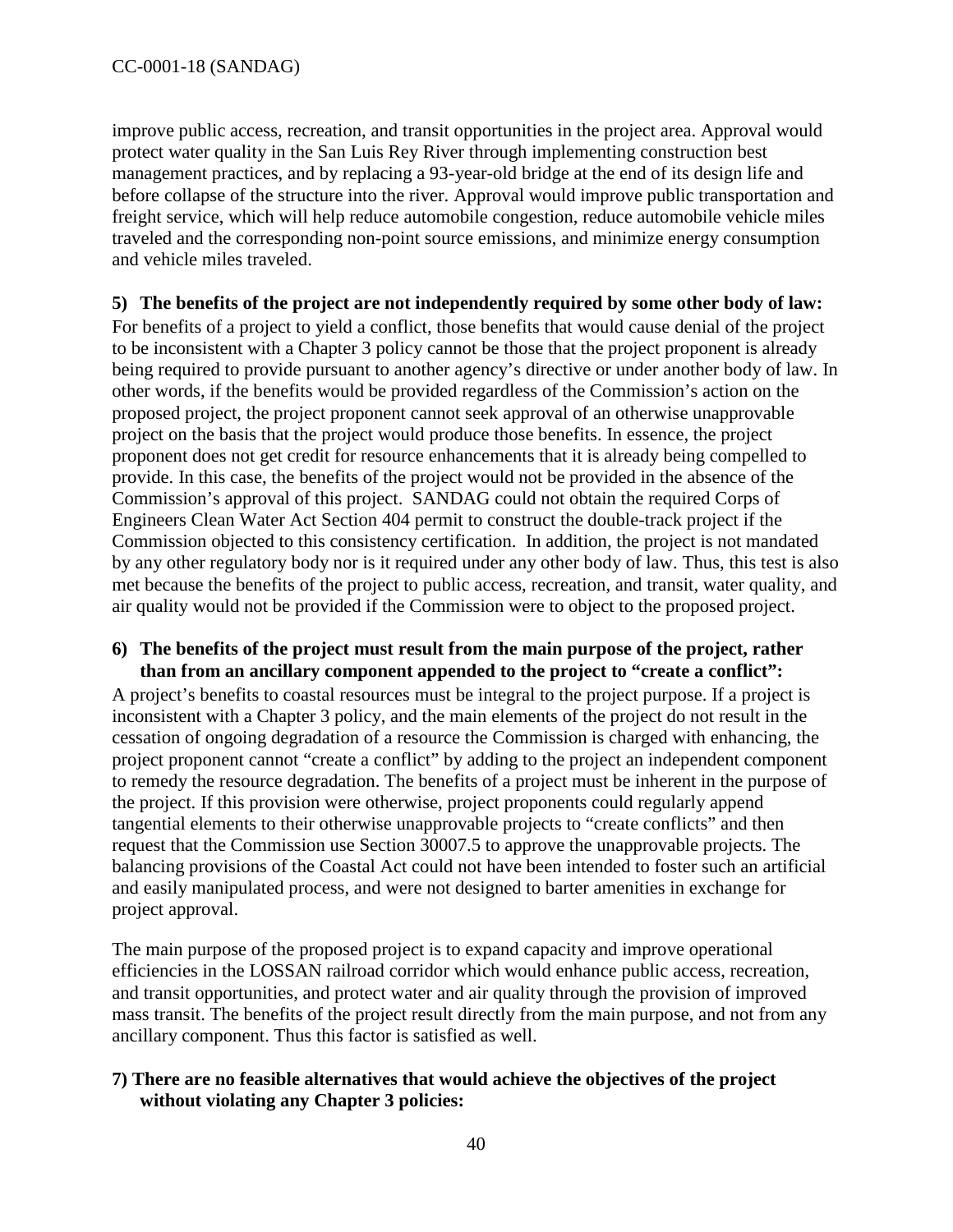improve public access, recreation, and transit opportunities in the project area. Approval would protect water quality in the San Luis Rey River through implementing construction best management practices, and by replacing a 93-year-old bridge at the end of its design life and before collapse of the structure into the river. Approval would improve public transportation and freight service, which will help reduce automobile congestion, reduce automobile vehicle miles traveled and the corresponding non-point source emissions, and minimize energy consumption and vehicle miles traveled.

**5) The benefits of the project are not independently required by some other body of law:**
For benefits of a project to yield a conflict, those benefits that would cause denial of the project to be inconsistent with a Chapter 3 policy cannot be those that the project proponent is already being required to provide pursuant to another agency's directive or under another body of law. In other words, if the benefits would be provided regardless of the Commission's action on the proposed project, the project proponent cannot seek approval of an otherwise unapprovable project on the basis that the project would produce those benefits. In essence, the project proponent does not get credit for resource enhancements that it is already being compelled to provide. In this case, the benefits of the project would not be provided in the absence of the Commission's approval of this project. SANDAG could not obtain the required Corps of Engineers Clean Water Act Section 404 permit to construct the double-track project if the Commission objected to this consistency certification. In addition, the project is not mandated by any other regulatory body nor is it required under any other body of law. Thus, this test is also met because the benefits of the project to public access, recreation, and transit, water quality, and air quality would not be provided if the Commission were to object to the proposed project.

**6) The benefits of the project must result from the main purpose of the project, rather than from an ancillary component appended to the project to "create a conflict":**
A project's benefits to coastal resources must be integral to the project purpose. If a project is inconsistent with a Chapter 3 policy, and the main elements of the project do not result in the cessation of ongoing degradation of a resource the Commission is charged with enhancing, the project proponent cannot "create a conflict" by adding to the project an independent component to remedy the resource degradation. The benefits of a project must be inherent in the purpose of the project. If this provision were otherwise, project proponents could regularly append tangential elements to their otherwise unapprovable projects to "create conflicts" and then request that the Commission use Section 30007.5 to approve the unapprovable projects. The balancing provisions of the Coastal Act could not have been intended to foster such an artificial and easily manipulated process, and were not designed to barter amenities in exchange for project approval.

The main purpose of the proposed project is to expand capacity and improve operational efficiencies in the LOSSAN railroad corridor which would enhance public access, recreation, and transit opportunities, and protect water and air quality through the provision of improved mass transit. The benefits of the project result directly from the main purpose, and not from any ancillary component. Thus this factor is satisfied as well.

**7) There are no feasible alternatives that would achieve the objectives of the project without violating any Chapter 3 policies:**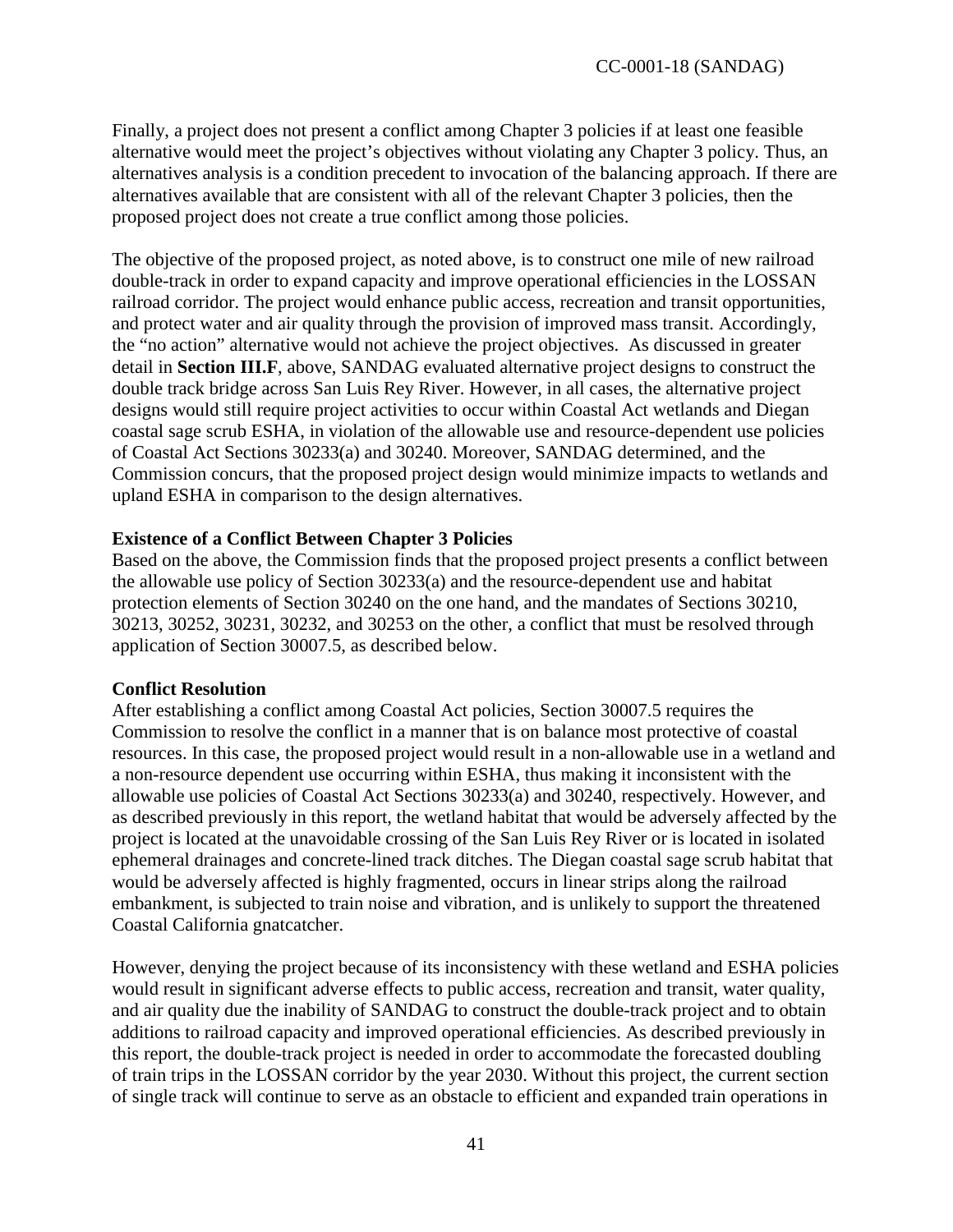Finally, a project does not present a conflict among Chapter 3 policies if at least one feasible alternative would meet the project's objectives without violating any Chapter 3 policy. Thus, an alternatives analysis is a condition precedent to invocation of the balancing approach. If there are alternatives available that are consistent with all of the relevant Chapter 3 policies, then the proposed project does not create a true conflict among those policies.

The objective of the proposed project, as noted above, is to construct one mile of new railroad double-track in order to expand capacity and improve operational efficiencies in the LOSSAN railroad corridor. The project would enhance public access, recreation and transit opportunities, and protect water and air quality through the provision of improved mass transit. Accordingly, the "no action" alternative would not achieve the project objectives. As discussed in greater detail in **Section III.F**, above, SANDAG evaluated alternative project designs to construct the double track bridge across San Luis Rey River. However, in all cases, the alternative project designs would still require project activities to occur within Coastal Act wetlands and Diegan coastal sage scrub ESHA, in violation of the allowable use and resource-dependent use policies of Coastal Act Sections 30233(a) and 30240. Moreover, SANDAG determined, and the Commission concurs, that the proposed project design would minimize impacts to wetlands and upland ESHA in comparison to the design alternatives.

**Existence of a Conflict Between Chapter 3 Policies**

Based on the above, the Commission finds that the proposed project presents a conflict between the allowable use policy of Section 30233(a) and the resource-dependent use and habitat protection elements of Section 30240 on the one hand, and the mandates of Sections 30210, 30213, 30252, 30231, 30232, and 30253 on the other, a conflict that must be resolved through application of Section 30007.5, as described below.

**Conflict Resolution**

After establishing a conflict among Coastal Act policies, Section 30007.5 requires the Commission to resolve the conflict in a manner that is on balance most protective of coastal resources. In this case, the proposed project would result in a non-allowable use in a wetland and a non-resource dependent use occurring within ESHA, thus making it inconsistent with the allowable use policies of Coastal Act Sections 30233(a) and 30240, respectively. However, and as described previously in this report, the wetland habitat that would be adversely affected by the project is located at the unavoidable crossing of the San Luis Rey River or is located in isolated ephemeral drainages and concrete-lined track ditches. The Diegan coastal sage scrub habitat that would be adversely affected is highly fragmented, occurs in linear strips along the railroad embankment, is subjected to train noise and vibration, and is unlikely to support the threatened Coastal California gnatcatcher.

However, denying the project because of its inconsistency with these wetland and ESHA policies would result in significant adverse effects to public access, recreation and transit, water quality, and air quality due the inability of SANDAG to construct the double-track project and to obtain additions to railroad capacity and improved operational efficiencies. As described previously in this report, the double-track project is needed in order to accommodate the forecasted doubling of train trips in the LOSSAN corridor by the year 2030. Without this project, the current section of single track will continue to serve as an obstacle to efficient and expanded train operations in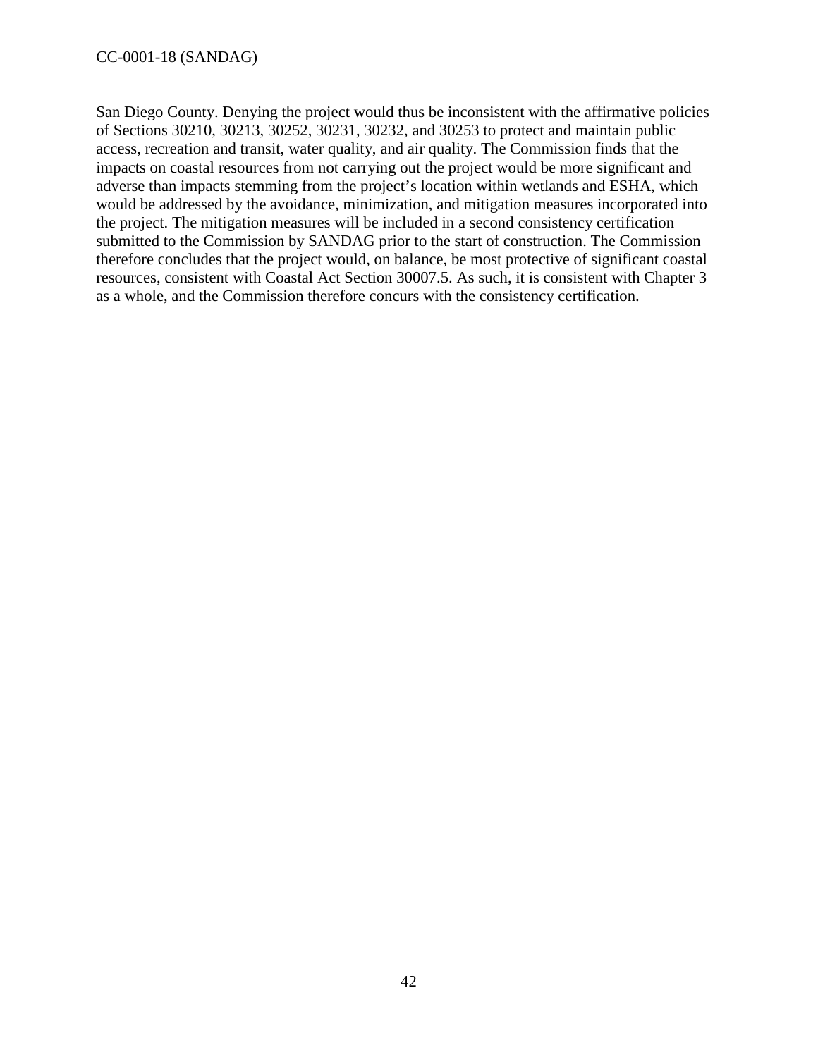San Diego County. Denying the project would thus be inconsistent with the affirmative policies of Sections 30210, 30213, 30252, 30231, 30232, and 30253 to protect and maintain public access, recreation and transit, water quality, and air quality. The Commission finds that the impacts on coastal resources from not carrying out the project would be more significant and adverse than impacts stemming from the project's location within wetlands and ESHA, which would be addressed by the avoidance, minimization, and mitigation measures incorporated into the project. The mitigation measures will be included in a second consistency certification submitted to the Commission by SANDAG prior to the start of construction. The Commission therefore concludes that the project would, on balance, be most protective of significant coastal resources, consistent with Coastal Act Section 30007.5. As such, it is consistent with Chapter 3 as a whole, and the Commission therefore concurs with the consistency certification.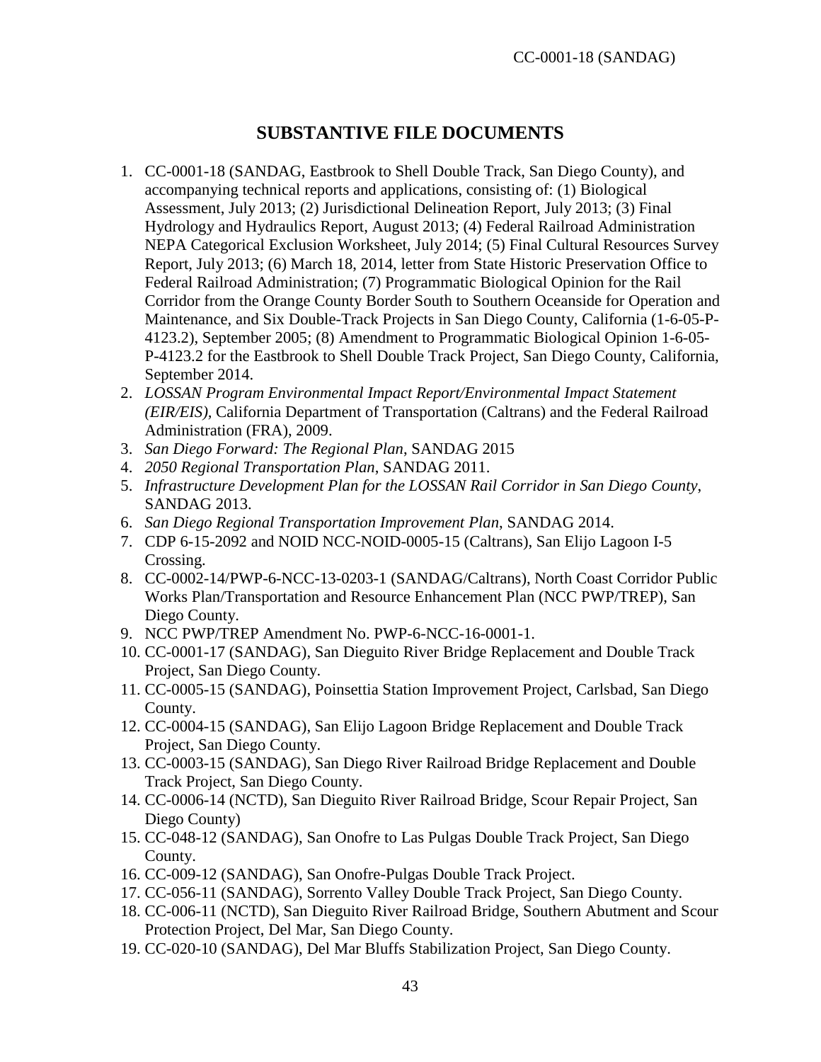# SUBSTANTIVE FILE DOCUMENTS

1. CC-0001-18 (SANDAG, Eastbrook to Shell Double Track, San Diego County), and accompanying technical reports and applications, consisting of: (1) Biological Assessment, July 2013; (2) Jurisdictional Delineation Report, July 2013; (3) Final Hydrology and Hydraulics Report, August 2013; (4) Federal Railroad Administration NEPA Categorical Exclusion Worksheet, July 2014; (5) Final Cultural Resources Survey Report, July 2013; (6) March 18, 2014, letter from State Historic Preservation Office to Federal Railroad Administration; (7) Programmatic Biological Opinion for the Rail Corridor from the Orange County Border South to Southern Oceanside for Operation and Maintenance, and Six Double-Track Projects in San Diego County, California (1-6-05-P-4123.2), September 2005; (8) Amendment to Programmatic Biological Opinion 1-6-05-P-4123.2 for the Eastbrook to Shell Double Track Project, San Diego County, California, September 2014.
2. *LOSSAN Program Environmental Impact Report/Environmental Impact Statement (EIR/EIS)*, California Department of Transportation (Caltrans) and the Federal Railroad Administration (FRA), 2009.
3. *San Diego Forward: The Regional Plan*, SANDAG 2015
4. *2050 Regional Transportation Plan*, SANDAG 2011.
5. *Infrastructure Development Plan for the LOSSAN Rail Corridor in San Diego County*, SANDAG 2013.
6. *San Diego Regional Transportation Improvement Plan*, SANDAG 2014.
7. CDP 6-15-2092 and NOID NCC-NOID-0005-15 (Caltrans), San Elijo Lagoon I-5 Crossing.
8. CC-0002-14/PWP-6-NCC-13-0203-1 (SANDAG/Caltrans), North Coast Corridor Public Works Plan/Transportation and Resource Enhancement Plan (NCC PWP/TREP), San Diego County.
9. NCC PWP/TREP Amendment No. PWP-6-NCC-16-0001-1.
10. CC-0001-17 (SANDAG), San Dieguito River Bridge Replacement and Double Track Project, San Diego County.
11. CC-0005-15 (SANDAG), Poinsettia Station Improvement Project, Carlsbad, San Diego County.
12. CC-0004-15 (SANDAG), San Elijo Lagoon Bridge Replacement and Double Track Project, San Diego County.
13. CC-0003-15 (SANDAG), San Diego River Railroad Bridge Replacement and Double Track Project, San Diego County.
14. CC-0006-14 (NCTD), San Dieguito River Railroad Bridge, Scour Repair Project, San Diego County)
15. CC-048-12 (SANDAG), San Onofre to Las Pulgas Double Track Project, San Diego County.
16. CC-009-12 (SANDAG), San Onofre-Pulgas Double Track Project.
17. CC-056-11 (SANDAG), Sorrento Valley Double Track Project, San Diego County.
18. CC-006-11 (NCTD), San Dieguito River Railroad Bridge, Southern Abutment and Scour Protection Project, Del Mar, San Diego County.
19. CC-020-10 (SANDAG), Del Mar Bluffs Stabilization Project, San Diego County.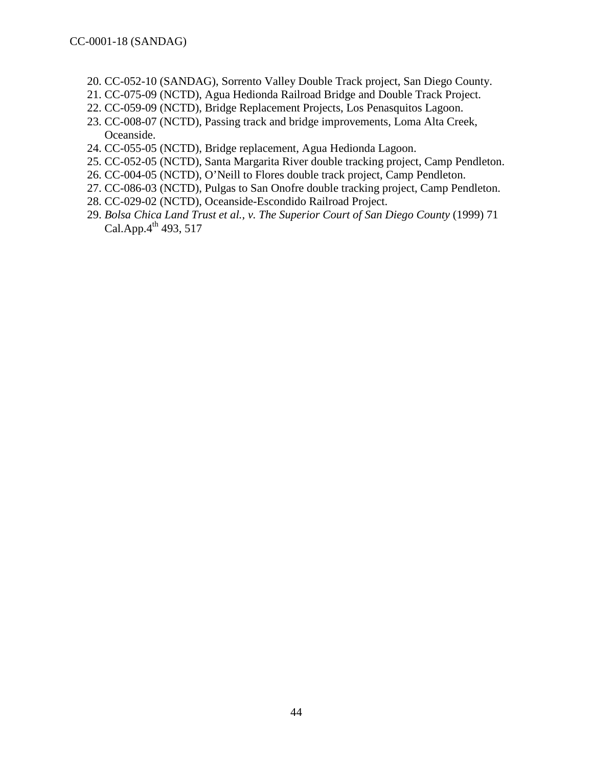20. CC-052-10 (SANDAG), Sorrento Valley Double Track project, San Diego County.
21. CC-075-09 (NCTD), Agua Hedionda Railroad Bridge and Double Track Project.
22. CC-059-09 (NCTD), Bridge Replacement Projects, Los Penasquitos Lagoon.
23. CC-008-07 (NCTD), Passing track and bridge improvements, Loma Alta Creek, Oceanside.
24. CC-055-05 (NCTD), Bridge replacement, Agua Hedionda Lagoon.
25. CC-052-05 (NCTD), Santa Margarita River double tracking project, Camp Pendleton.
26. CC-004-05 (NCTD), O'Neill to Flores double track project, Camp Pendleton.
27. CC-086-03 (NCTD), Pulgas to San Onofre double tracking project, Camp Pendleton.
28. CC-029-02 (NCTD), Oceanside-Escondido Railroad Project.
29. *Bolsa Chica Land Trust et al., v. The Superior Court of San Diego County* (1999) 71 Cal.App.4th 493, 517